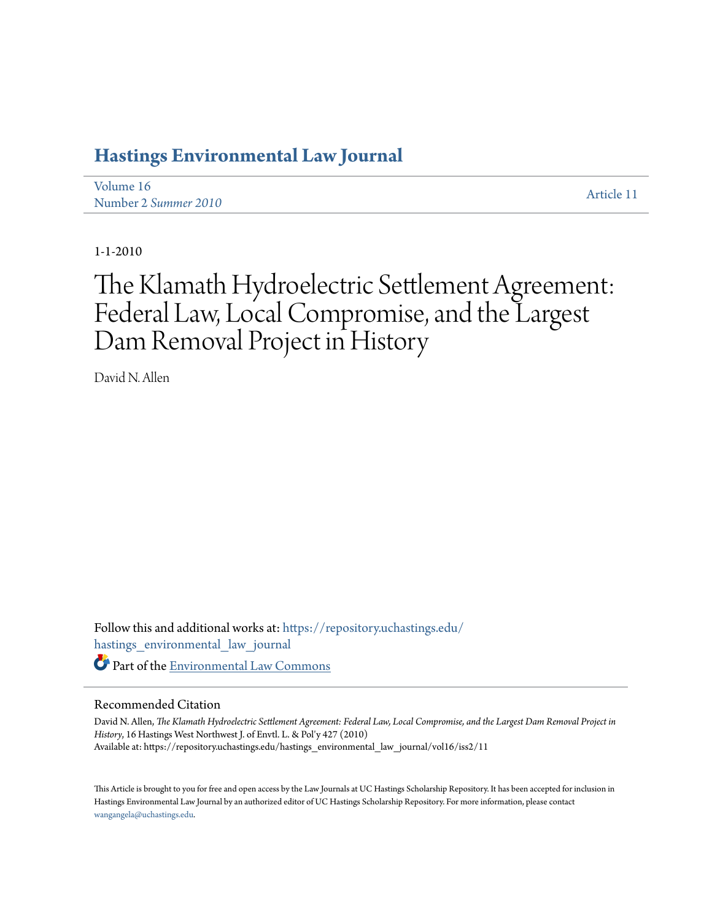# Hastings Environmental Law Journal

Volume 16
Number 2 *Summer 2010*

Article 11

1-1-2010

# The Klamath Hydroelectric Settlement Agreement: Federal Law, Local Compromise, and the Largest Dam Removal Project in History

David N. Allen

Follow this and additional works at: https://repository.uchastings.edu/hastings_environmental_law_journal

Part of the Environmental Law Commons

## Recommended Citation

David N. Allen, *The Klamath Hydroelectric Settlement Agreement: Federal Law, Local Compromise, and the Largest Dam Removal Project in History*, 16 Hastings West Northwest J. of Envtl. L. & Pol'y 427 (2010)
Available at: https://repository.uchastings.edu/hastings_environmental_law_journal/vol16/iss2/11

This Article is brought to you for free and open access by the Law Journals at UC Hastings Scholarship Repository. It has been accepted for inclusion in Hastings Environmental Law Journal by an authorized editor of UC Hastings Scholarship Repository. For more information, please contact wangangela@uchastings.edu.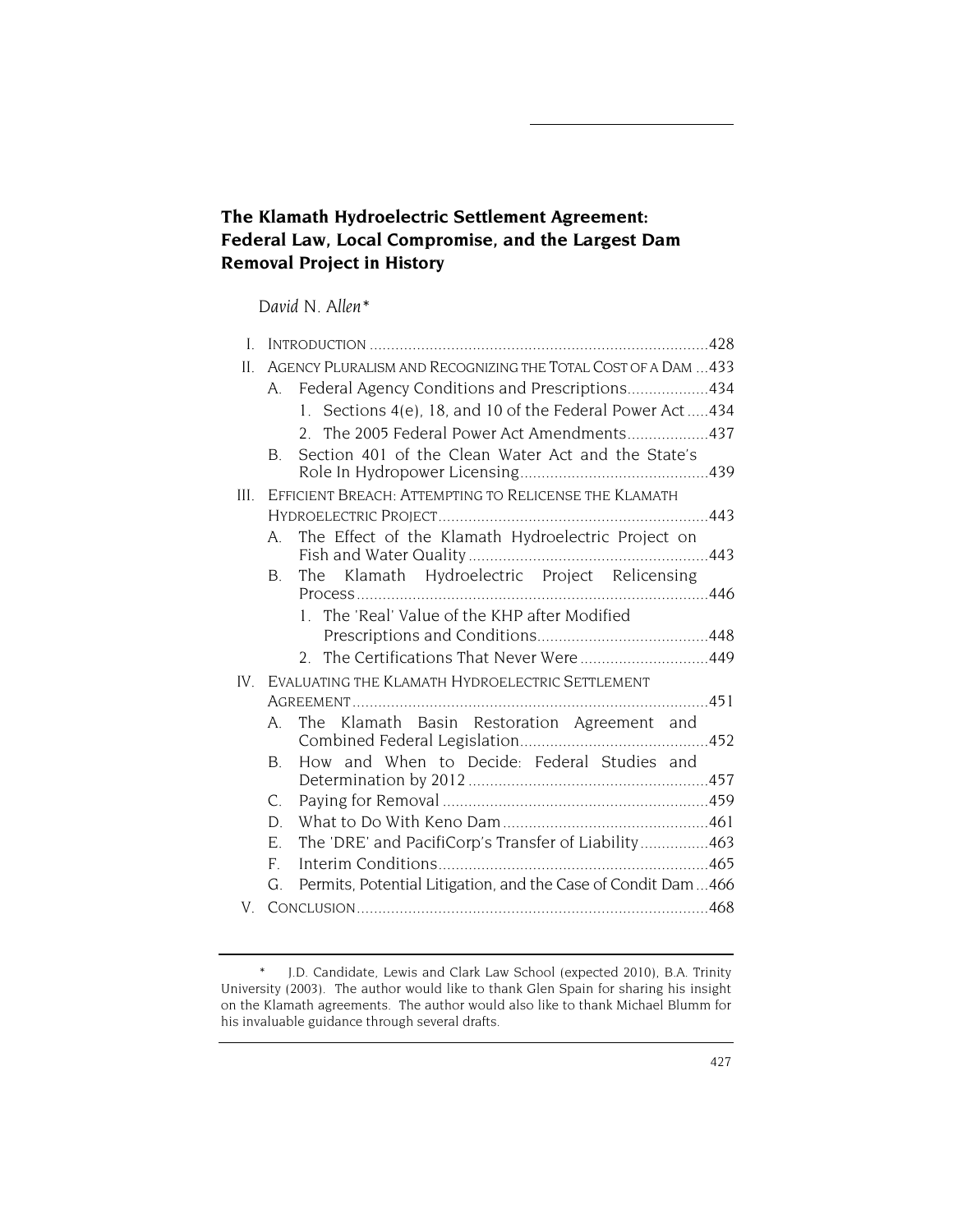# The Klamath Hydroelectric Settlement Agreement: Federal Law, Local Compromise, and the Largest Dam Removal Project in History

*David N. Allen**

- I. INTRODUCTION ....428
- II. AGENCY PLURALISM AND RECOGNIZING THE TOTAL COST OF A DAM ...433
  - A. Federal Agency Conditions and Prescriptions....434
    - 1. Sections 4(e), 18, and 10 of the Federal Power Act .....434
    - 2. The 2005 Federal Power Act Amendments....437
  - B. Section 401 of the Clean Water Act and the State's Role In Hydropower Licensing....439
- III. EFFICIENT BREACH: ATTEMPTING TO RELICENSE THE KLAMATH HYDROELECTRIC PROJECT....443
  - A. The Effect of the Klamath Hydroelectric Project on Fish and Water Quality ....443
  - B. The Klamath Hydroelectric Project Relicensing Process....446
    - 1. The 'Real' Value of the KHP after Modified Prescriptions and Conditions....448
    - 2. The Certifications That Never Were ....449
- IV. EVALUATING THE KLAMATH HYDROELECTRIC SETTLEMENT AGREEMENT....451
  - A. The Klamath Basin Restoration Agreement and Combined Federal Legislation....452
  - B. How and When to Decide: Federal Studies and Determination by 2012 ....457
  - C. Paying for Removal ....459
  - D. What to Do With Keno Dam....461
  - E. The 'DRE' and PacifiCorp's Transfer of Liability....463
  - F. Interim Conditions....465
  - G. Permits, Potential Litigation, and the Case of Condit Dam ...466
- V. CONCLUSION....468

---

\* J.D. Candidate, Lewis and Clark Law School (expected 2010), B.A. Trinity University (2003). The author would like to thank Glen Spain for sharing his insight on the Klamath agreements. The author would also like to thank Michael Blumm for his invaluable guidance through several drafts.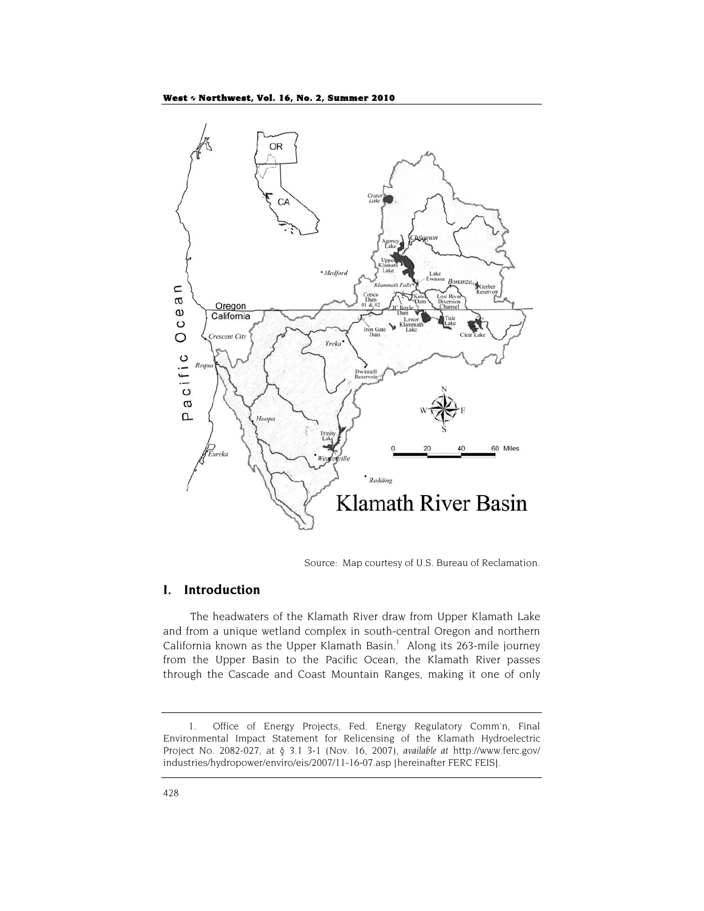Source: Map courtesy of U.S. Bureau of Reclamation.

## I. Introduction

The headwaters of the Klamath River draw from Upper Klamath Lake and from a unique wetland complex in south-central Oregon and northern California known as the Upper Klamath Basin.[1] Along its 263-mile journey from the Upper Basin to the Pacific Ocean, the Klamath River passes through the Cascade and Coast Mountain Ranges, making it one of only

---

1. Office of Energy Projects, Fed. Energy Regulatory Comm'n, Final Environmental Impact Statement for Relicensing of the Klamath Hydroelectric Project No. 2082-027, at § 3.1 3-1 (Nov. 16, 2007), *available at* http://www.ferc.gov/industries/hydropower/enviro/eis/2007/11-16-07.asp [hereinafter FERC FEIS].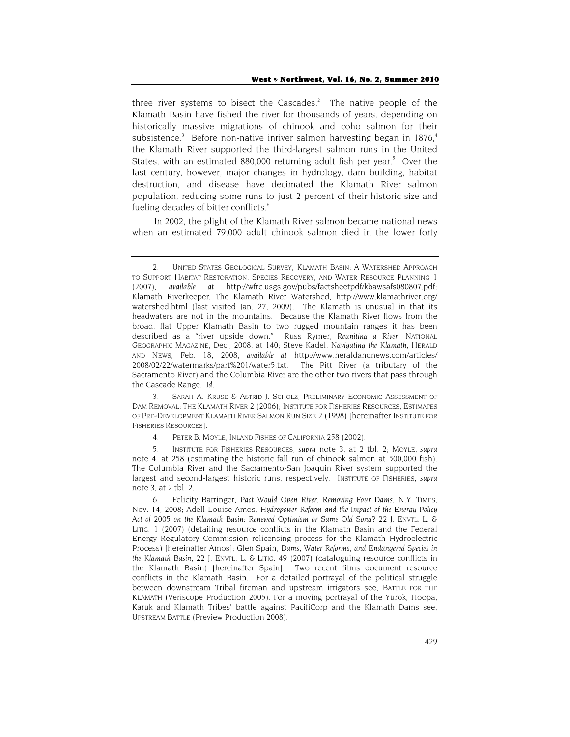three river systems to bisect the Cascades.[2] The native people of the Klamath Basin have fished the river for thousands of years, depending on historically massive migrations of chinook and coho salmon for their subsistence.[3] Before non-native inriver salmon harvesting began in 1876,[4] the Klamath River supported the third-largest salmon runs in the United States, with an estimated 880,000 returning adult fish per year.[5] Over the last century, however, major changes in hydrology, dam building, habitat destruction, and disease have decimated the Klamath River salmon population, reducing some runs to just 2 percent of their historic size and fueling decades of bitter conflicts.[6]

In 2002, the plight of the Klamath River salmon became national news when an estimated 79,000 adult chinook salmon died in the lower forty

---

2. UNITED STATES GEOLOGICAL SURVEY, KLAMATH BASIN: A WATERSHED APPROACH TO SUPPORT HABITAT RESTORATION, SPECIES RECOVERY, AND WATER RESOURCE PLANNING 1 (2007), *available at* http://wfrc.usgs.gov/pubs/factsheetpdf/kbawsafs080807.pdf; Klamath Riverkeeper, The Klamath River Watershed, http://www.klamathriver.org/watershed.html (last visited Jan. 27, 2009). The Klamath is unusual in that its headwaters are not in the mountains. Because the Klamath River flows from the broad, flat Upper Klamath Basin to two rugged mountain ranges it has been described as a "river upside down." Russ Rymer, *Reuniting a River*, NATIONAL GEOGRAPHIC MAGAZINE, Dec., 2008, at 140; Steve Kadel, *Navigating the Klamath*, HERALD AND NEWS, Feb. 18, 2008, *available at* http://www.heraldandnews.com/articles/2008/02/22/watermarks/part%201/water5.txt. The Pitt River (a tributary of the Sacramento River) and the Columbia River are the other two rivers that pass through the Cascade Range. *Id*.

3. SARAH A. KRUSE & ASTRID J. SCHOLZ, PRELIMINARY ECONOMIC ASSESSMENT OF DAM REMOVAL: THE KLAMATH RIVER 2 (2006); INSTITUTE FOR FISHERIES RESOURCES, ESTIMATES OF PRE-DEVELOPMENT KLAMATH RIVER SALMON RUN SIZE 2 (1998) [hereinafter INSTITUTE FOR FISHERIES RESOURCES].

4. PETER B. MOYLE, INLAND FISHES OF CALIFORNIA 258 (2002).

5. INSTITUTE FOR FISHERIES RESOURCES, *supra* note 3, at 2 tbl. 2; MOYLE, *supra* note 4, at 258 (estimating the historic fall run of chinook salmon at 500,000 fish). The Columbia River and the Sacramento-San Joaquin River system supported the largest and second-largest historic runs, respectively. INSTITUTE OF FISHERIES, *supra* note 3, at 2 tbl. 2.

6. Felicity Barringer, *Pact Would Open River, Removing Four Dams*, N.Y. TIMES, Nov. 14, 2008; Adell Louise Amos, *Hydropower Reform and the Impact of the Energy Policy Act of 2005 on the Klamath Basin: Renewed Optimism or Same Old Song?* 22 J. ENVTL. L. & LITIG. 1 (2007) (detailing resource conflicts in the Klamath Basin and the Federal Energy Regulatory Commission relicensing process for the Klamath Hydroelectric Process) [hereinafter Amos]; Glen Spain, *Dams, Water Reforms, and Endangered Species in the Klamath Basin*, 22 J. ENVTL. L. & LITIG. 49 (2007) (cataloguing resource conflicts in the Klamath Basin) [hereinafter Spain]. Two recent films document resource conflicts in the Klamath Basin. For a detailed portrayal of the political struggle between downstream Tribal fireman and upstream irrigators see, BATTLE FOR THE KLAMATH (Veriscope Production 2005). For a moving portrayal of the Yurok, Hoopa, Karuk and Klamath Tribes' battle against PacifiCorp and the Klamath Dams see, UPSTREAM BATTLE (Preview Production 2008).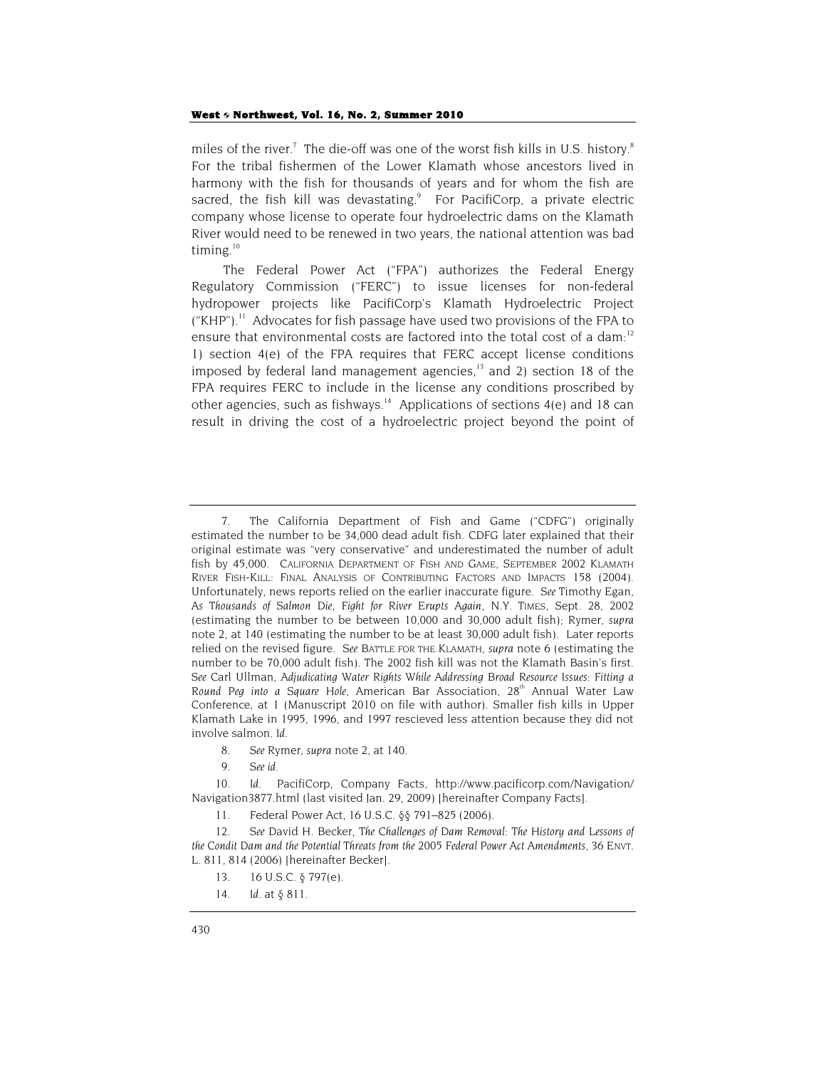miles of the river.[7] The die-off was one of the worst fish kills in U.S. history.[8] For the tribal fishermen of the Lower Klamath whose ancestors lived in harmony with the fish for thousands of years and for whom the fish are sacred, the fish kill was devastating.[9] For PacifiCorp, a private electric company whose license to operate four hydroelectric dams on the Klamath River would need to be renewed in two years, the national attention was bad timing.[10]

The Federal Power Act ("FPA") authorizes the Federal Energy Regulatory Commission ("FERC") to issue licenses for non-federal hydropower projects like PacifiCorp's Klamath Hydroelectric Project ("KHP").[11] Advocates for fish passage have used two provisions of the FPA to ensure that environmental costs are factored into the total cost of a dam:[12] 1) section 4(e) of the FPA requires that FERC accept license conditions imposed by federal land management agencies,[13] and 2) section 18 of the FPA requires FERC to include in the license any conditions proscribed by other agencies, such as fishways.[14] Applications of sections 4(e) and 18 can result in driving the cost of a hydroelectric project beyond the point of

---

7. The California Department of Fish and Game ("CDFG") originally estimated the number to be 34,000 dead adult fish. CDFG later explained that their original estimate was "very conservative" and underestimated the number of adult fish by 45,000. CALIFORNIA DEPARTMENT OF FISH AND GAME, SEPTEMBER 2002 KLAMATH RIVER FISH-KILL: FINAL ANALYSIS OF CONTRIBUTING FACTORS AND IMPACTS 158 (2004). Unfortunately, news reports relied on the earlier inaccurate figure. *See* Timothy Egan, *As Thousands of Salmon Die, Fight for River Erupts Again*, N.Y. TIMES, Sept. 28, 2002 (estimating the number to be between 10,000 and 30,000 adult fish); Rymer, *supra* note 2, at 140 (estimating the number to be at least 30,000 adult fish). Later reports relied on the revised figure. *See* BATTLE FOR THE KLAMATH, *supra* note 6 (estimating the number to be 70,000 adult fish). The 2002 fish kill was not the Klamath Basin's first. *See* Carl Ullman, *Adjudicating Water Rights While Addressing Broad Resource Issues: Fitting a Round Peg into a Square Hole*, American Bar Association, 28th Annual Water Law Conference, at 1 (Manuscript 2010 on file with author). Smaller fish kills in Upper Klamath Lake in 1995, 1996, and 1997 rescieved less attention because they did not involve salmon. *Id.*

8. *See* Rymer, *supra* note 2, at 140.

9. *See id.*

10. *Id.* PacifiCorp, Company Facts, http://www.pacificorp.com/Navigation/Navigation3877.html (last visited Jan. 29, 2009) [hereinafter Company Facts].

11. Federal Power Act, 16 U.S.C. §§ 791–825 (2006).

12. *See* David H. Becker, *The Challenges of Dam Removal: The History and Lessons of the Condit Dam and the Potential Threats from the 2005 Federal Power Act Amendments*, 36 ENVT. L. 811, 814 (2006) [hereinafter Becker].

13. 16 U.S.C. § 797(e).

14. *Id.* at § 811.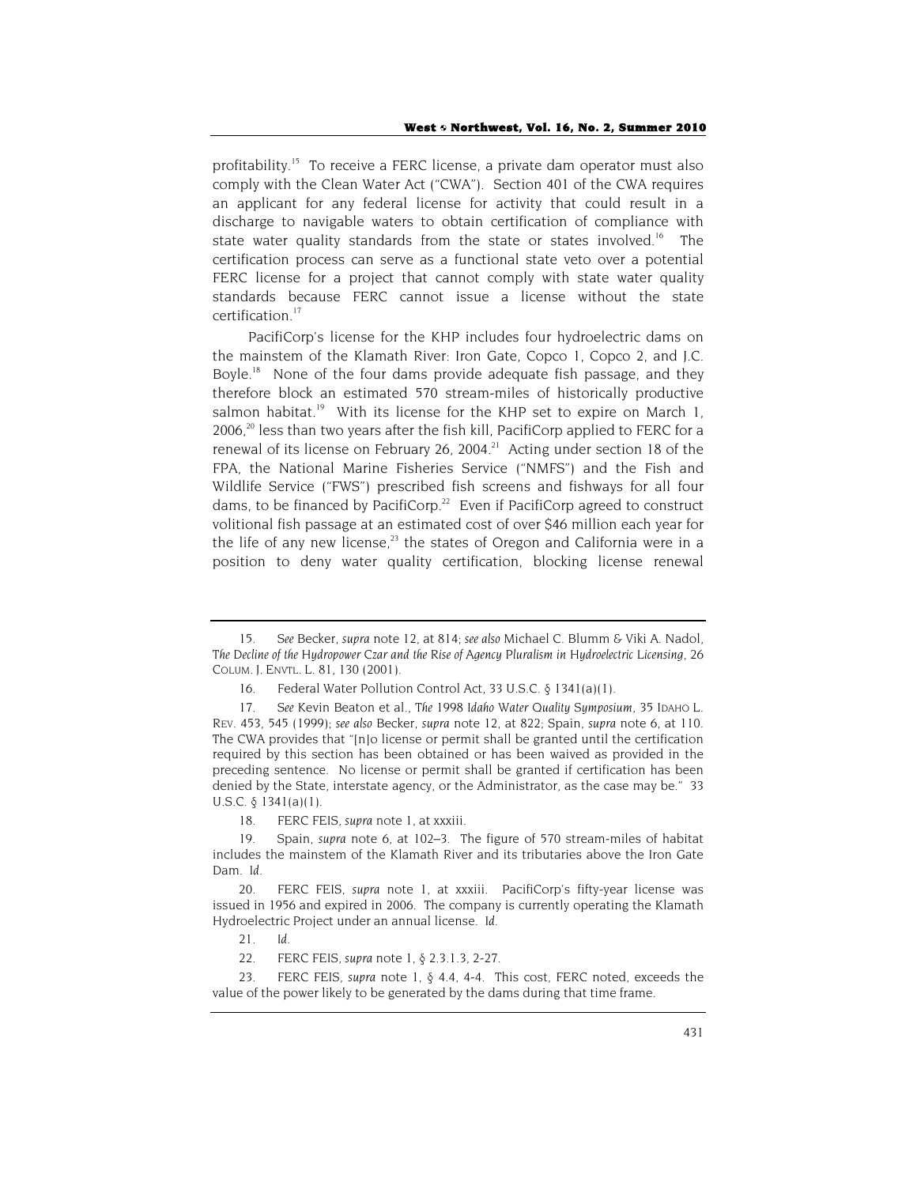profitability.[15] To receive a FERC license, a private dam operator must also comply with the Clean Water Act ("CWA"). Section 401 of the CWA requires an applicant for any federal license for activity that could result in a discharge to navigable waters to obtain certification of compliance with state water quality standards from the state or states involved.[16] The certification process can serve as a functional state veto over a potential FERC license for a project that cannot comply with state water quality standards because FERC cannot issue a license without the state certification.[17]

PacifiCorp's license for the KHP includes four hydroelectric dams on the mainstem of the Klamath River: Iron Gate, Copco 1, Copco 2, and J.C. Boyle.[18] None of the four dams provide adequate fish passage, and they therefore block an estimated 570 stream-miles of historically productive salmon habitat.[19] With its license for the KHP set to expire on March 1, 2006,[20] less than two years after the fish kill, PacifiCorp applied to FERC for a renewal of its license on February 26, 2004.[21] Acting under section 18 of the FPA, the National Marine Fisheries Service ("NMFS") and the Fish and Wildlife Service ("FWS") prescribed fish screens and fishways for all four dams, to be financed by PacifiCorp.[22] Even if PacifiCorp agreed to construct volitional fish passage at an estimated cost of over $46 million each year for the life of any new license,[23] the states of Oregon and California were in a position to deny water quality certification, blocking license renewal

---

15. *See* Becker, *supra* note 12, at 814; *see also* Michael C. Blumm & Viki A. Nadol, *The Decline of the Hydropower Czar and the Rise of Agency Pluralism in Hydroelectric Licensing*, 26 COLUM. J. ENVTL. L. 81, 130 (2001).

16. Federal Water Pollution Control Act, 33 U.S.C. § 1341(a)(1).

17. *See* Kevin Beaton et al., *The 1998 Idaho Water Quality Symposium*, 35 IDAHO L. REV. 453, 545 (1999); *see also* Becker, *supra* note 12, at 822; Spain, *supra* note 6, at 110. The CWA provides that "[n]o license or permit shall be granted until the certification required by this section has been obtained or has been waived as provided in the preceding sentence. No license or permit shall be granted if certification has been denied by the State, interstate agency, or the Administrator, as the case may be." 33 U.S.C. § 1341(a)(1).

18. FERC FEIS, *supra* note 1, at xxxiii.

19. Spain, *supra* note 6, at 102–3. The figure of 570 stream-miles of habitat includes the mainstem of the Klamath River and its tributaries above the Iron Gate Dam. *Id.*

20. FERC FEIS, *supra* note 1, at xxxiii. PacifiCorp's fifty-year license was issued in 1956 and expired in 2006. The company is currently operating the Klamath Hydroelectric Project under an annual license. *Id.*

21. *Id.*

22. FERC FEIS, *supra* note 1, § 2.3.1.3, 2-27.

23. FERC FEIS, *supra* note 1, § 4.4, 4-4. This cost, FERC noted, exceeds the value of the power likely to be generated by the dams during that time frame.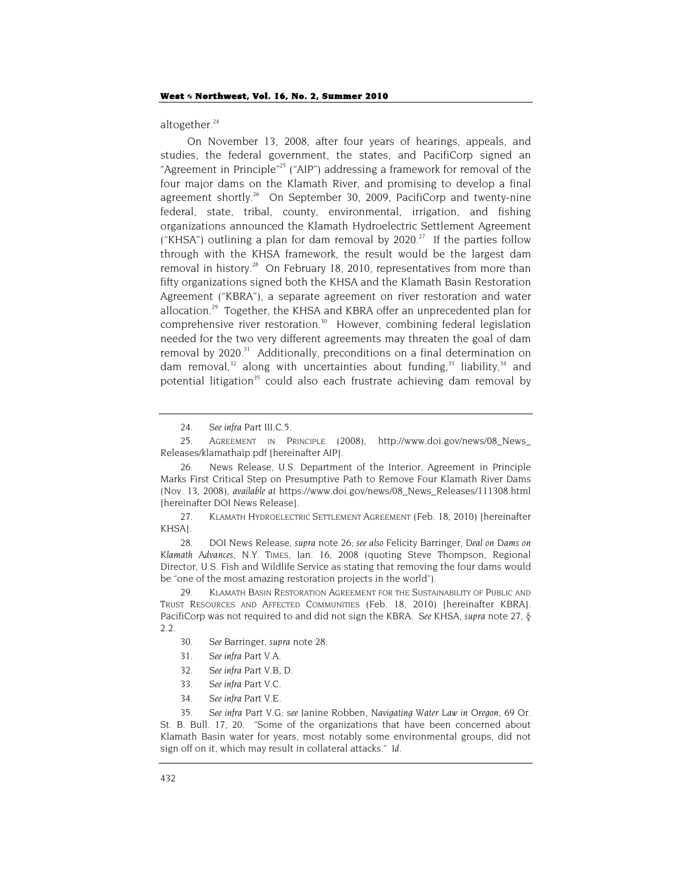altogether.[24]

On November 13, 2008, after four years of hearings, appeals, and studies, the federal government, the states, and PacifiCorp signed an "Agreement in Principle"[25] ("AIP") addressing a framework for removal of the four major dams on the Klamath River, and promising to develop a final agreement shortly.[26] On September 30, 2009, PacifiCorp and twenty-nine federal, state, tribal, county, environmental, irrigation, and fishing organizations announced the Klamath Hydroelectric Settlement Agreement ("KHSA") outlining a plan for dam removal by 2020.[27] If the parties follow through with the KHSA framework, the result would be the largest dam removal in history.[28] On February 18, 2010, representatives from more than fifty organizations signed both the KHSA and the Klamath Basin Restoration Agreement ("KBRA"), a separate agreement on river restoration and water allocation.[29] Together, the KHSA and KBRA offer an unprecedented plan for comprehensive river restoration.[30] However, combining federal legislation needed for the two very different agreements may threaten the goal of dam removal by 2020.[31] Additionally, preconditions on a final determination on dam removal,[32] along with uncertainties about funding,[33] liability,[34] and potential litigation[35] could also each frustrate achieving dam removal by

---

24. *See infra* Part III.C.5.

25. AGREEMENT IN PRINCIPLE (2008), http://www.doi.gov/news/08_News_Releases/klamathaip.pdf [hereinafter AIP].

26. News Release, U.S. Department of the Interior, Agreement in Principle Marks First Critical Step on Presumptive Path to Remove Four Klamath River Dams (Nov. 13, 2008), *available at* https://www.doi.gov/news/08_News_Releases/111308.html [hereinafter DOI News Release].

27. KLAMATH HYDROELECTRIC SETTLEMENT AGREEMENT (Feb. 18, 2010) [hereinafter KHSA].

28. DOI News Release, *supra* note 26; *see also* Felicity Barringer, *Deal on Dams on Klamath Advances*, N.Y. TIMES, Jan. 16, 2008 (quoting Steve Thompson, Regional Director, U.S. Fish and Wildlife Service as stating that removing the four dams would be "one of the most amazing restoration projects in the world").

29. KLAMATH BASIN RESTORATION AGREEMENT FOR THE SUSTAINABILITY OF PUBLIC AND TRUST RESOURCES AND AFFECTED COMMUNITIES (Feb. 18, 2010) [hereinafter KBRA]. PacifiCorp was not required to and did not sign the KBRA. *See* KHSA, *supra* note 27, § 2.2.

30. *See* Barringer, *supra* note 28.

31. *See infra* Part V.A.

32. *See infra* Part V.B, D.

33. *See infra* Part V.C.

34. *See infra* Part V.E.

35. *See infra* Part V.G; *see* Janine Robben, *Navigating Water Law in Oregon*, 69 Or. St. B. Bull. 17, 20. "Some of the organizations that have been concerned about Klamath Basin water for years, most notably some environmental groups, did not sign off on it, which may result in collateral attacks." *Id.*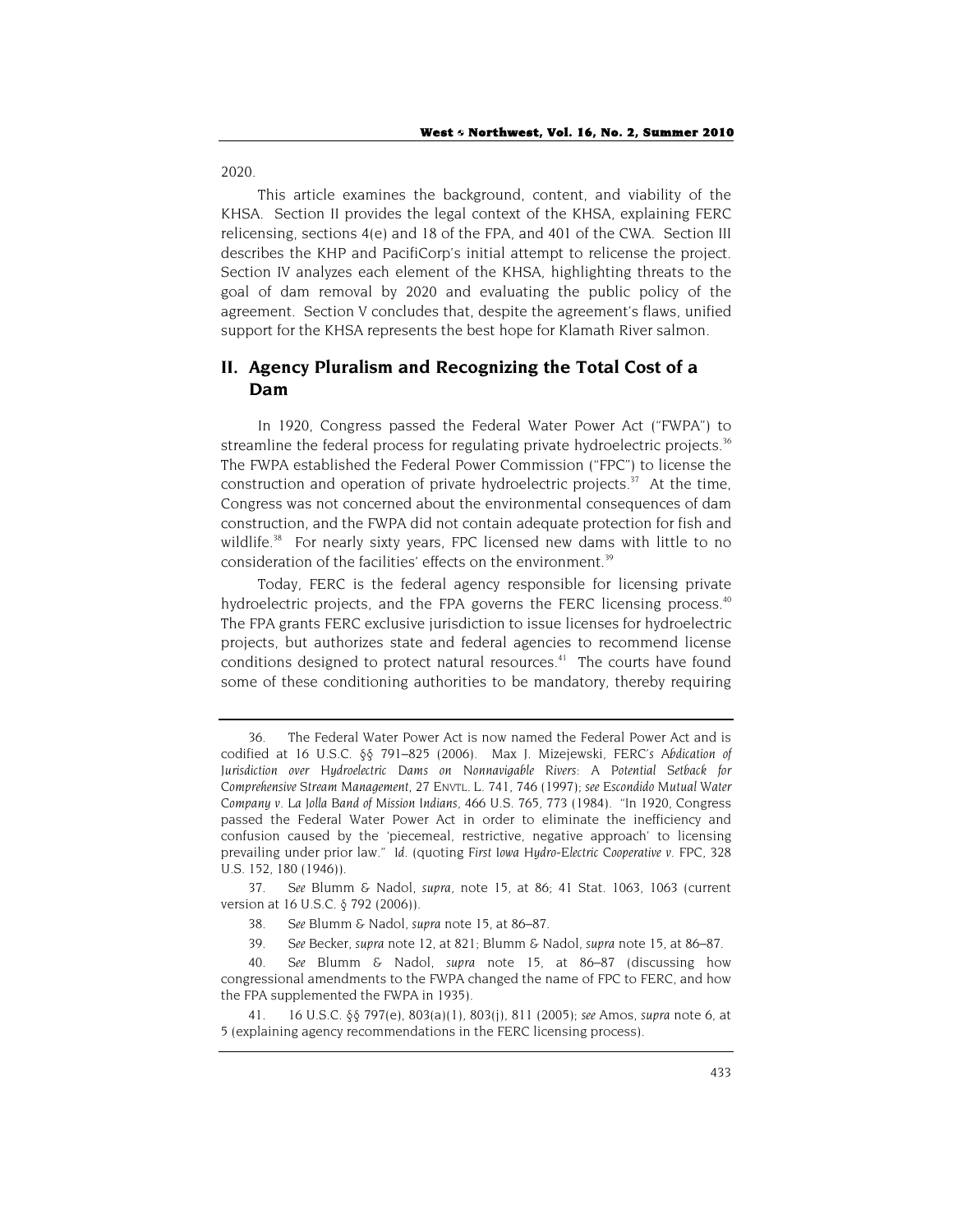2020.

This article examines the background, content, and viability of the KHSA. Section II provides the legal context of the KHSA, explaining FERC relicensing, sections 4(e) and 18 of the FPA, and 401 of the CWA. Section III describes the KHP and PacifiCorp's initial attempt to relicense the project. Section IV analyzes each element of the KHSA, highlighting threats to the goal of dam removal by 2020 and evaluating the public policy of the agreement. Section V concludes that, despite the agreement's flaws, unified support for the KHSA represents the best hope for Klamath River salmon.

## II. Agency Pluralism and Recognizing the Total Cost of a Dam

In 1920, Congress passed the Federal Water Power Act ("FWPA") to streamline the federal process for regulating private hydroelectric projects.[36] The FWPA established the Federal Power Commission ("FPC") to license the construction and operation of private hydroelectric projects.[37] At the time, Congress was not concerned about the environmental consequences of dam construction, and the FWPA did not contain adequate protection for fish and wildlife.[38] For nearly sixty years, FPC licensed new dams with little to no consideration of the facilities' effects on the environment.[39]

Today, FERC is the federal agency responsible for licensing private hydroelectric projects, and the FPA governs the FERC licensing process.[40] The FPA grants FERC exclusive jurisdiction to issue licenses for hydroelectric projects, but authorizes state and federal agencies to recommend license conditions designed to protect natural resources.[41] The courts have found some of these conditioning authorities to be mandatory, thereby requiring

---

36. The Federal Water Power Act is now named the Federal Power Act and is codified at 16 U.S.C. §§ 791–825 (2006). Max J. Mizejewski, *FERC's Abdication of Jurisdiction over Hydroelectric Dams on Nonnavigable Rivers: A Potential Setback for Comprehensive Stream Management*, 27 ENVTL. L. 741, 746 (1997); *see Escondido Mutual Water Company v. La Jolla Band of Mission Indians*, 466 U.S. 765, 773 (1984). "In 1920, Congress passed the Federal Water Power Act in order to eliminate the inefficiency and confusion caused by the 'piecemeal, restrictive, negative approach' to licensing prevailing under prior law." *Id.* (quoting *First Iowa Hydro-Electric Cooperative v. FPC*, 328 U.S. 152, 180 (1946)).

37. *See* Blumm & Nadol, *supra*, note 15, at 86; 41 Stat. 1063, 1063 (current version at 16 U.S.C. § 792 (2006)).

38. *See* Blumm & Nadol, *supra* note 15, at 86–87.

39. *See* Becker, *supra* note 12, at 821; Blumm & Nadol, *supra* note 15, at 86–87.

40. *See* Blumm & Nadol, *supra* note 15, at 86–87 (discussing how congressional amendments to the FWPA changed the name of FPC to FERC, and how the FPA supplemented the FWPA in 1935).

41. 16 U.S.C. §§ 797(e), 803(a)(1), 803(j), 811 (2005); *see* Amos, *supra* note 6, at 5 (explaining agency recommendations in the FERC licensing process).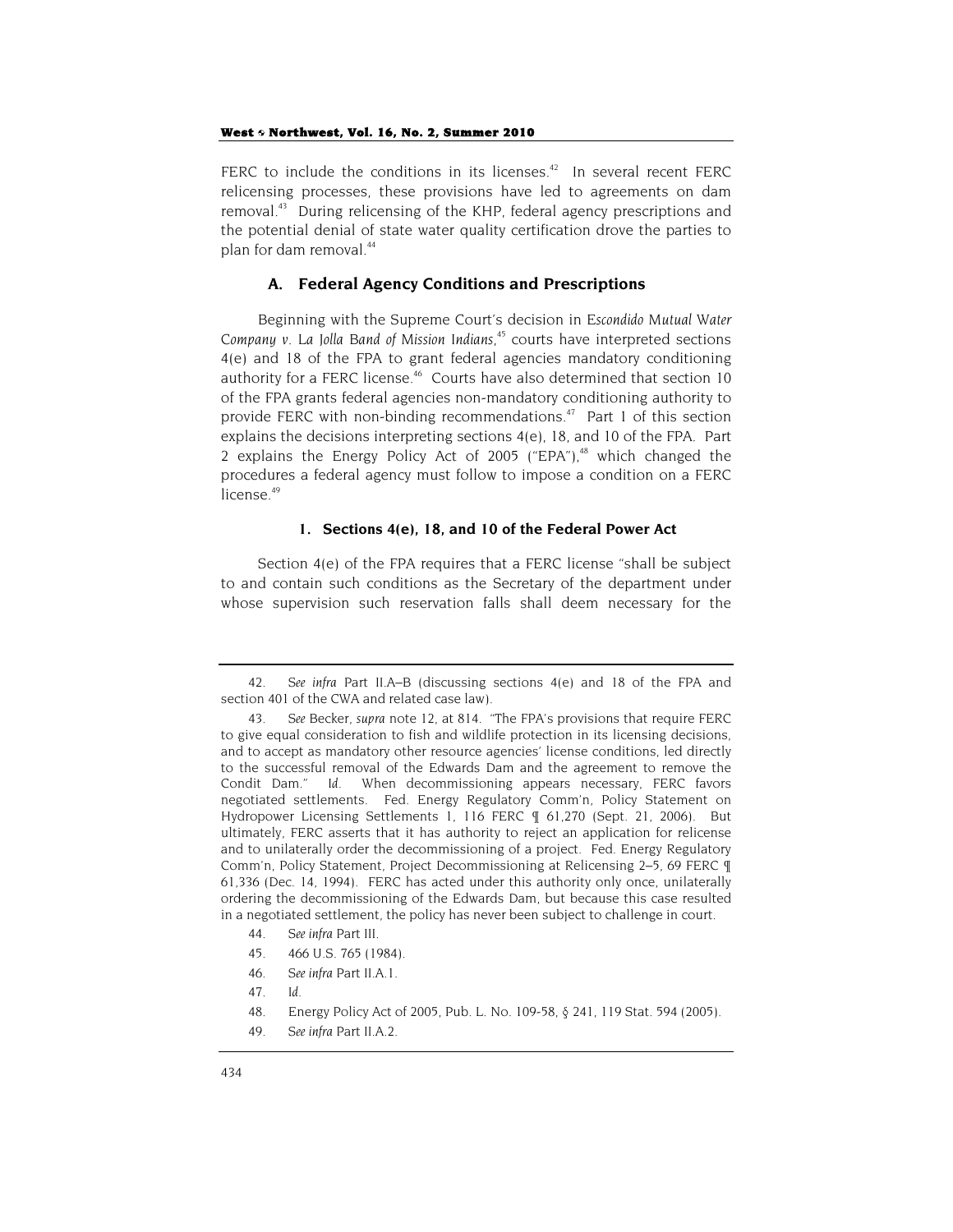FERC to include the conditions in its licenses.[42] In several recent FERC relicensing processes, these provisions have led to agreements on dam removal.[43] During relicensing of the KHP, federal agency prescriptions and the potential denial of state water quality certification drove the parties to plan for dam removal.[44]

### A. Federal Agency Conditions and Prescriptions

Beginning with the Supreme Court's decision in *Escondido Mutual Water Company v. La Jolla Band of Mission Indians*,[45] courts have interpreted sections 4(e) and 18 of the FPA to grant federal agencies mandatory conditioning authority for a FERC license.[46] Courts have also determined that section 10 of the FPA grants federal agencies non-mandatory conditioning authority to provide FERC with non-binding recommendations.[47] Part 1 of this section explains the decisions interpreting sections 4(e), 18, and 10 of the FPA. Part 2 explains the Energy Policy Act of 2005 ("EPA"),[48] which changed the procedures a federal agency must follow to impose a condition on a FERC license.[49]

#### 1. Sections 4(e), 18, and 10 of the Federal Power Act

Section 4(e) of the FPA requires that a FERC license "shall be subject to and contain such conditions as the Secretary of the department under whose supervision such reservation falls shall deem necessary for the

---

42. *See infra* Part II.A–B (discussing sections 4(e) and 18 of the FPA and section 401 of the CWA and related case law).

43. *See* Becker, *supra* note 12, at 814. "The FPA's provisions that require FERC to give equal consideration to fish and wildlife protection in its licensing decisions, and to accept as mandatory other resource agencies' license conditions, led directly to the successful removal of the Edwards Dam and the agreement to remove the Condit Dam." *Id.* When decommissioning appears necessary, FERC favors negotiated settlements. Fed. Energy Regulatory Comm'n, Policy Statement on Hydropower Licensing Settlements 1, 116 FERC ¶ 61,270 (Sept. 21, 2006). But ultimately, FERC asserts that it has authority to reject an application for relicense and to unilaterally order the decommissioning of a project. Fed. Energy Regulatory Comm'n, Policy Statement, Project Decommissioning at Relicensing 2–5, 69 FERC ¶ 61,336 (Dec. 14, 1994). FERC has acted under this authority only once, unilaterally ordering the decommissioning of the Edwards Dam, but because this case resulted in a negotiated settlement, the policy has never been subject to challenge in court.

44. *See infra* Part III.

45. 466 U.S. 765 (1984).

46. *See infra* Part II.A.1.

47. *Id.*

48. Energy Policy Act of 2005, Pub. L. No. 109-58, § 241, 119 Stat. 594 (2005).

49. *See infra* Part II.A.2.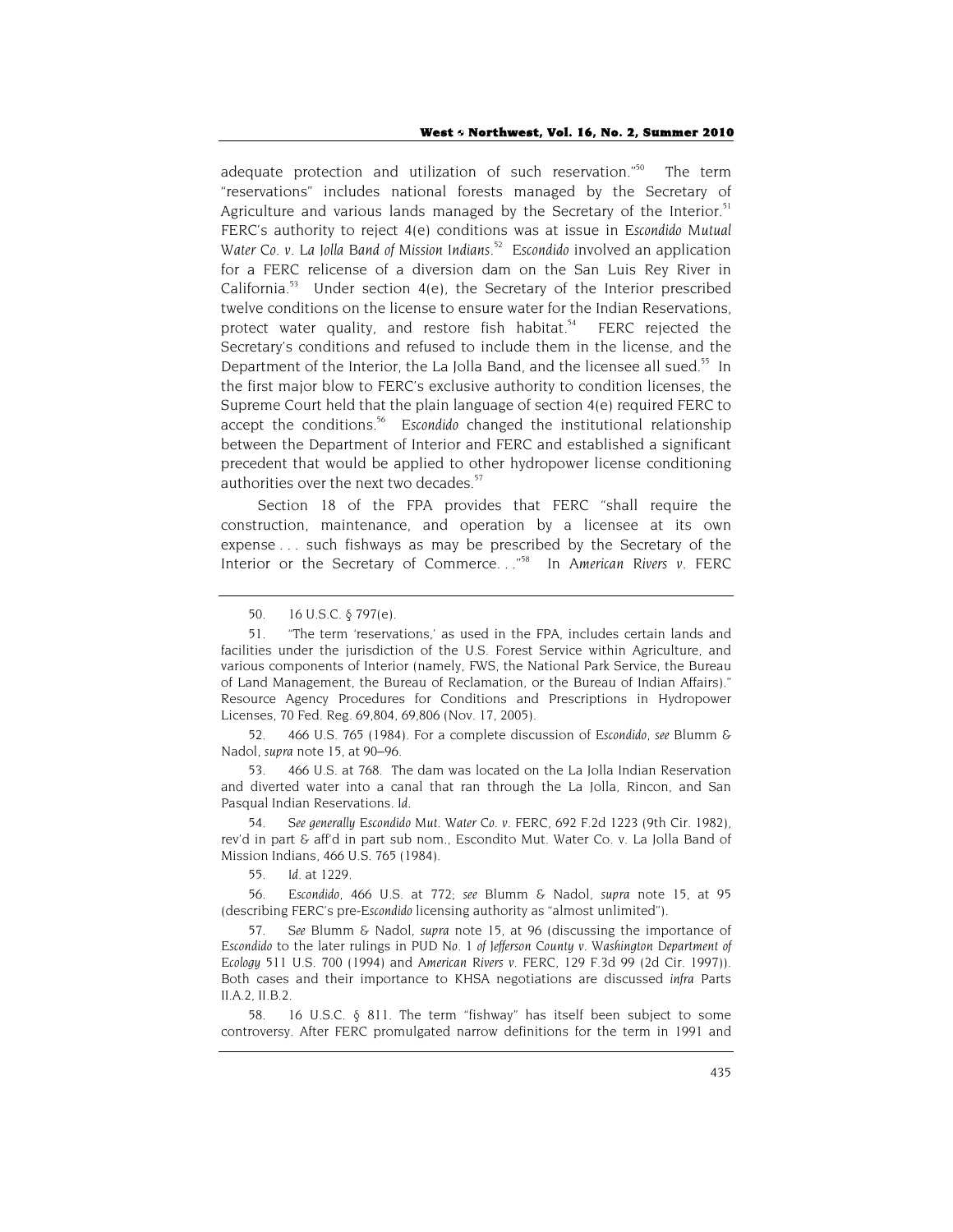adequate protection and utilization of such reservation."[50] The term "reservations" includes national forests managed by the Secretary of Agriculture and various lands managed by the Secretary of the Interior.[51] FERC's authority to reject 4(e) conditions was at issue in *Escondido Mutual Water Co. v. La Jolla Band of Mission Indians*.[52] *Escondido* involved an application for a FERC relicense of a diversion dam on the San Luis Rey River in California.[53] Under section 4(e), the Secretary of the Interior prescribed twelve conditions on the license to ensure water for the Indian Reservations, protect water quality, and restore fish habitat.[54] FERC rejected the Secretary's conditions and refused to include them in the license, and the Department of the Interior, the La Jolla Band, and the licensee all sued.[55] In the first major blow to FERC's exclusive authority to condition licenses, the Supreme Court held that the plain language of section 4(e) required FERC to accept the conditions.[56] *Escondido* changed the institutional relationship between the Department of Interior and FERC and established a significant precedent that would be applied to other hydropower license conditioning authorities over the next two decades.[57]

Section 18 of the FPA provides that FERC "shall require the construction, maintenance, and operation by a licensee at its own expense . . . such fishways as may be prescribed by the Secretary of the Interior or the Secretary of Commerce. . ."[58] In *American Rivers v. FERC*

---

50. 16 U.S.C. § 797(e).

51. "The term 'reservations,' as used in the FPA, includes certain lands and facilities under the jurisdiction of the U.S. Forest Service within Agriculture, and various components of Interior (namely, FWS, the National Park Service, the Bureau of Land Management, the Bureau of Reclamation, or the Bureau of Indian Affairs)." Resource Agency Procedures for Conditions and Prescriptions in Hydropower Licenses, 70 Fed. Reg. 69,804, 69,806 (Nov. 17, 2005).

52. 466 U.S. 765 (1984). For a complete discussion of *Escondido*, *see* Blumm & Nadol, *supra* note 15, at 90–96.

53. 466 U.S. at 768. The dam was located on the La Jolla Indian Reservation and diverted water into a canal that ran through the La Jolla, Rincon, and San Pasqual Indian Reservations. *Id.*

54. *See generally Escondido Mut. Water Co. v. FERC*, 692 F.2d 1223 (9th Cir. 1982), rev'd in part & aff'd in part sub nom., Escondito Mut. Water Co. v. La Jolla Band of Mission Indians, 466 U.S. 765 (1984).

55. *Id.* at 1229.

56. *Escondido*, 466 U.S. at 772; *see* Blumm & Nadol, *supra* note 15, at 95 (describing FERC's pre-*Escondido* licensing authority as "almost unlimited").

57. *See* Blumm & Nadol, *supra* note 15, at 96 (discussing the importance of *Escondido* to the later rulings in *PUD No. 1 of Jefferson County v. Washington Department of Ecology* 511 U.S. 700 (1994) and *American Rivers v. FERC*, 129 F.3d 99 (2d Cir. 1997)). Both cases and their importance to KHSA negotiations are discussed *infra* Parts II.A.2, II.B.2.

58. 16 U.S.C. § 811. The term "fishway" has itself been subject to some controversy. After FERC promulgated narrow definitions for the term in 1991 and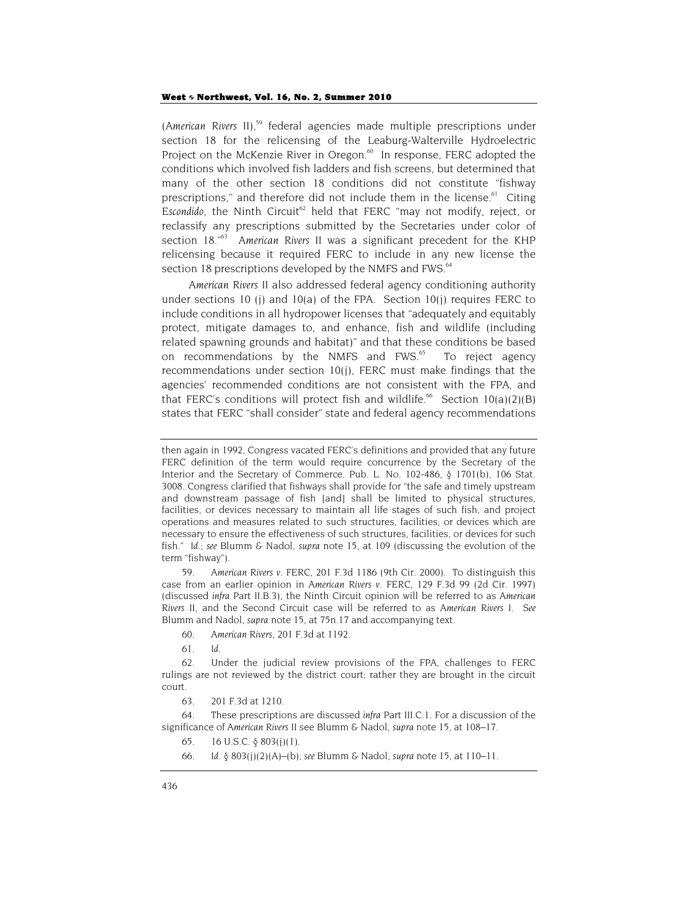(*American Rivers* II),[59] federal agencies made multiple prescriptions under section 18 for the relicensing of the Leaburg-Walterville Hydroelectric Project on the McKenzie River in Oregon.[60] In response, FERC adopted the conditions which involved fish ladders and fish screens, but determined that many of the other section 18 conditions did not constitute "fishway prescriptions," and therefore did not include them in the license.[61] Citing *Escondido*, the Ninth Circuit[62] held that FERC "may not modify, reject, or reclassify any prescriptions submitted by the Secretaries under color of section 18."[63] *American Rivers* II was a significant precedent for the KHP relicensing because it required FERC to include in any new license the section 18 prescriptions developed by the NMFS and FWS.[64]

*American Rivers* II also addressed federal agency conditioning authority under sections 10 (j) and 10(a) of the FPA. Section 10(j) requires FERC to include conditions in all hydropower licenses that "adequately and equitably protect, mitigate damages to, and enhance, fish and wildlife (including related spawning grounds and habitat)" and that these conditions be based on recommendations by the NMFS and FWS.[65] To reject agency recommendations under section 10(j), FERC must make findings that the agencies' recommended conditions are not consistent with the FPA, and that FERC's conditions will protect fish and wildlife.[66] Section 10(a)(2)(B) states that FERC "shall consider" state and federal agency recommendations

---

then again in 1992, Congress vacated FERC's definitions and provided that any future FERC definition of the term would require concurrence by the Secretary of the Interior and the Secretary of Commerce. Pub. L. No. 102-486, § 1701(b), 106 Stat. 3008. Congress clarified that fishways shall provide for "the safe and timely upstream and downstream passage of fish [and] shall be limited to physical structures, facilities, or devices necessary to maintain all life stages of such fish, and project operations and measures related to such structures, facilities, or devices which are necessary to ensure the effectiveness of such structures, facilities, or devices for such fish." *Id.*; *see* Blumm & Nadol, *supra* note 15, at 109 (discussing the evolution of the term "fishway").

59. *American Rivers v. FERC*, 201 F.3d 1186 (9th Cir. 2000). To distinguish this case from an earlier opinion in *American Rivers v. FERC*, 129 F.3d 99 (2d Cir. 1997) (discussed *infra* Part II.B.3), the Ninth Circuit opinion will be referred to as *American Rivers* II, and the Second Circuit case will be referred to as *American Rivers* I. *See* Blumm and Nadol, *supra* note 15, at 75n.17 and accompanying text.

60. *American Rivers*, 201 F.3d at 1192.

61. *Id.*

62. Under the judicial review provisions of the FPA, challenges to FERC rulings are not reviewed by the district court; rather they are brought in the circuit court.

63. 201 F.3d at 1210.

64. These prescriptions are discussed *infra* Part III.C.1. For a discussion of the significance of *American Rivers* II see Blumm & Nadol, *supra* note 15, at 108–17.

65. 16 U.S.C. § 803(j)(1).

66. *Id.* § 803(j)(2)(A)–(b); *see* Blumm & Nadol, *supra* note 15, at 110–11.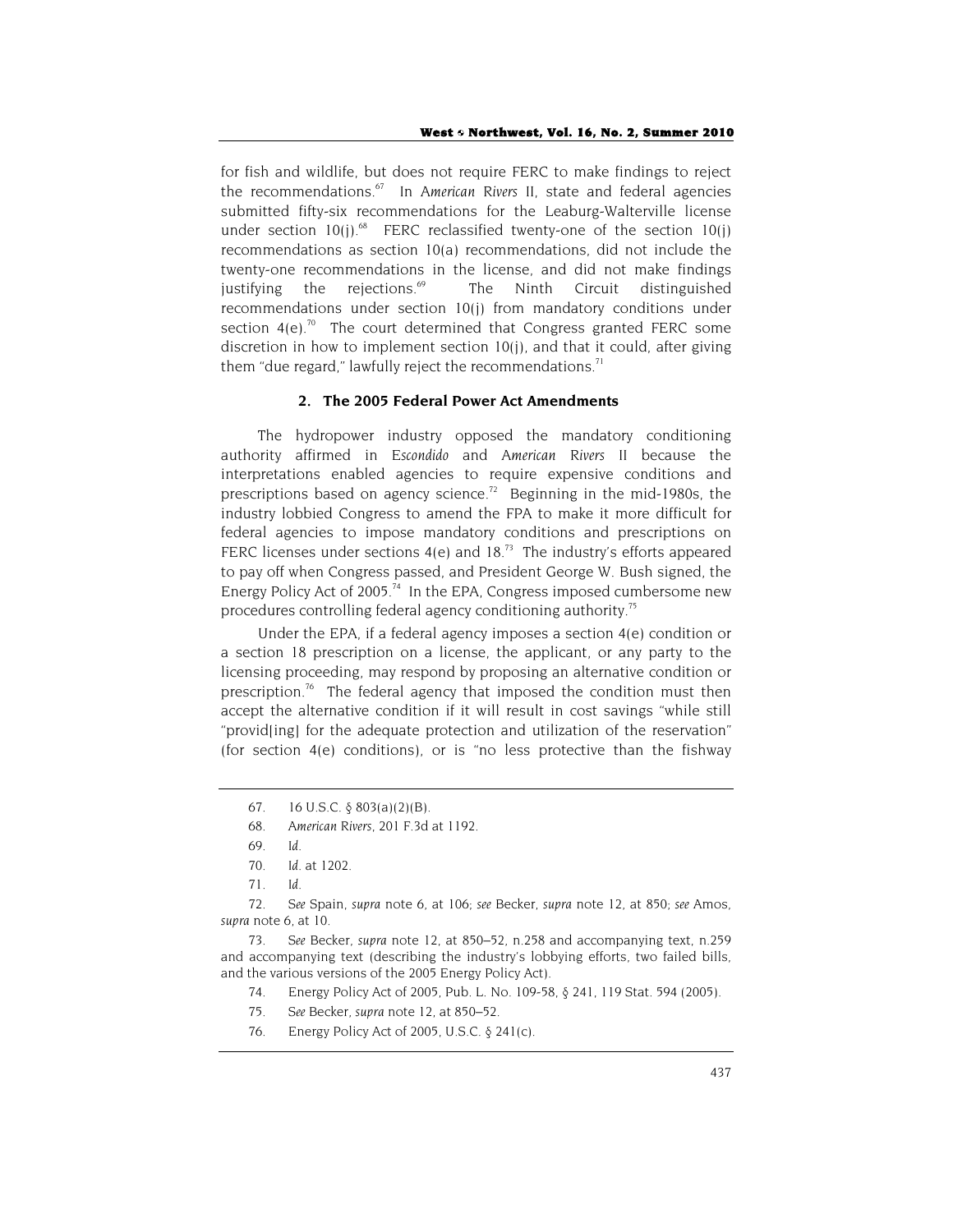for fish and wildlife, but does not require FERC to make findings to reject the recommendations.[67] In *American Rivers* II, state and federal agencies submitted fifty-six recommendations for the Leaburg-Walterville license under section 10(j).[68] FERC reclassified twenty-one of the section 10(j) recommendations as section 10(a) recommendations, did not include the twenty-one recommendations in the license, and did not make findings justifying the rejections.[69] The Ninth Circuit distinguished recommendations under section 10(j) from mandatory conditions under section 4(e).[70] The court determined that Congress granted FERC some discretion in how to implement section 10(j), and that it could, after giving them "due regard," lawfully reject the recommendations.[71]

### 2. The 2005 Federal Power Act Amendments

The hydropower industry opposed the mandatory conditioning authority affirmed in *Escondido* and *American Rivers* II because the interpretations enabled agencies to require expensive conditions and prescriptions based on agency science.[72] Beginning in the mid-1980s, the industry lobbied Congress to amend the FPA to make it more difficult for federal agencies to impose mandatory conditions and prescriptions on FERC licenses under sections 4(e) and 18.[73] The industry's efforts appeared to pay off when Congress passed, and President George W. Bush signed, the Energy Policy Act of 2005.[74] In the EPA, Congress imposed cumbersome new procedures controlling federal agency conditioning authority.[75]

Under the EPA, if a federal agency imposes a section 4(e) condition or a section 18 prescription on a license, the applicant, or any party to the licensing proceeding, may respond by proposing an alternative condition or prescription.[76] The federal agency that imposed the condition must then accept the alternative condition if it will result in cost savings "while still "provid[ing] for the adequate protection and utilization of the reservation" (for section 4(e) conditions), or is "no less protective than the fishway

---

67. 16 U.S.C. § 803(a)(2)(B).

68. *American Rivers*, 201 F.3d at 1192.

69. *Id.*

70. *Id.* at 1202.

71. *Id.*

72. *See* Spain, *supra* note 6, at 106; *see* Becker, *supra* note 12, at 850; *see* Amos, *supra* note 6, at 10.

73. *See* Becker, *supra* note 12, at 850–52, n.258 and accompanying text, n.259 and accompanying text (describing the industry's lobbying efforts, two failed bills, and the various versions of the 2005 Energy Policy Act).

74. Energy Policy Act of 2005, Pub. L. No. 109-58, § 241, 119 Stat. 594 (2005).

75. *See* Becker, *supra* note 12, at 850–52.

76. Energy Policy Act of 2005, U.S.C. § 241(c).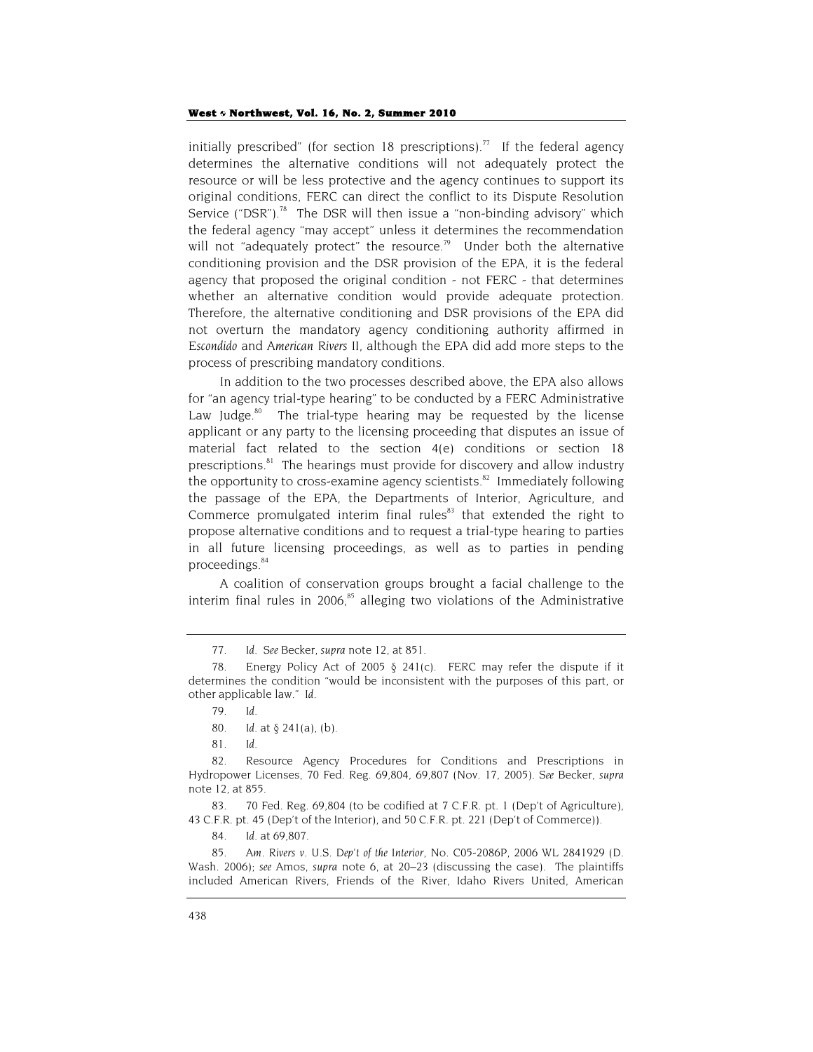initially prescribed" (for section 18 prescriptions).[77] If the federal agency determines the alternative conditions will not adequately protect the resource or will be less protective and the agency continues to support its original conditions, FERC can direct the conflict to its Dispute Resolution Service ("DSR").[78] The DSR will then issue a "non-binding advisory" which the federal agency "may accept" unless it determines the recommendation will not "adequately protect" the resource.[79] Under both the alternative conditioning provision and the DSR provision of the EPA, it is the federal agency that proposed the original condition - not FERC - that determines whether an alternative condition would provide adequate protection. Therefore, the alternative conditioning and DSR provisions of the EPA did not overturn the mandatory agency conditioning authority affirmed in *Escondido* and *American Rivers* II, although the EPA did add more steps to the process of prescribing mandatory conditions.

In addition to the two processes described above, the EPA also allows for "an agency trial-type hearing" to be conducted by a FERC Administrative Law Judge.[80] The trial-type hearing may be requested by the license applicant or any party to the licensing proceeding that disputes an issue of material fact related to the section 4(e) conditions or section 18 prescriptions.[81] The hearings must provide for discovery and allow industry the opportunity to cross-examine agency scientists.[82] Immediately following the passage of the EPA, the Departments of Interior, Agriculture, and Commerce promulgated interim final rules[83] that extended the right to propose alternative conditions and to request a trial-type hearing to parties in all future licensing proceedings, as well as to parties in pending proceedings.[84]

A coalition of conservation groups brought a facial challenge to the interim final rules in 2006,[85] alleging two violations of the Administrative

---

77. *Id. See* Becker, *supra* note 12, at 851.

78. Energy Policy Act of 2005 § 241(c). FERC may refer the dispute if it determines the condition "would be inconsistent with the purposes of this part, or other applicable law." *Id.*

79. *Id.*

80. *Id.* at § 241(a), (b).

81. *Id.*

82. Resource Agency Procedures for Conditions and Prescriptions in Hydropower Licenses, 70 Fed. Reg. 69,804, 69,807 (Nov. 17, 2005). *See* Becker, *supra* note 12, at 855.

83. 70 Fed. Reg. 69,804 (to be codified at 7 C.F.R. pt. 1 (Dep't of Agriculture), 43 C.F.R. pt. 45 (Dep't of the Interior), and 50 C.F.R. pt. 221 (Dep't of Commerce)).

84. *Id.* at 69,807.

85. *Am. Rivers v. U.S. Dep't of the Interior*, No. C05-2086P, 2006 WL 2841929 (D. Wash. 2006); *see* Amos, *supra* note 6, at 20–23 (discussing the case). The plaintiffs included American Rivers, Friends of the River, Idaho Rivers United, American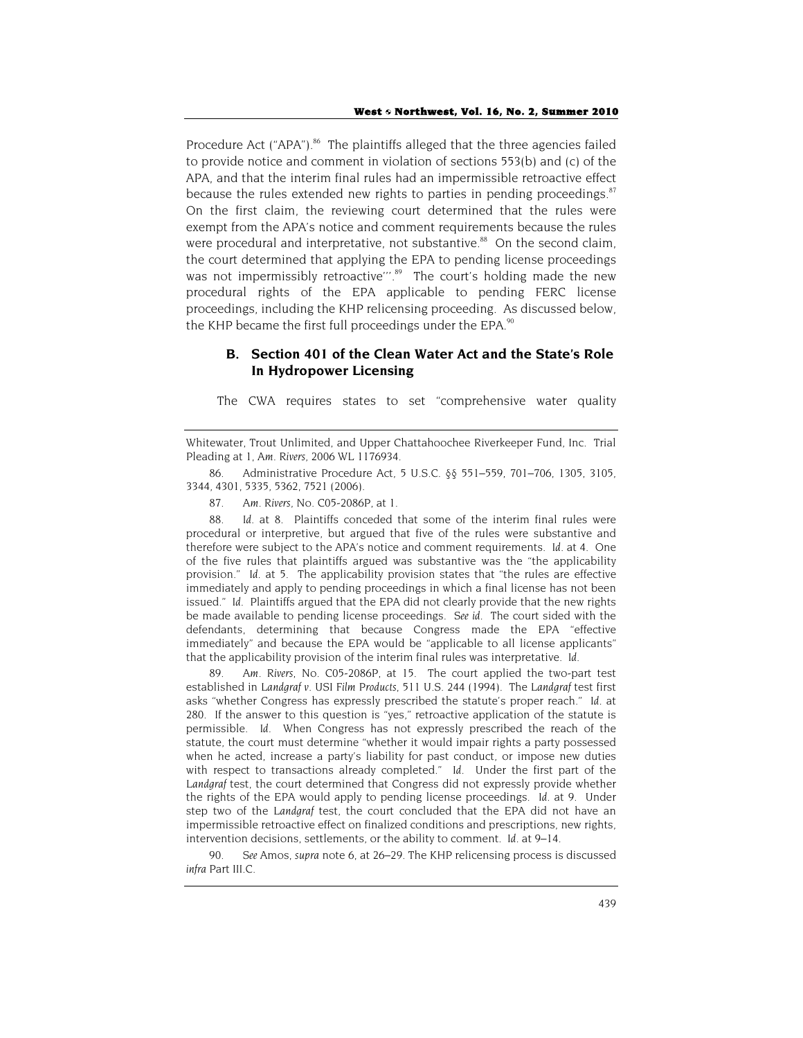Procedure Act ("APA").[86] The plaintiffs alleged that the three agencies failed to provide notice and comment in violation of sections 553(b) and (c) of the APA, and that the interim final rules had an impermissible retroactive effect because the rules extended new rights to parties in pending proceedings.[87] On the first claim, the reviewing court determined that the rules were exempt from the APA's notice and comment requirements because the rules were procedural and interpretative, not substantive.[88] On the second claim, the court determined that applying the EPA to pending license proceedings was not impermissibly retroactive'".[89] The court's holding made the new procedural rights of the EPA applicable to pending FERC license proceedings, including the KHP relicensing proceeding. As discussed below, the KHP became the first full proceedings under the EPA.[90]

### B. Section 401 of the Clean Water Act and the State's Role In Hydropower Licensing

The CWA requires states to set "comprehensive water quality

---

Whitewater, Trout Unlimited, and Upper Chattahoochee Riverkeeper Fund, Inc. Trial Pleading at 1, *Am. Rivers*, 2006 WL 1176934.

86. Administrative Procedure Act, 5 U.S.C. §§ 551–559, 701–706, 1305, 3105, 3344, 4301, 5335, 5362, 7521 (2006).

87. *Am. Rivers*, No. C05-2086P, at 1.

88. *Id.* at 8. Plaintiffs conceded that some of the interim final rules were procedural or interpretive, but argued that five of the rules were substantive and therefore were subject to the APA's notice and comment requirements. *Id.* at 4. One of the five rules that plaintiffs argued was substantive was the "the applicability provision." *Id.* at 5. The applicability provision states that "the rules are effective immediately and apply to pending proceedings in which a final license has not been issued." *Id.* Plaintiffs argued that the EPA did not clearly provide that the new rights be made available to pending license proceedings. *See id.* The court sided with the defendants, determining that because Congress made the EPA "effective immediately" and because the EPA would be "applicable to all license applicants" that the applicability provision of the interim final rules was interpretative. *Id.*

89. *Am. Rivers*, No. C05-2086P, at 15. The court applied the two-part test established in *Landgraf v. USI Film Products*, 511 U.S. 244 (1994). The *Landgraf* test first asks "whether Congress has expressly prescribed the statute's proper reach." *Id.* at 280. If the answer to this question is "yes," retroactive application of the statute is permissible. *Id.* When Congress has not expressly prescribed the reach of the statute, the court must determine "whether it would impair rights a party possessed when he acted, increase a party's liability for past conduct, or impose new duties with respect to transactions already completed." *Id.* Under the first part of the *Landgraf* test, the court determined that Congress did not expressly provide whether the rights of the EPA would apply to pending license proceedings. *Id.* at 9. Under step two of the *Landgraf* test, the court concluded that the EPA did not have an impermissible retroactive effect on finalized conditions and prescriptions, new rights, intervention decisions, settlements, or the ability to comment. *Id.* at 9–14.

90. *See* Amos, *supra* note 6, at 26–29. The KHP relicensing process is discussed *infra* Part III.C.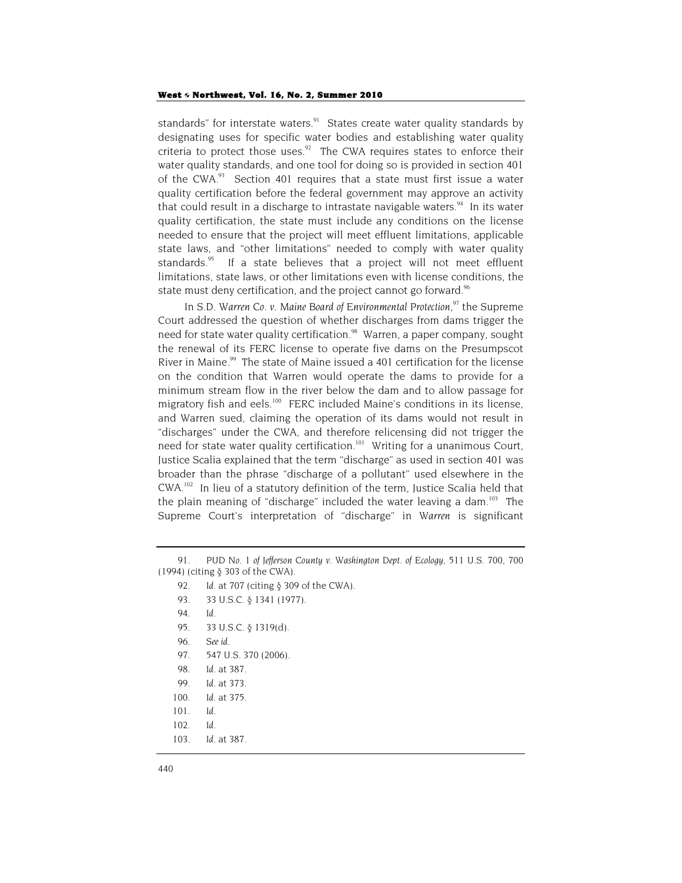standards" for interstate waters.[91] States create water quality standards by designating uses for specific water bodies and establishing water quality criteria to protect those uses.[92] The CWA requires states to enforce their water quality standards, and one tool for doing so is provided in section 401 of the CWA.[93] Section 401 requires that a state must first issue a water quality certification before the federal government may approve an activity that could result in a discharge to intrastate navigable waters.[94] In its water quality certification, the state must include any conditions on the license needed to ensure that the project will meet effluent limitations, applicable state laws, and "other limitations" needed to comply with water quality standards.[95] If a state believes that a project will not meet effluent limitations, state laws, or other limitations even with license conditions, the state must deny certification, and the project cannot go forward.[96]

In *S.D. Warren Co. v. Maine Board of Environmental Protection*,[97] the Supreme Court addressed the question of whether discharges from dams trigger the need for state water quality certification.[98] Warren, a paper company, sought the renewal of its FERC license to operate five dams on the Presumpscot River in Maine.[99] The state of Maine issued a 401 certification for the license on the condition that Warren would operate the dams to provide for a minimum stream flow in the river below the dam and to allow passage for migratory fish and eels.[100] FERC included Maine's conditions in its license, and Warren sued, claiming the operation of its dams would not result in "discharges" under the CWA, and therefore relicensing did not trigger the need for state water quality certification.[101] Writing for a unanimous Court, Justice Scalia explained that the term "discharge" as used in section 401 was broader than the phrase "discharge of a pollutant" used elsewhere in the CWA.[102] In lieu of a statutory definition of the term, Justice Scalia held that the plain meaning of "discharge" included the water leaving a dam.[103] The Supreme Court's interpretation of "discharge" in *Warren* is significant

---

91. *PUD No. 1 of Jefferson County v. Washington Dept. of Ecology*, 511 U.S. 700, 700 (1994) (citing § 303 of the CWA).

92. *Id.* at 707 (citing § 309 of the CWA).

93. 33 U.S.C. § 1341 (1977).

94. *Id.*

95. 33 U.S.C. § 1319(d).

96. *See id.*

97. 547 U.S. 370 (2006).

98. *Id.* at 387.

99. *Id.* at 373.

100. *Id.* at 375.

101. *Id.*

102. *Id.*

103. *Id.* at 387.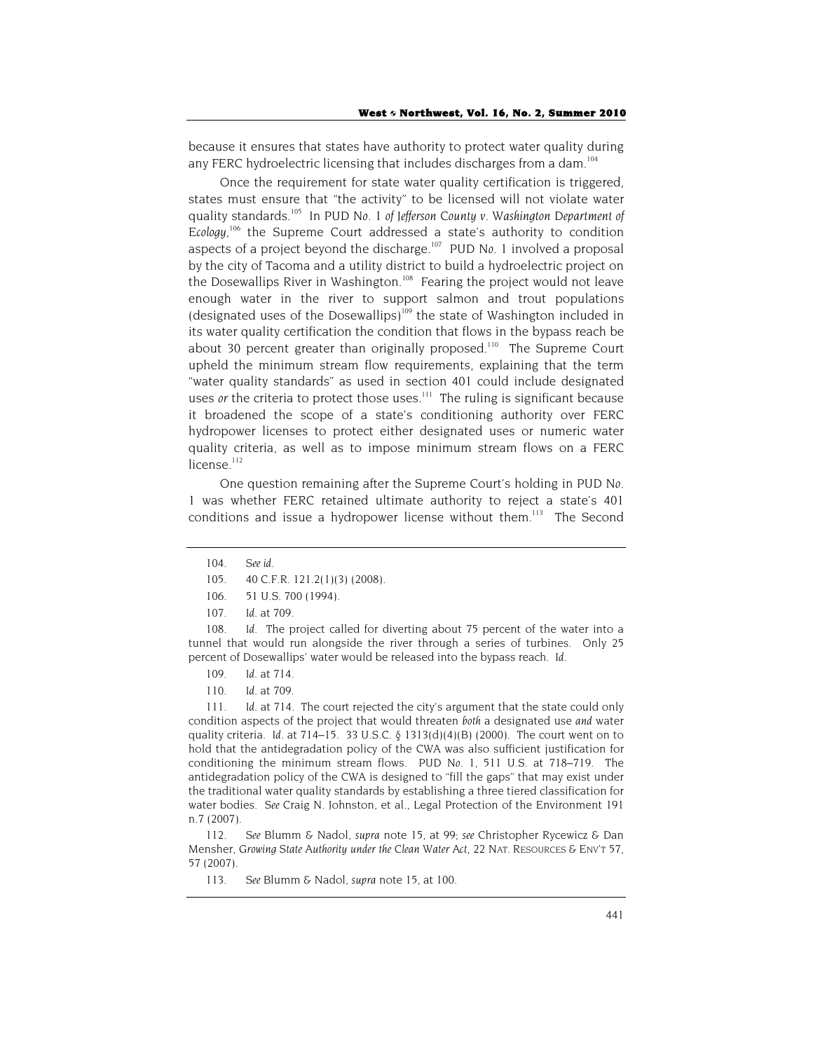because it ensures that states have authority to protect water quality during any FERC hydroelectric licensing that includes discharges from a dam.[104]

Once the requirement for state water quality certification is triggered, states must ensure that "the activity" to be licensed will not violate water quality standards.[105] In *PUD No. 1 of Jefferson County v. Washington Department of Ecology*,[106] the Supreme Court addressed a state's authority to condition aspects of a project beyond the discharge.[107] *PUD No. 1* involved a proposal by the city of Tacoma and a utility district to build a hydroelectric project on the Dosewallips River in Washington.[108] Fearing the project would not leave enough water in the river to support salmon and trout populations (designated uses of the Dosewallips)[109] the state of Washington included in its water quality certification the condition that flows in the bypass reach be about 30 percent greater than originally proposed.[110] The Supreme Court upheld the minimum stream flow requirements, explaining that the term "water quality standards" as used in section 401 could include designated uses *or* the criteria to protect those uses.[111] The ruling is significant because it broadened the scope of a state's conditioning authority over FERC hydropower licenses to protect either designated uses or numeric water quality criteria, as well as to impose minimum stream flows on a FERC license.[112]

One question remaining after the Supreme Court's holding in *PUD No. 1* was whether FERC retained ultimate authority to reject a state's 401 conditions and issue a hydropower license without them.[113] The Second

---

104. *See id*.

105. 40 C.F.R. 121.2(1)(3) (2008).

106. 51 U.S. 700 (1994).

107. *Id*. at 709.

108. *Id*. The project called for diverting about 75 percent of the water into a tunnel that would run alongside the river through a series of turbines. Only 25 percent of Dosewallips' water would be released into the bypass reach. *Id*.

109. *Id*. at 714.

110. *Id*. at 709.

111. *Id*. at 714. The court rejected the city's argument that the state could only condition aspects of the project that would threaten *both* a designated use *and* water quality criteria. *Id*. at 714–15. 33 U.S.C. § 1313(d)(4)(B) (2000). The court went on to hold that the antidegradation policy of the CWA was also sufficient justification for conditioning the minimum stream flows. *PUD No. 1*, 511 U.S. at 718–719. The antidegradation policy of the CWA is designed to "fill the gaps" that may exist under the traditional water quality standards by establishing a three tiered classification for water bodies. *See* Craig N. Johnston, et al., Legal Protection of the Environment 191 n.7 (2007).

112. *See* Blumm & Nadol, *supra* note 15, at 99; *see* Christopher Rycewicz & Dan Mensher, *Growing State Authority under the Clean Water Act*, 22 NAT. RESOURCES & ENV'T 57, 57 (2007).

113. *See* Blumm & Nadol, *supra* note 15, at 100.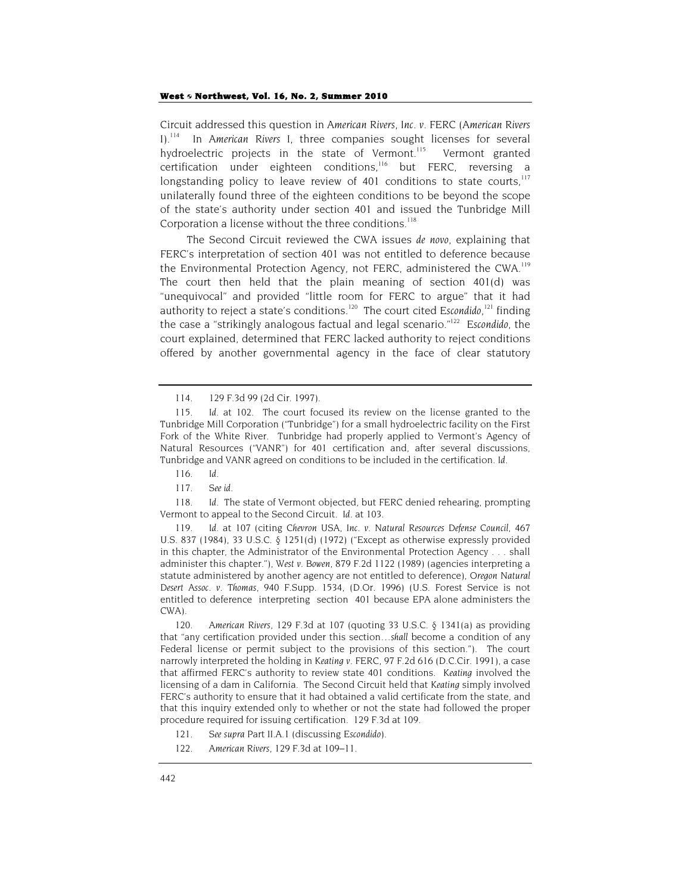Circuit addressed this question in *American Rivers, Inc. v.* FERC (*American Rivers* I).[114] In *American Rivers* I, three companies sought licenses for several hydroelectric projects in the state of Vermont.[115] Vermont granted certification under eighteen conditions,[116] but FERC, reversing a longstanding policy to leave review of 401 conditions to state courts,[117] unilaterally found three of the eighteen conditions to be beyond the scope of the state's authority under section 401 and issued the Tunbridge Mill Corporation a license without the three conditions.[118]

The Second Circuit reviewed the CWA issues *de novo*, explaining that FERC's interpretation of section 401 was not entitled to deference because the Environmental Protection Agency, not FERC, administered the CWA.[119] The court then held that the plain meaning of section 401(d) was "unequivocal" and provided "little room for FERC to argue" that it had authority to reject a state's conditions.[120] The court cited *Escondido*,[121] finding the case a "strikingly analogous factual and legal scenario."[122] *Escondido*, the court explained, determined that FERC lacked authority to reject conditions offered by another governmental agency in the face of clear statutory

---

114. 129 F.3d 99 (2d Cir. 1997).

115. *Id.* at 102. The court focused its review on the license granted to the Tunbridge Mill Corporation ("Tunbridge") for a small hydroelectric facility on the First Fork of the White River. Tunbridge had properly applied to Vermont's Agency of Natural Resources ("VANR") for 401 certification and, after several discussions, Tunbridge and VANR agreed on conditions to be included in the certification. *Id.*

116. *Id.*

117. *See id.*

118. *Id.* The state of Vermont objected, but FERC denied rehearing, prompting Vermont to appeal to the Second Circuit. *Id.* at 103.

119. *Id.* at 107 (citing *Chevron USA, Inc. v. Natural Resources Defense Council*, 467 U.S. 837 (1984), 33 U.S.C. § 1251(d) (1972) ("Except as otherwise expressly provided in this chapter, the Administrator of the Environmental Protection Agency . . . shall administer this chapter."), *West v. Bowen*, 879 F.2d 1122 (1989) (agencies interpreting a statute administered by another agency are not entitled to deference), *Oregon Natural Desert Assoc. v. Thomas*, 940 F.Supp. 1534, (D.Or. 1996) (U.S. Forest Service is not entitled to deference interpreting section 401 because EPA alone administers the CWA).

120. *American Rivers*, 129 F.3d at 107 (quoting 33 U.S.C. § 1341(a) as providing that "any certification provided under this section…*shall* become a condition of any Federal license or permit subject to the provisions of this section."). The court narrowly interpreted the holding in *Keating v.* FERC, 97 F.2d 616 (D.C.Cir. 1991), a case that affirmed FERC's authority to review state 401 conditions. *Keating* involved the licensing of a dam in California. The Second Circuit held that *Keating* simply involved FERC's authority to ensure that it had obtained a valid certificate from the state, and that this inquiry extended only to whether or not the state had followed the proper procedure required for issuing certification. 129 F.3d at 109.

121. *See supra* Part II.A.1 (discussing *Escondido*).

122. *American Rivers*, 129 F.3d at 109–11.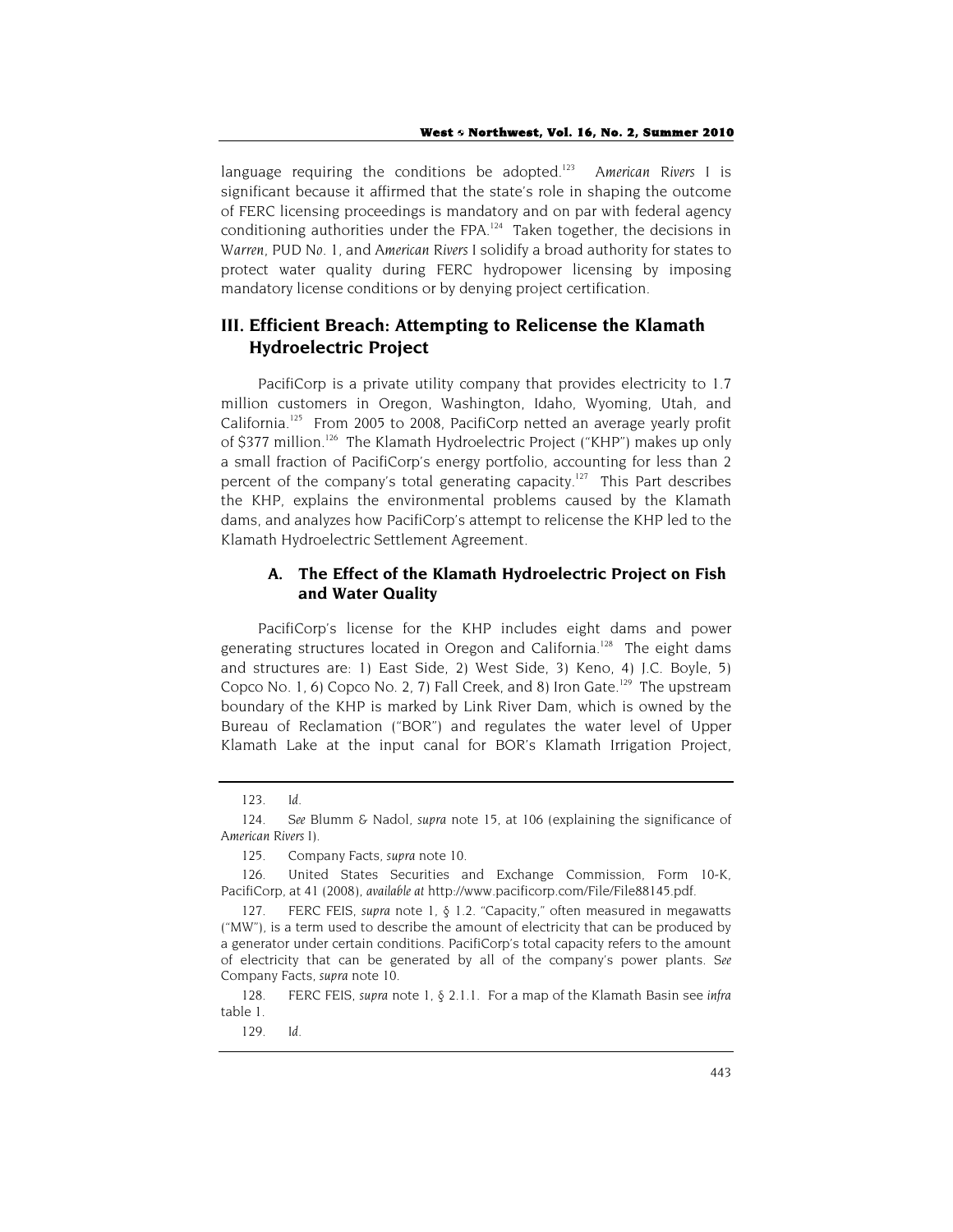language requiring the conditions be adopted.[123] *American Rivers* I is significant because it affirmed that the state's role in shaping the outcome of FERC licensing proceedings is mandatory and on par with federal agency conditioning authorities under the FPA.[124] Taken together, the decisions in *Warren*, *PUD No. 1*, and *American Rivers* I solidify a broad authority for states to protect water quality during FERC hydropower licensing by imposing mandatory license conditions or by denying project certification.

## III. Efficient Breach: Attempting to Relicense the Klamath Hydroelectric Project

PacifiCorp is a private utility company that provides electricity to 1.7 million customers in Oregon, Washington, Idaho, Wyoming, Utah, and California.[125] From 2005 to 2008, PacifiCorp netted an average yearly profit of $377 million.[126] The Klamath Hydroelectric Project ("KHP") makes up only a small fraction of PacifiCorp's energy portfolio, accounting for less than 2 percent of the company's total generating capacity.[127] This Part describes the KHP, explains the environmental problems caused by the Klamath dams, and analyzes how PacifiCorp's attempt to relicense the KHP led to the Klamath Hydroelectric Settlement Agreement.

### A. The Effect of the Klamath Hydroelectric Project on Fish and Water Quality

PacifiCorp's license for the KHP includes eight dams and power generating structures located in Oregon and California.[128] The eight dams and structures are: 1) East Side, 2) West Side, 3) Keno, 4) J.C. Boyle, 5) Copco No. 1, 6) Copco No. 2, 7) Fall Creek, and 8) Iron Gate.[129] The upstream boundary of the KHP is marked by Link River Dam, which is owned by the Bureau of Reclamation ("BOR") and regulates the water level of Upper Klamath Lake at the input canal for BOR's Klamath Irrigation Project,

---

123. *Id.*

124. *See* Blumm & Nadol, *supra* note 15, at 106 (explaining the significance of *American Rivers* I).

125. Company Facts, *supra* note 10.

126. United States Securities and Exchange Commission, Form 10-K, PacifiCorp, at 41 (2008), *available at* http://www.pacificorp.com/File/File88145.pdf.

127. FERC FEIS, *supra* note 1, § 1.2. "Capacity," often measured in megawatts ("MW"), is a term used to describe the amount of electricity that can be produced by a generator under certain conditions. PacifiCorp's total capacity refers to the amount of electricity that can be generated by all of the company's power plants. *See* Company Facts, *supra* note 10.

128. FERC FEIS, *supra* note 1, § 2.1.1. For a map of the Klamath Basin see *infra* table 1.

129. *Id.*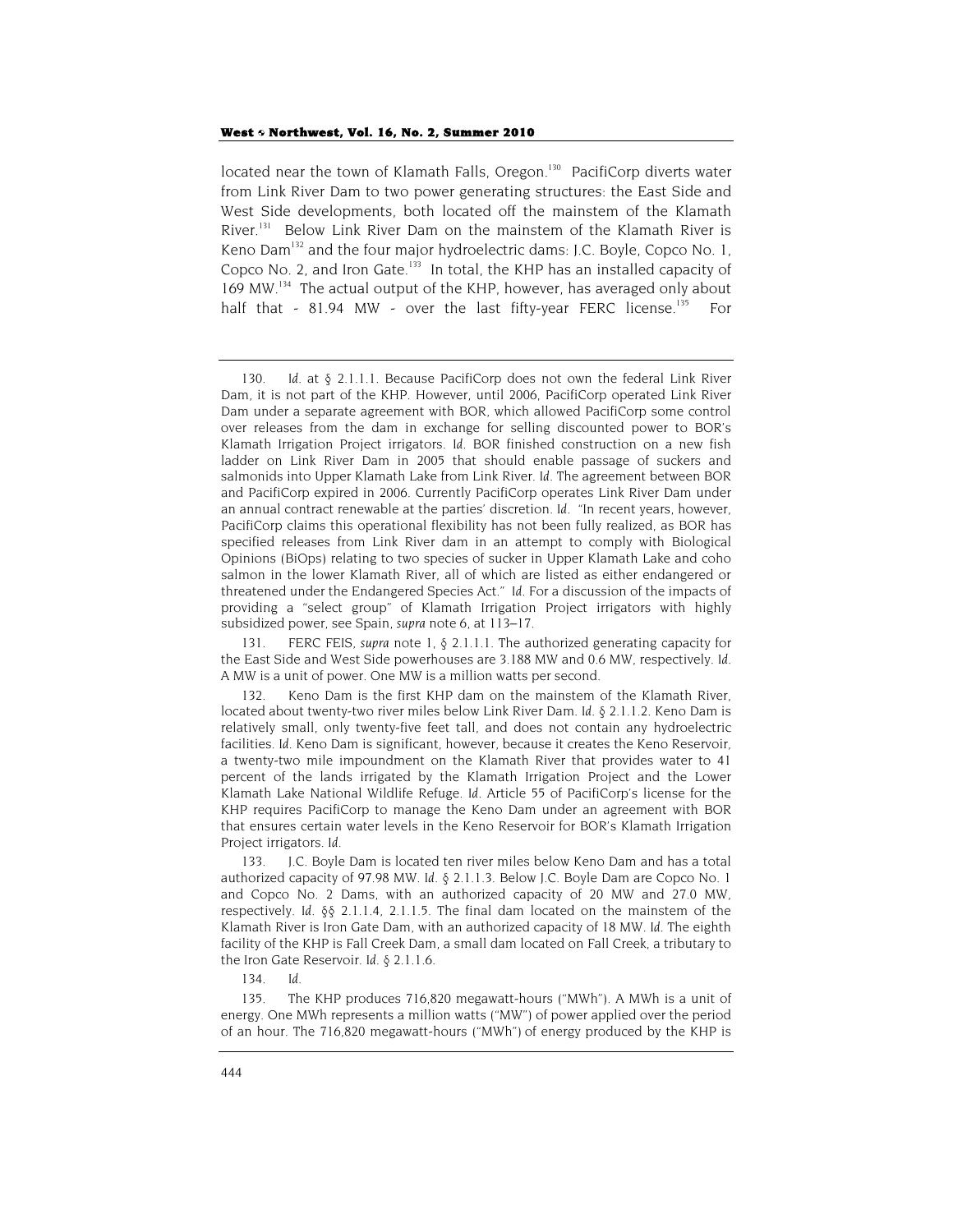located near the town of Klamath Falls, Oregon.[130] PacifiCorp diverts water from Link River Dam to two power generating structures: the East Side and West Side developments, both located off the mainstem of the Klamath River.[131] Below Link River Dam on the mainstem of the Klamath River is Keno Dam[132] and the four major hydroelectric dams: J.C. Boyle, Copco No. 1, Copco No. 2, and Iron Gate.[133] In total, the KHP has an installed capacity of 169 MW.[134] The actual output of the KHP, however, has averaged only about half that - 81.94 MW - over the last fifty-year FERC license.[135] For

---

130. *Id.* at § 2.1.1.1. Because PacifiCorp does not own the federal Link River Dam, it is not part of the KHP. However, until 2006, PacifiCorp operated Link River Dam under a separate agreement with BOR, which allowed PacifiCorp some control over releases from the dam in exchange for selling discounted power to BOR's Klamath Irrigation Project irrigators. *Id.* BOR finished construction on a new fish ladder on Link River Dam in 2005 that should enable passage of suckers and salmonids into Upper Klamath Lake from Link River. *Id.* The agreement between BOR and PacifiCorp expired in 2006. Currently PacifiCorp operates Link River Dam under an annual contract renewable at the parties' discretion. *Id.* "In recent years, however, PacifiCorp claims this operational flexibility has not been fully realized, as BOR has specified releases from Link River dam in an attempt to comply with Biological Opinions (BiOps) relating to two species of sucker in Upper Klamath Lake and coho salmon in the lower Klamath River, all of which are listed as either endangered or threatened under the Endangered Species Act." *Id.* For a discussion of the impacts of providing a "select group" of Klamath Irrigation Project irrigators with highly subsidized power, see Spain, *supra* note 6, at 113–17.

131. FERC FEIS, *supra* note 1, § 2.1.1.1. The authorized generating capacity for the East Side and West Side powerhouses are 3.188 MW and 0.6 MW, respectively. *Id.* A MW is a unit of power. One MW is a million watts per second.

132. Keno Dam is the first KHP dam on the mainstem of the Klamath River, located about twenty-two river miles below Link River Dam. *Id.* § 2.1.1.2. Keno Dam is relatively small, only twenty-five feet tall, and does not contain any hydroelectric facilities. *Id.* Keno Dam is significant, however, because it creates the Keno Reservoir, a twenty-two mile impoundment on the Klamath River that provides water to 41 percent of the lands irrigated by the Klamath Irrigation Project and the Lower Klamath Lake National Wildlife Refuge. *Id.* Article 55 of PacifiCorp's license for the KHP requires PacifiCorp to manage the Keno Dam under an agreement with BOR that ensures certain water levels in the Keno Reservoir for BOR's Klamath Irrigation Project irrigators. *Id.*

133. J.C. Boyle Dam is located ten river miles below Keno Dam and has a total authorized capacity of 97.98 MW. *Id.* § 2.1.1.3. Below J.C. Boyle Dam are Copco No. 1 and Copco No. 2 Dams, with an authorized capacity of 20 MW and 27.0 MW, respectively. *Id.* §§ 2.1.1.4, 2.1.1.5. The final dam located on the mainstem of the Klamath River is Iron Gate Dam, with an authorized capacity of 18 MW. *Id.* The eighth facility of the KHP is Fall Creek Dam, a small dam located on Fall Creek, a tributary to the Iron Gate Reservoir. *Id.* § 2.1.1.6.

134. *Id.*

135. The KHP produces 716,820 megawatt-hours ("MWh"). A MWh is a unit of energy. One MWh represents a million watts ("MW") of power applied over the period of an hour. The 716,820 megawatt-hours ("MWh") of energy produced by the KHP is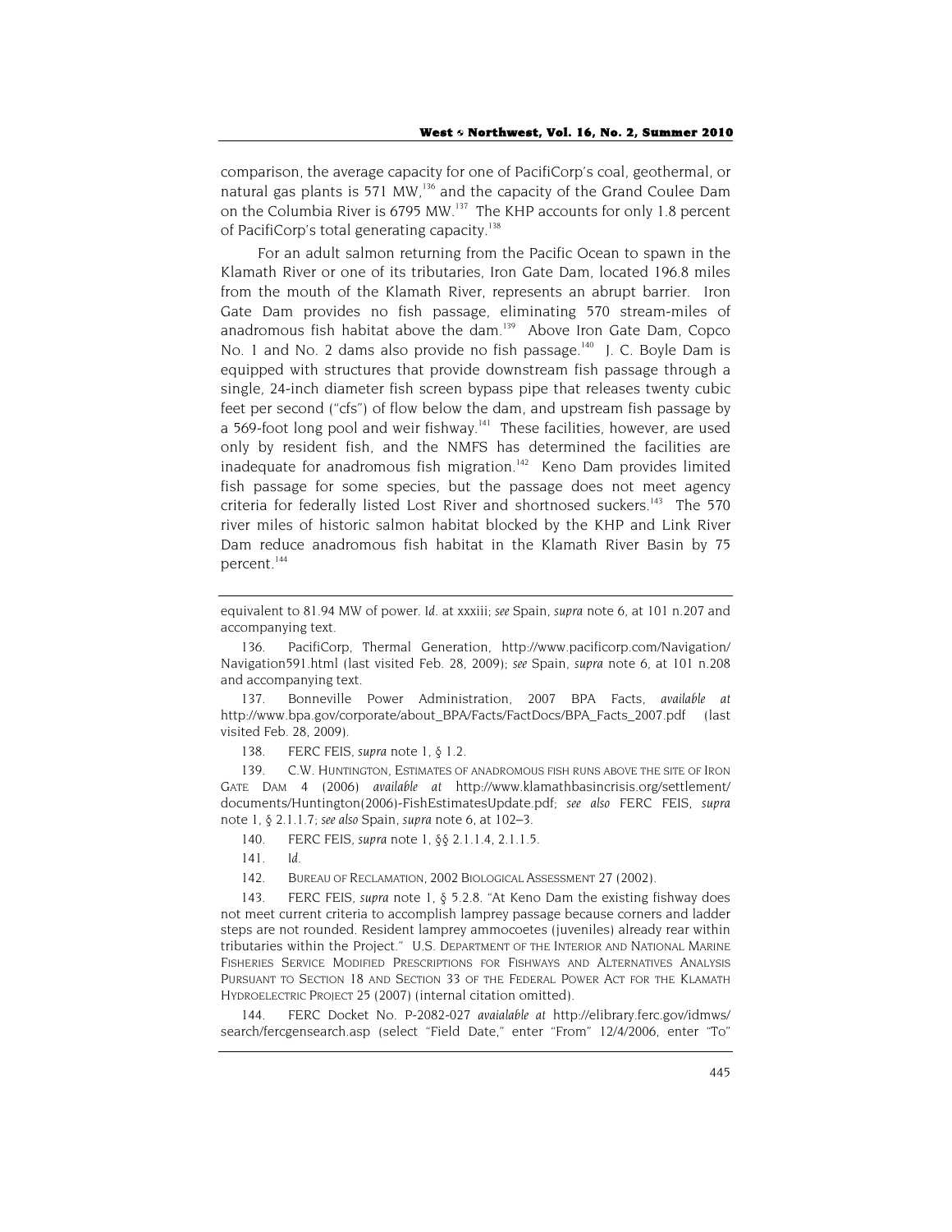comparison, the average capacity for one of PacifiCorp's coal, geothermal, or natural gas plants is 571 MW,[136] and the capacity of the Grand Coulee Dam on the Columbia River is 6795 MW.[137] The KHP accounts for only 1.8 percent of PacifiCorp's total generating capacity.[138]

For an adult salmon returning from the Pacific Ocean to spawn in the Klamath River or one of its tributaries, Iron Gate Dam, located 196.8 miles from the mouth of the Klamath River, represents an abrupt barrier. Iron Gate Dam provides no fish passage, eliminating 570 stream-miles of anadromous fish habitat above the dam.[139] Above Iron Gate Dam, Copco No. 1 and No. 2 dams also provide no fish passage.[140] J. C. Boyle Dam is equipped with structures that provide downstream fish passage through a single, 24-inch diameter fish screen bypass pipe that releases twenty cubic feet per second ("cfs") of flow below the dam, and upstream fish passage by a 569-foot long pool and weir fishway.[141] These facilities, however, are used only by resident fish, and the NMFS has determined the facilities are inadequate for anadromous fish migration.[142] Keno Dam provides limited fish passage for some species, but the passage does not meet agency criteria for federally listed Lost River and shortnosed suckers.[143] The 570 river miles of historic salmon habitat blocked by the KHP and Link River Dam reduce anadromous fish habitat in the Klamath River Basin by 75 percent.[144]

---

equivalent to 81.94 MW of power. *Id.* at xxxiii; *see* Spain, *supra* note 6, at 101 n.207 and accompanying text.

136. PacifiCorp, Thermal Generation, http://www.pacificorp.com/Navigation/Navigation591.html (last visited Feb. 28, 2009); *see* Spain, *supra* note 6, at 101 n.208 and accompanying text.

137. Bonneville Power Administration, 2007 BPA Facts, *available at* http://www.bpa.gov/corporate/about_BPA/Facts/FactDocs/BPA_Facts_2007.pdf (last visited Feb. 28, 2009).

138. FERC FEIS, *supra* note 1, § 1.2.

139. C.W. HUNTINGTON, ESTIMATES OF ANADROMOUS FISH RUNS ABOVE THE SITE OF IRON GATE DAM 4 (2006) *available at* http://www.klamathbasincrisis.org/settlement/documents/Huntington(2006)-FishEstimatesUpdate.pdf; *see also* FERC FEIS, *supra* note 1, § 2.1.1.7; *see also* Spain, *supra* note 6, at 102–3.

140. FERC FEIS, *supra* note 1, §§ 2.1.1.4, 2.1.1.5.

141. *Id.*

142. BUREAU OF RECLAMATION, 2002 BIOLOGICAL ASSESSMENT 27 (2002).

143. FERC FEIS, *supra* note 1, § 5.2.8. "At Keno Dam the existing fishway does not meet current criteria to accomplish lamprey passage because corners and ladder steps are not rounded. Resident lamprey ammocoetes (juveniles) already rear within tributaries within the Project." U.S. DEPARTMENT OF THE INTERIOR AND NATIONAL MARINE FISHERIES SERVICE MODIFIED PRESCRIPTIONS FOR FISHWAYS AND ALTERNATIVES ANALYSIS PURSUANT TO SECTION 18 AND SECTION 33 OF THE FEDERAL POWER ACT FOR THE KLAMATH HYDROELECTRIC PROJECT 25 (2007) (internal citation omitted).

144. FERC Docket No. P-2082-027 *avaialable at* http://elibrary.ferc.gov/idmws/search/fercgensearch.asp (select "Field Date," enter "From" 12/4/2006, enter "To"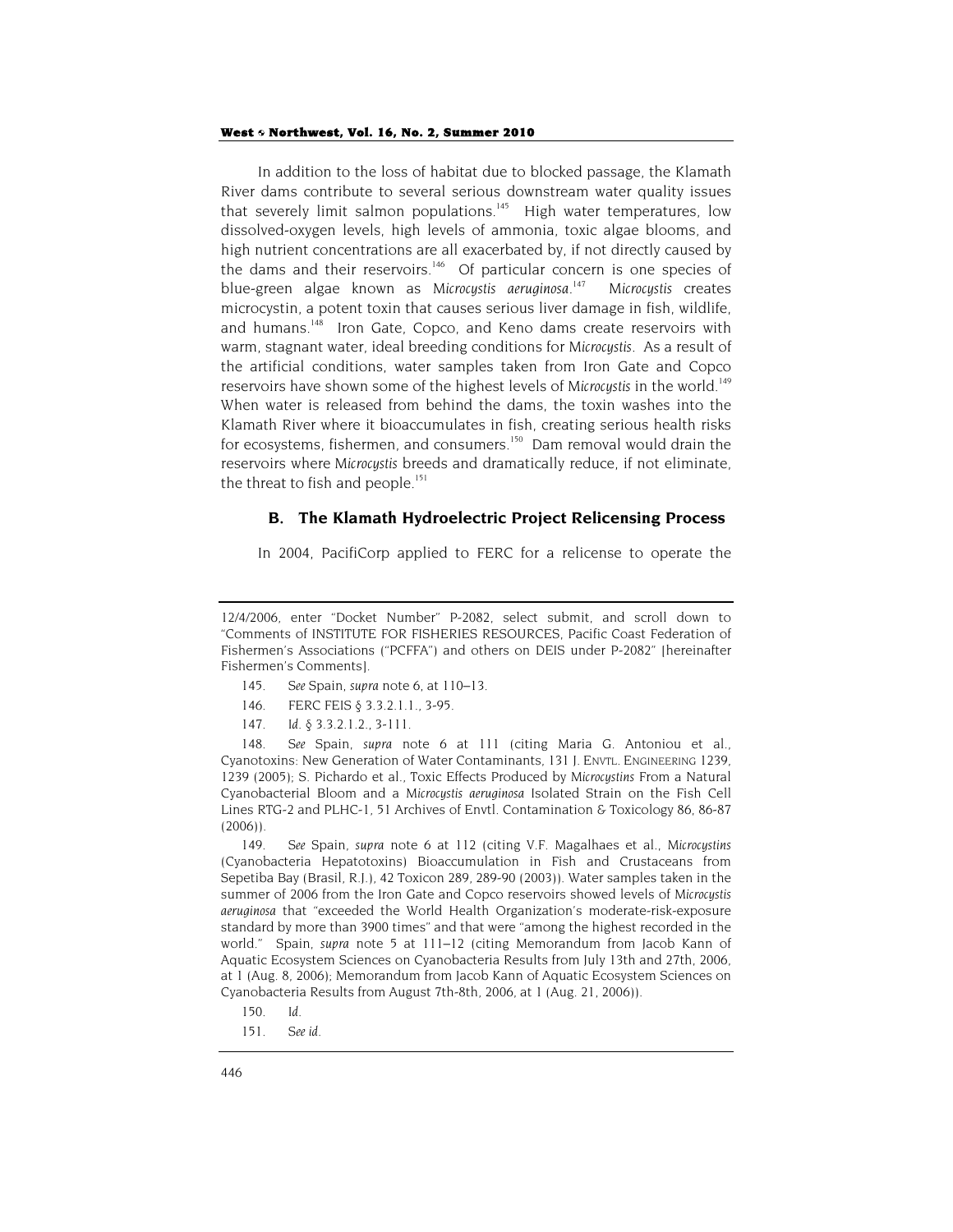In addition to the loss of habitat due to blocked passage, the Klamath River dams contribute to several serious downstream water quality issues that severely limit salmon populations.[145] High water temperatures, low dissolved-oxygen levels, high levels of ammonia, toxic algae blooms, and high nutrient concentrations are all exacerbated by, if not directly caused by the dams and their reservoirs.[146] Of particular concern is one species of blue-green algae known as *Microcystis aeruginosa*.[147] *Microcystis* creates microcystin, a potent toxin that causes serious liver damage in fish, wildlife, and humans.[148] Iron Gate, Copco, and Keno dams create reservoirs with warm, stagnant water, ideal breeding conditions for *Microcystis*. As a result of the artificial conditions, water samples taken from Iron Gate and Copco reservoirs have shown some of the highest levels of *Microcystis* in the world.[149] When water is released from behind the dams, the toxin washes into the Klamath River where it bioaccumulates in fish, creating serious health risks for ecosystems, fishermen, and consumers.[150] Dam removal would drain the reservoirs where *Microcystis* breeds and dramatically reduce, if not eliminate, the threat to fish and people.[151]

### B. The Klamath Hydroelectric Project Relicensing Process

In 2004, PacifiCorp applied to FERC for a relicense to operate the

---

12/4/2006, enter "Docket Number" P-2082, select submit, and scroll down to "Comments of INSTITUTE FOR FISHERIES RESOURCES, Pacific Coast Federation of Fishermen's Associations ("PCFFA") and others on DEIS under P-2082" [hereinafter Fishermen's Comments].

145. *See* Spain, *supra* note 6, at 110–13.

146. FERC FEIS § 3.3.2.1.1., 3-95.

147. *Id.* § 3.3.2.1.2., 3-111.

148. *See* Spain, *supra* note 6 at 111 (citing Maria G. Antoniou et al., Cyanotoxins: New Generation of Water Contaminants, 131 J. ENVTL. ENGINEERING 1239, 1239 (2005); S. Pichardo et al., Toxic Effects Produced by *Microcystins* From a Natural Cyanobacterial Bloom and a *Microcystis aeruginosa* Isolated Strain on the Fish Cell Lines RTG-2 and PLHC-1, 51 Archives of Envtl. Contamination & Toxicology 86, 86-87 (2006)).

149. *See* Spain, *supra* note 6 at 112 (citing V.F. Magalhaes et al., *Microcystins* (Cyanobacteria Hepatotoxins) Bioaccumulation in Fish and Crustaceans from Sepetiba Bay (Brasil, R.J.), 42 Toxicon 289, 289-90 (2003)). Water samples taken in the summer of 2006 from the Iron Gate and Copco reservoirs showed levels of *Microcystis aeruginosa* that "exceeded the World Health Organization's moderate-risk-exposure standard by more than 3900 times" and that were "among the highest recorded in the world." Spain, *supra* note 5 at 111–12 (citing Memorandum from Jacob Kann of Aquatic Ecosystem Sciences on Cyanobacteria Results from July 13th and 27th, 2006, at 1 (Aug. 8, 2006); Memorandum from Jacob Kann of Aquatic Ecosystem Sciences on Cyanobacteria Results from August 7th-8th, 2006, at 1 (Aug. 21, 2006)).

150. *Id.*

151. *See id.*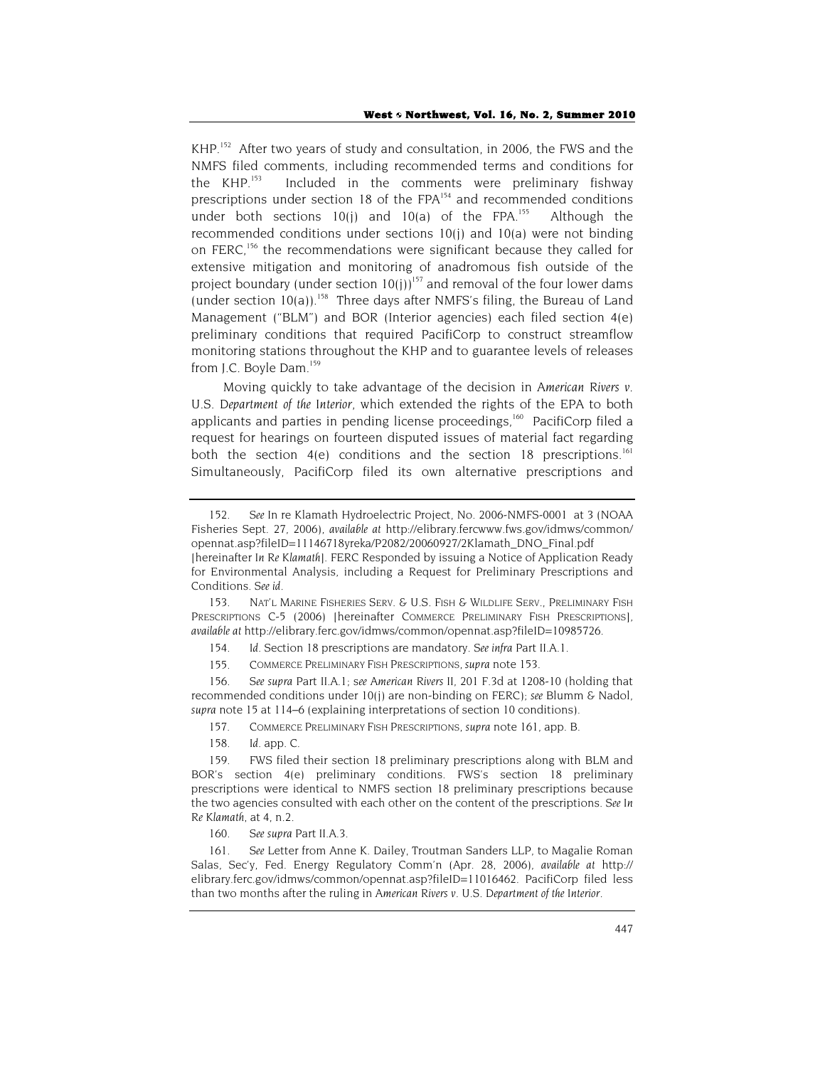KHP.[152] After two years of study and consultation, in 2006, the FWS and the NMFS filed comments, including recommended terms and conditions for the KHP.[153] Included in the comments were preliminary fishway prescriptions under section 18 of the FPA[154] and recommended conditions under both sections 10(j) and 10(a) of the FPA.[155] Although the recommended conditions under sections 10(j) and 10(a) were not binding on FERC,[156] the recommendations were significant because they called for extensive mitigation and monitoring of anadromous fish outside of the project boundary (under section 10(j))[157] and removal of the four lower dams (under section 10(a)).[158] Three days after NMFS's filing, the Bureau of Land Management ("BLM") and BOR (Interior agencies) each filed section 4(e) preliminary conditions that required PacifiCorp to construct streamflow monitoring stations throughout the KHP and to guarantee levels of releases from J.C. Boyle Dam.[159]

Moving quickly to take advantage of the decision in *American Rivers v. U.S. Department of the Interior*, which extended the rights of the EPA to both applicants and parties in pending license proceedings,[160] PacifiCorp filed a request for hearings on fourteen disputed issues of material fact regarding both the section 4(e) conditions and the section 18 prescriptions.[161] Simultaneously, PacifiCorp filed its own alternative prescriptions and

---

152. *See* In re Klamath Hydroelectric Project, No. 2006-NMFS-0001 at 3 (NOAA Fisheries Sept. 27, 2006), *available at* http://elibrary.fercwww.fws.gov/idmws/common/opennat.asp?fileID=11146718yreka/P2082/20060927/2Klamath_DNO_Final.pdf [hereinafter *In Re Klamath*]. FERC Responded by issuing a Notice of Application Ready for Environmental Analysis, including a Request for Preliminary Prescriptions and Conditions. *See id.*

153. NAT'L MARINE FISHERIES SERV. & U.S. FISH & WILDLIFE SERV., PRELIMINARY FISH PRESCRIPTIONS C-5 (2006) [hereinafter COMMERCE PRELIMINARY FISH PRESCRIPTIONS], *available at* http://elibrary.ferc.gov/idmws/common/opennat.asp?fileID=10985726.

154. *Id.* Section 18 prescriptions are mandatory. *See infra* Part II.A.1.

155. COMMERCE PRELIMINARY FISH PRESCRIPTIONS, *supra* note 153.

156. *See supra* Part II.A.1; *see American Rivers II*, 201 F.3d at 1208-10 (holding that recommended conditions under 10(j) are non-binding on FERC); *see* Blumm & Nadol, *supra* note 15 at 114–6 (explaining interpretations of section 10 conditions).

157. COMMERCE PRELIMINARY FISH PRESCRIPTIONS, *supra* note 161, app. B.

158. *Id.* app. C.

159. FWS filed their section 18 preliminary prescriptions along with BLM and BOR's section 4(e) preliminary conditions. FWS's section 18 preliminary prescriptions were identical to NMFS section 18 preliminary prescriptions because the two agencies consulted with each other on the content of the prescriptions. *See In Re Klamath*, at 4, n.2.

160. *See supra* Part II.A.3.

161. *See* Letter from Anne K. Dailey, Troutman Sanders LLP, to Magalie Roman Salas, Sec'y, Fed. Energy Regulatory Comm'n (Apr. 28, 2006), *available at* http://elibrary.ferc.gov/idmws/common/opennat.asp?fileID=11016462. PacifiCorp filed less than two months after the ruling in *American Rivers v. U.S. Department of the Interior*.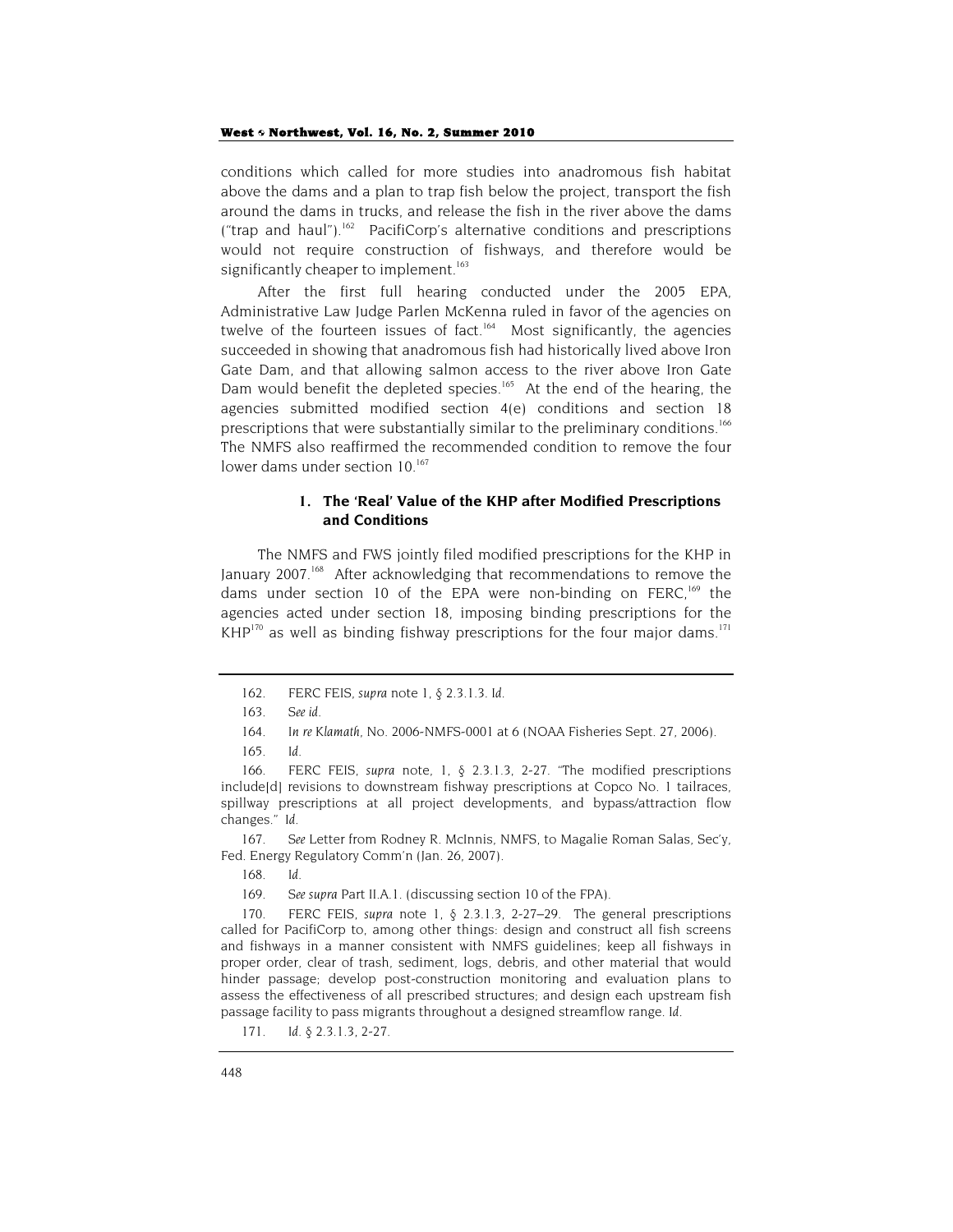conditions which called for more studies into anadromous fish habitat above the dams and a plan to trap fish below the project, transport the fish around the dams in trucks, and release the fish in the river above the dams ("trap and haul").[162] PacifiCorp's alternative conditions and prescriptions would not require construction of fishways, and therefore would be significantly cheaper to implement.[163]

After the first full hearing conducted under the 2005 EPA, Administrative Law Judge Parlen McKenna ruled in favor of the agencies on twelve of the fourteen issues of fact.[164] Most significantly, the agencies succeeded in showing that anadromous fish had historically lived above Iron Gate Dam, and that allowing salmon access to the river above Iron Gate Dam would benefit the depleted species.[165] At the end of the hearing, the agencies submitted modified section 4(e) conditions and section 18 prescriptions that were substantially similar to the preliminary conditions.[166] The NMFS also reaffirmed the recommended condition to remove the four lower dams under section 10.[167]

### 1. The 'Real' Value of the KHP after Modified Prescriptions and Conditions

The NMFS and FWS jointly filed modified prescriptions for the KHP in January 2007.[168] After acknowledging that recommendations to remove the dams under section 10 of the EPA were non-binding on FERC,[169] the agencies acted under section 18, imposing binding prescriptions for the KHP[170] as well as binding fishway prescriptions for the four major dams.[171]

---

162. FERC FEIS, *supra* note 1, § 2.3.1.3. *Id.*

163. *See id.*

164. *In re Klamath*, No. 2006-NMFS-0001 at 6 (NOAA Fisheries Sept. 27, 2006).

165. *Id.*

166. FERC FEIS, *supra* note, 1, § 2.3.1.3, 2-27. "The modified prescriptions include[d] revisions to downstream fishway prescriptions at Copco No. 1 tailraces, spillway prescriptions at all project developments, and bypass/attraction flow changes." *Id.*

167. *See* Letter from Rodney R. McInnis, NMFS, to Magalie Roman Salas, Sec'y, Fed. Energy Regulatory Comm'n (Jan. 26, 2007).

168. *Id.*

169. *See supra* Part II.A.1. (discussing section 10 of the FPA).

170. FERC FEIS, *supra* note 1, § 2.3.1.3, 2-27–29. The general prescriptions called for PacifiCorp to, among other things: design and construct all fish screens and fishways in a manner consistent with NMFS guidelines; keep all fishways in proper order, clear of trash, sediment, logs, debris, and other material that would hinder passage; develop post-construction monitoring and evaluation plans to assess the effectiveness of all prescribed structures; and design each upstream fish passage facility to pass migrants throughout a designed streamflow range. *Id.*

171. *Id.* § 2.3.1.3, 2-27.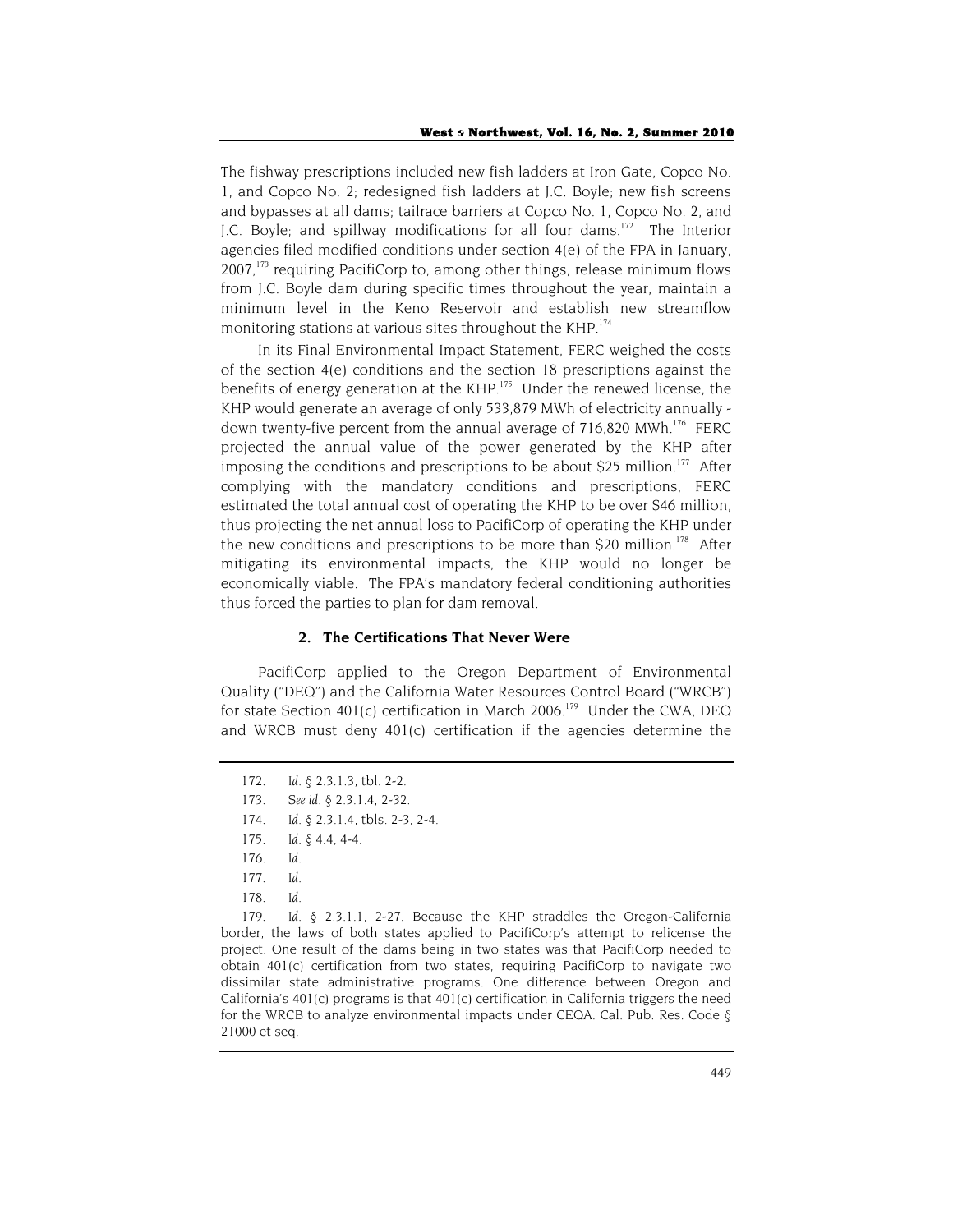The fishway prescriptions included new fish ladders at Iron Gate, Copco No. 1, and Copco No. 2; redesigned fish ladders at J.C. Boyle; new fish screens and bypasses at all dams; tailrace barriers at Copco No. 1, Copco No. 2, and J.C. Boyle; and spillway modifications for all four dams.[172] The Interior agencies filed modified conditions under section 4(e) of the FPA in January, 2007,[173] requiring PacifiCorp to, among other things, release minimum flows from J.C. Boyle dam during specific times throughout the year, maintain a minimum level in the Keno Reservoir and establish new streamflow monitoring stations at various sites throughout the KHP.[174]

In its Final Environmental Impact Statement, FERC weighed the costs of the section 4(e) conditions and the section 18 prescriptions against the benefits of energy generation at the KHP.[175] Under the renewed license, the KHP would generate an average of only 533,879 MWh of electricity annually - down twenty-five percent from the annual average of 716,820 MWh.[176] FERC projected the annual value of the power generated by the KHP after imposing the conditions and prescriptions to be about $25 million.[177] After complying with the mandatory conditions and prescriptions, FERC estimated the total annual cost of operating the KHP to be over $46 million, thus projecting the net annual loss to PacifiCorp of operating the KHP under the new conditions and prescriptions to be more than $20 million.[178] After mitigating its environmental impacts, the KHP would no longer be economically viable. The FPA's mandatory federal conditioning authorities thus forced the parties to plan for dam removal.

### 2. The Certifications That Never Were

PacifiCorp applied to the Oregon Department of Environmental Quality ("DEQ") and the California Water Resources Control Board ("WRCB") for state Section 401(c) certification in March 2006.[179] Under the CWA, DEQ and WRCB must deny 401(c) certification if the agencies determine the

---

172. *Id.* § 2.3.1.3, tbl. 2-2.

173. *See id.* § 2.3.1.4, 2-32.

174. *Id.* § 2.3.1.4, tbls. 2-3, 2-4.

175. *Id.* § 4.4, 4-4.

176. *Id.*

177. *Id.*

178. *Id.*

179. *Id.* § 2.3.1.1, 2-27. Because the KHP straddles the Oregon-California border, the laws of both states applied to PacifiCorp's attempt to relicense the project. One result of the dams being in two states was that PacifiCorp needed to obtain 401(c) certification from two states, requiring PacifiCorp to navigate two dissimilar state administrative programs. One difference between Oregon and California's 401(c) programs is that 401(c) certification in California triggers the need for the WRCB to analyze environmental impacts under CEQA. Cal. Pub. Res. Code § 21000 et seq.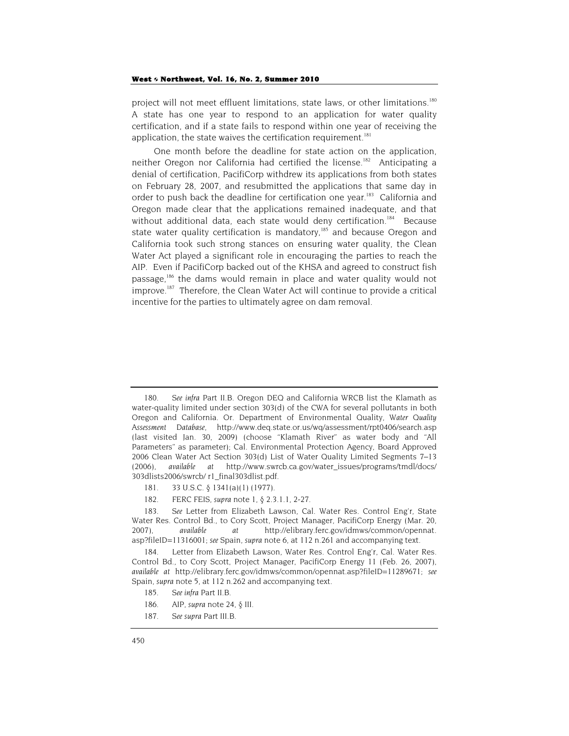project will not meet effluent limitations, state laws, or other limitations.[180] A state has one year to respond to an application for water quality certification, and if a state fails to respond within one year of receiving the application, the state waives the certification requirement.[181]

One month before the deadline for state action on the application, neither Oregon nor California had certified the license.[182] Anticipating a denial of certification, PacifiCorp withdrew its applications from both states on February 28, 2007, and resubmitted the applications that same day in order to push back the deadline for certification one year.[183] California and Oregon made clear that the applications remained inadequate, and that without additional data, each state would deny certification.[184] Because state water quality certification is mandatory,[185] and because Oregon and California took such strong stances on ensuring water quality, the Clean Water Act played a significant role in encouraging the parties to reach the AIP. Even if PacifiCorp backed out of the KHSA and agreed to construct fish passage,[186] the dams would remain in place and water quality would not improve.[187] Therefore, the Clean Water Act will continue to provide a critical incentive for the parties to ultimately agree on dam removal.

---

180. *See infra* Part II.B. Oregon DEQ and California WRCB list the Klamath as water-quality limited under section 303(d) of the CWA for several pollutants in both Oregon and California. Or. Department of Environmental Quality, *Water Quality Assessment Database*, http://www.deq.state.or.us/wq/assessment/rpt0406/search.asp (last visited Jan. 30, 2009) (choose "Klamath River" as water body and "All Parameters" as parameter); Cal. Environmental Protection Agency, Board Approved 2006 Clean Water Act Section 303(d) List of Water Quality Limited Segments 7–13 (2006), *available at* http://www.swrcb.ca.gov/water_issues/programs/tmdl/docs/303dlists2006/swrcb/ r1_final303dlist.pdf.

181. 33 U.S.C. § 1341(a)(1) (1977).

182. FERC FEIS, *supra* note 1, § 2.3.1.1, 2-27.

183. *See* Letter from Elizabeth Lawson, Cal. Water Res. Control Eng'r, State Water Res. Control Bd., to Cory Scott, Project Manager, PacifiCorp Energy (Mar. 20, 2007), *available at* http://elibrary.ferc.gov/idmws/common/opennat.asp?fileID=11316001; *see* Spain, *supra* note 6, at 112 n.261 and accompanying text.

184. Letter from Elizabeth Lawson, Water Res. Control Eng'r, Cal. Water Res. Control Bd., to Cory Scott, Project Manager, PacifiCorp Energy 11 (Feb. 26, 2007), *available at* http://elibrary.ferc.gov/idmws/common/opennat.asp?fileID=11289671; *see* Spain, *supra* note 5, at 112 n.262 and accompanying text.

185. *See infra* Part II.B.

186. AIP, *supra* note 24, § III.

187. *See supra* Part III.B.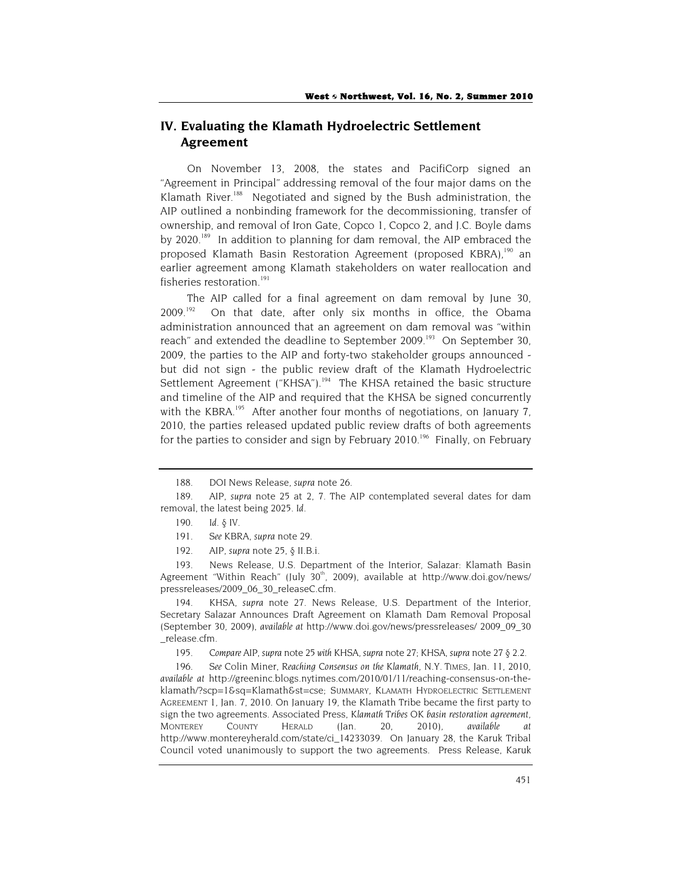## IV. Evaluating the Klamath Hydroelectric Settlement Agreement

On November 13, 2008, the states and PacifiCorp signed an "Agreement in Principal" addressing removal of the four major dams on the Klamath River.[188] Negotiated and signed by the Bush administration, the AIP outlined a nonbinding framework for the decommissioning, transfer of ownership, and removal of Iron Gate, Copco 1, Copco 2, and J.C. Boyle dams by 2020.[189] In addition to planning for dam removal, the AIP embraced the proposed Klamath Basin Restoration Agreement (proposed KBRA),[190] an earlier agreement among Klamath stakeholders on water reallocation and fisheries restoration.[191]

The AIP called for a final agreement on dam removal by June 30, 2009.[192] On that date, after only six months in office, the Obama administration announced that an agreement on dam removal was "within reach" and extended the deadline to September 2009.[193] On September 30, 2009, the parties to the AIP and forty-two stakeholder groups announced - but did not sign - the public review draft of the Klamath Hydroelectric Settlement Agreement ("KHSA").[194] The KHSA retained the basic structure and timeline of the AIP and required that the KHSA be signed concurrently with the KBRA.[195] After another four months of negotiations, on January 7, 2010, the parties released updated public review drafts of both agreements for the parties to consider and sign by February 2010.[196] Finally, on February

---

188. DOI News Release, *supra* note 26.

189. AIP, *supra* note 25 at 2, 7. The AIP contemplated several dates for dam removal, the latest being 2025. *Id*.

190. *Id*. § IV.

191. *See* KBRA, *supra* note 29.

192. AIP, *supra* note 25, § II.B.i.

193. News Release, U.S. Department of the Interior, Salazar: Klamath Basin Agreement "Within Reach" (July 30th, 2009), available at http://www.doi.gov/news/pressreleases/2009_06_30_releaseC.cfm.

194. KHSA, *supra* note 27. News Release, U.S. Department of the Interior, Secretary Salazar Announces Draft Agreement on Klamath Dam Removal Proposal (September 30, 2009), *available at* http://www.doi.gov/news/pressreleases/ 2009_09_30_release.cfm.

195. *Compare* AIP, *supra* note 25 *with* KHSA, *supra* note 27; KHSA, *supra* note 27 § 2.2.

196. *See* Colin Miner, *Reaching Consensus on the Klamath*, N.Y. TIMES, Jan. 11, 2010, *available at* http://greeninc.blogs.nytimes.com/2010/01/11/reaching-consensus-on-the-klamath/?scp=1&sq=Klamath&st=cse; SUMMARY, KLAMATH HYDROELECTRIC SETTLEMENT AGREEMENT 1, Jan. 7, 2010. On January 19, the Klamath Tribe became the first party to sign the two agreements. Associated Press, *Klamath Tribes OK basin restoration agreement*, MONTEREY COUNTY HERALD (Jan. 20, 2010), *available at* http://www.montereyherald.com/state/ci_14233039. On January 28, the Karuk Tribal Council voted unanimously to support the two agreements. Press Release, Karuk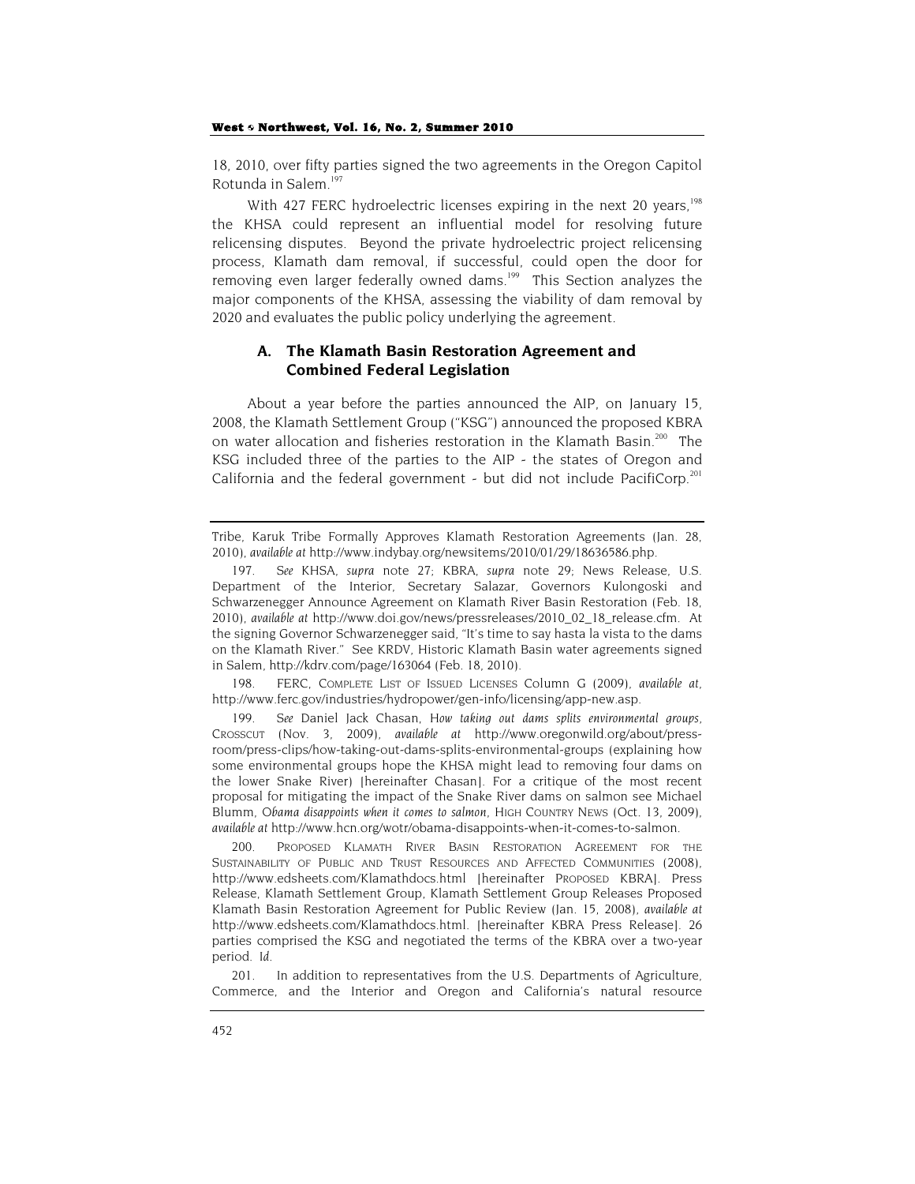18, 2010, over fifty parties signed the two agreements in the Oregon Capitol Rotunda in Salem.[197]

With 427 FERC hydroelectric licenses expiring in the next 20 years,[198] the KHSA could represent an influential model for resolving future relicensing disputes. Beyond the private hydroelectric project relicensing process, Klamath dam removal, if successful, could open the door for removing even larger federally owned dams.[199] This Section analyzes the major components of the KHSA, assessing the viability of dam removal by 2020 and evaluates the public policy underlying the agreement.

### A. The Klamath Basin Restoration Agreement and Combined Federal Legislation

About a year before the parties announced the AIP, on January 15, 2008, the Klamath Settlement Group ("KSG") announced the proposed KBRA on water allocation and fisheries restoration in the Klamath Basin.[200] The KSG included three of the parties to the AIP - the states of Oregon and California and the federal government - but did not include PacifiCorp.[201]

---

Tribe, Karuk Tribe Formally Approves Klamath Restoration Agreements (Jan. 28, 2010), *available at* http://www.indybay.org/newsitems/2010/01/29/18636586.php.

197. *See* KHSA, *supra* note 27; KBRA, *supra* note 29; News Release, U.S. Department of the Interior, Secretary Salazar, Governors Kulongoski and Schwarzenegger Announce Agreement on Klamath River Basin Restoration (Feb. 18, 2010), *available at* http://www.doi.gov/news/pressreleases/2010_02_18_release.cfm. At the signing Governor Schwarzenegger said, "It's time to say hasta la vista to the dams on the Klamath River." See KRDV, Historic Klamath Basin water agreements signed in Salem, http://kdrv.com/page/163064 (Feb. 18, 2010).

198. FERC, COMPLETE LIST OF ISSUED LICENSES Column G (2009), *available at*, http://www.ferc.gov/industries/hydropower/gen-info/licensing/app-new.asp.

199. *See* Daniel Jack Chasan, *How taking out dams splits environmental groups*, CROSSCUT (NOV. 3, 2009), *available at* http://www.oregonwild.org/about/press-room/press-clips/how-taking-out-dams-splits-environmental-groups (explaining how some environmental groups hope the KHSA might lead to removing four dams on the lower Snake River) [hereinafter Chasan]. For a critique of the most recent proposal for mitigating the impact of the Snake River dams on salmon see Michael Blumm, *Obama disappoints when it comes to salmon*, HIGH COUNTRY NEWS (Oct. 13, 2009), *available at* http://www.hcn.org/wotr/obama-disappoints-when-it-comes-to-salmon.

200. PROPOSED KLAMATH RIVER BASIN RESTORATION AGREEMENT FOR THE SUSTAINABILITY OF PUBLIC AND TRUST RESOURCES AND AFFECTED COMMUNITIES (2008), http://www.edsheets.com/Klamathdocs.html [hereinafter PROPOSED KBRA]. Press Release, Klamath Settlement Group, Klamath Settlement Group Releases Proposed Klamath Basin Restoration Agreement for Public Review (Jan. 15, 2008), *available at* http://www.edsheets.com/Klamathdocs.html. [hereinafter KBRA Press Release]. 26 parties comprised the KSG and negotiated the terms of the KBRA over a two-year period. *Id.*

201. In addition to representatives from the U.S. Departments of Agriculture, Commerce, and the Interior and Oregon and California's natural resource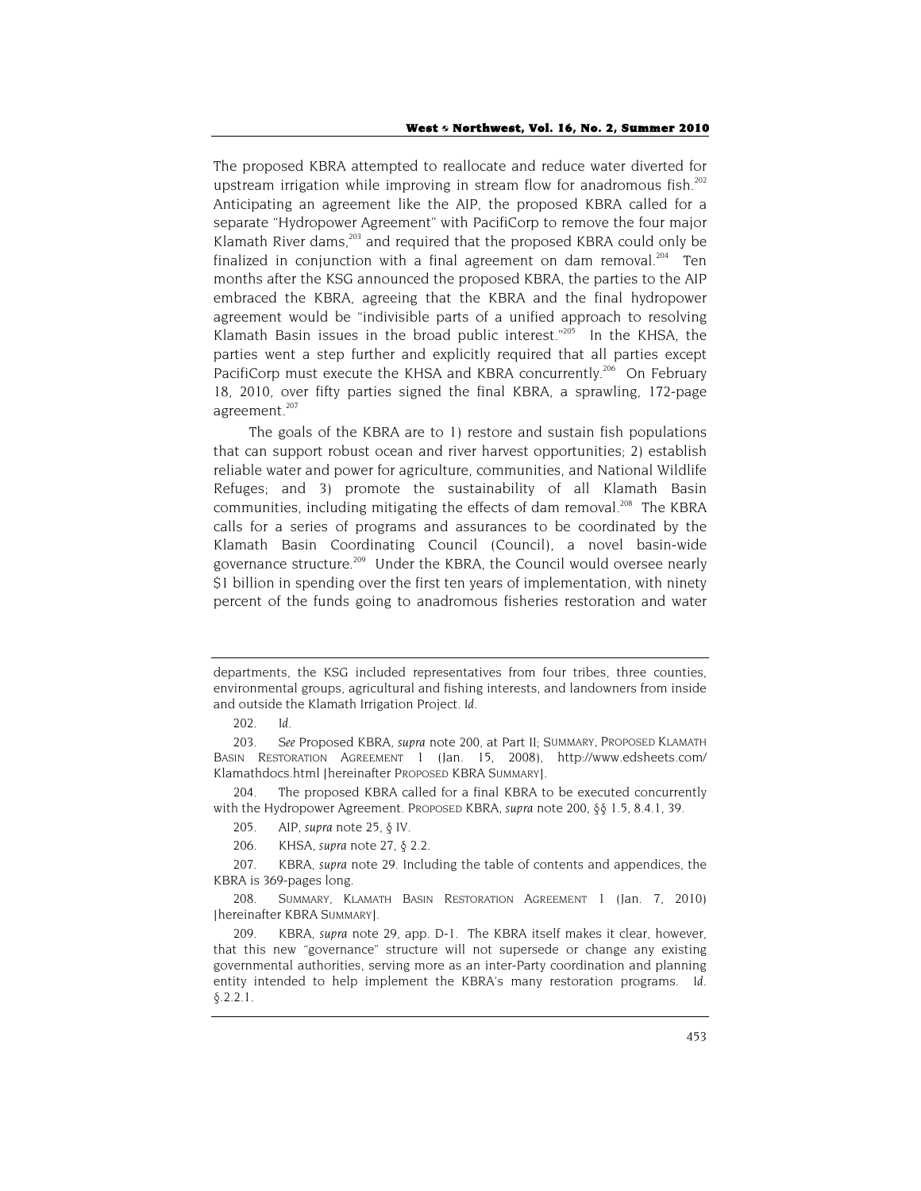The proposed KBRA attempted to reallocate and reduce water diverted for upstream irrigation while improving in stream flow for anadromous fish.[202] Anticipating an agreement like the AIP, the proposed KBRA called for a separate "Hydropower Agreement" with PacifiCorp to remove the four major Klamath River dams,[203] and required that the proposed KBRA could only be finalized in conjunction with a final agreement on dam removal.[204] Ten months after the KSG announced the proposed KBRA, the parties to the AIP embraced the KBRA, agreeing that the KBRA and the final hydropower agreement would be "indivisible parts of a unified approach to resolving Klamath Basin issues in the broad public interest."[205] In the KHSA, the parties went a step further and explicitly required that all parties except PacifiCorp must execute the KHSA and KBRA concurrently.[206] On February 18, 2010, over fifty parties signed the final KBRA, a sprawling, 172-page agreement.[207]

The goals of the KBRA are to 1) restore and sustain fish populations that can support robust ocean and river harvest opportunities; 2) establish reliable water and power for agriculture, communities, and National Wildlife Refuges; and 3) promote the sustainability of all Klamath Basin communities, including mitigating the effects of dam removal.[208] The KBRA calls for a series of programs and assurances to be coordinated by the Klamath Basin Coordinating Council (Council), a novel basin-wide governance structure.[209] Under the KBRA, the Council would oversee nearly $1 billion in spending over the first ten years of implementation, with ninety percent of the funds going to anadromous fisheries restoration and water

---

departments, the KSG included representatives from four tribes, three counties, environmental groups, agricultural and fishing interests, and landowners from inside and outside the Klamath Irrigation Project. *Id.*

202. *Id.*

203. *See* Proposed KBRA, *supra* note 200, at Part II; SUMMARY, PROPOSED KLAMATH BASIN RESTORATION AGREEMENT 1 (Jan. 15, 2008), http://www.edsheets.com/Klamathdocs.html [hereinafter PROPOSED KBRA SUMMARY].

204. The proposed KBRA called for a final KBRA to be executed concurrently with the Hydropower Agreement. PROPOSED KBRA, *supra* note 200, §§ 1.5, 8.4.1, 39.

205. AIP, *supra* note 25, § IV.

206. KHSA, *supra* note 27, § 2.2.

207. KBRA, *supra* note 29. Including the table of contents and appendices, the KBRA is 369-pages long.

208. SUMMARY, KLAMATH BASIN RESTORATION AGREEMENT 1 (Jan. 7, 2010) [hereinafter KBRA SUMMARY].

209. KBRA, *supra* note 29, app. D-1. The KBRA itself makes it clear, however, that this new "governance" structure will not supersede or change any existing governmental authorities, serving more as an inter-Party coordination and planning entity intended to help implement the KBRA's many restoration programs. *Id.* §.2.2.1.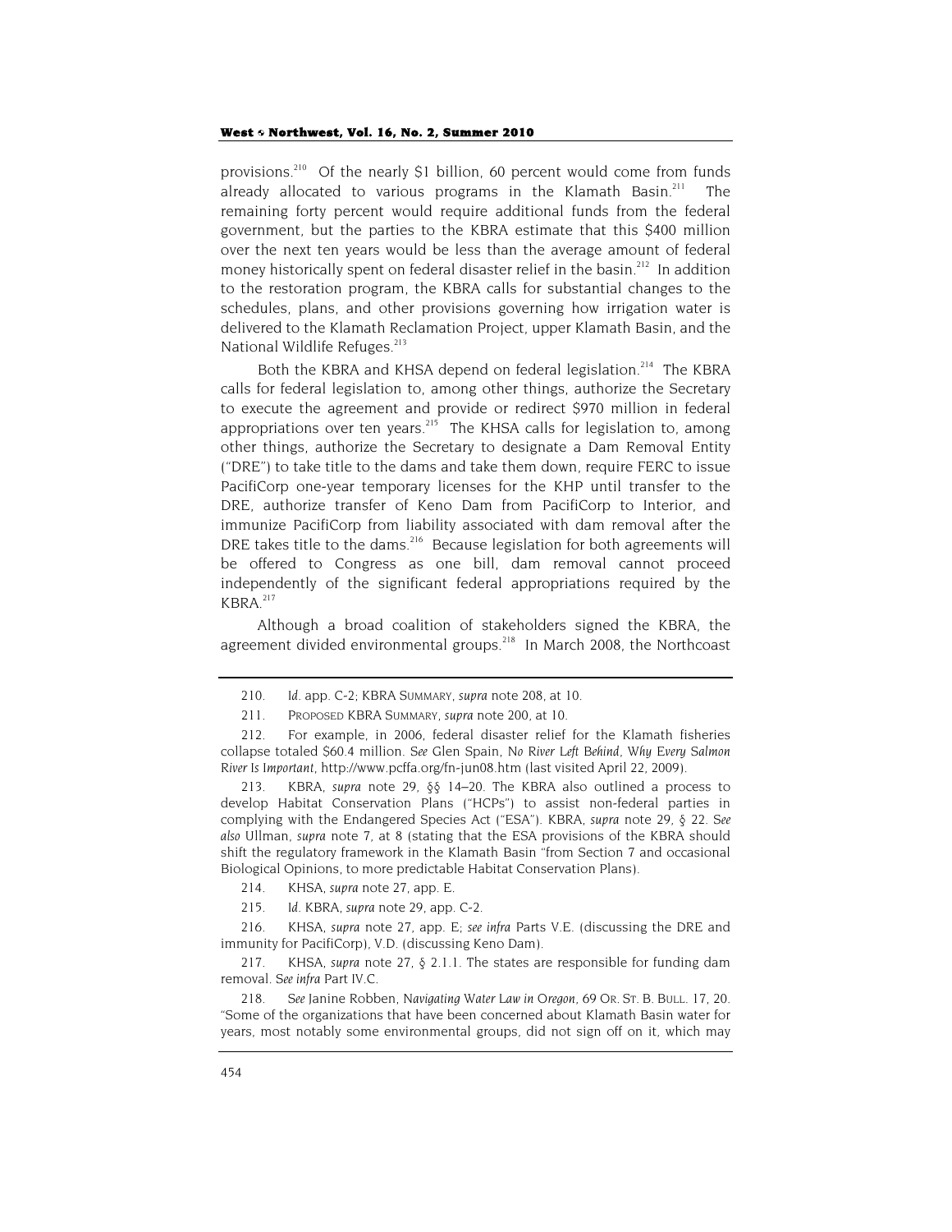provisions.[210] Of the nearly $1 billion, 60 percent would come from funds already allocated to various programs in the Klamath Basin.[211] The remaining forty percent would require additional funds from the federal government, but the parties to the KBRA estimate that this $400 million over the next ten years would be less than the average amount of federal money historically spent on federal disaster relief in the basin.[212] In addition to the restoration program, the KBRA calls for substantial changes to the schedules, plans, and other provisions governing how irrigation water is delivered to the Klamath Reclamation Project, upper Klamath Basin, and the National Wildlife Refuges.[213]

Both the KBRA and KHSA depend on federal legislation.[214] The KBRA calls for federal legislation to, among other things, authorize the Secretary to execute the agreement and provide or redirect $970 million in federal appropriations over ten years.[215] The KHSA calls for legislation to, among other things, authorize the Secretary to designate a Dam Removal Entity ("DRE") to take title to the dams and take them down, require FERC to issue PacifiCorp one-year temporary licenses for the KHP until transfer to the DRE, authorize transfer of Keno Dam from PacifiCorp to Interior, and immunize PacifiCorp from liability associated with dam removal after the DRE takes title to the dams.[216] Because legislation for both agreements will be offered to Congress as one bill, dam removal cannot proceed independently of the significant federal appropriations required by the KBRA.[217]

Although a broad coalition of stakeholders signed the KBRA, the agreement divided environmental groups.[218] In March 2008, the Northcoast

---

210. *Id.* app. C-2; KBRA SUMMARY, *supra* note 208, at 10.

211. PROPOSED KBRA SUMMARY, *supra* note 200, at 10.

212. For example, in 2006, federal disaster relief for the Klamath fisheries collapse totaled $60.4 million. *See* Glen Spain, *No River Left Behind, Why Every Salmon River Is Important*, http://www.pcffa.org/fn-jun08.htm (last visited April 22, 2009).

213. KBRA, *supra* note 29, §§ 14–20. The KBRA also outlined a process to develop Habitat Conservation Plans ("HCPs") to assist non-federal parties in complying with the Endangered Species Act ("ESA"). KBRA, *supra* note 29, § 22. *See also* Ullman, *supra* note 7, at 8 (stating that the ESA provisions of the KBRA should shift the regulatory framework in the Klamath Basin "from Section 7 and occasional Biological Opinions, to more predictable Habitat Conservation Plans).

214. KHSA, *supra* note 27, app. E.

215. *Id.* KBRA, *supra* note 29, app. C-2.

216. KHSA, *supra* note 27, app. E; *see infra* Parts V.E. (discussing the DRE and immunity for PacifiCorp), V.D. (discussing Keno Dam).

217. KHSA, *supra* note 27, § 2.1.1. The states are responsible for funding dam removal. *See infra* Part IV.C.

218. *See* Janine Robben, *Navigating Water Law in Oregon*, 69 OR. ST. B. BULL. 17, 20. "Some of the organizations that have been concerned about Klamath Basin water for years, most notably some environmental groups, did not sign off on it, which may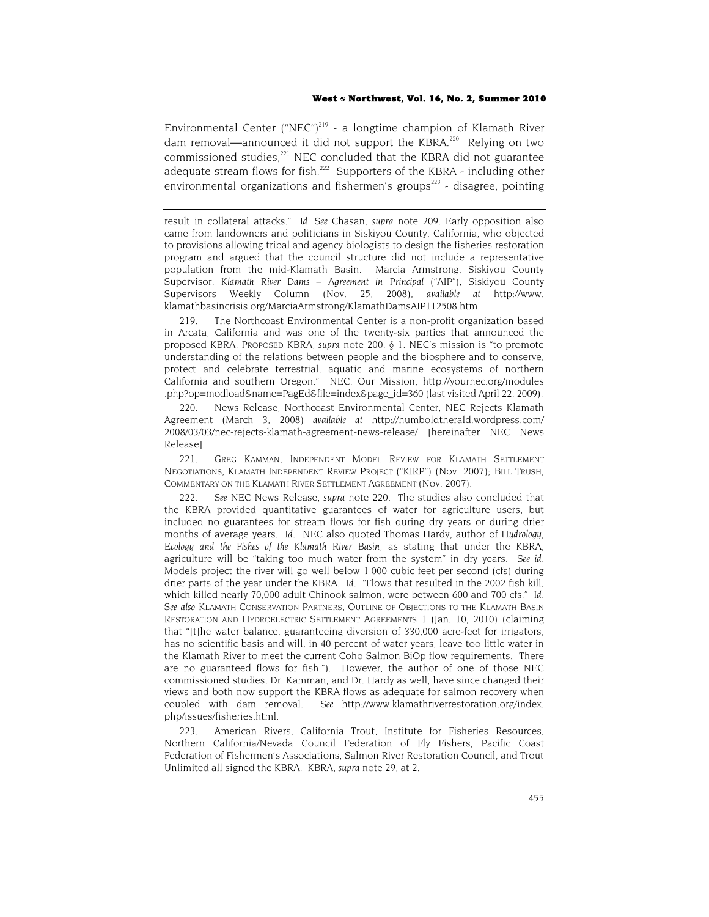Environmental Center ("NEC")[219] - a longtime champion of Klamath River dam removal—announced it did not support the KBRA.[220] Relying on two commissioned studies,[221] NEC concluded that the KBRA did not guarantee adequate stream flows for fish.[222] Supporters of the KBRA - including other environmental organizations and fishermen's groups[223] - disagree, pointing

---

result in collateral attacks." *Id.* *See* Chasan, *supra* note 209. Early opposition also came from landowners and politicians in Siskiyou County, California, who objected to provisions allowing tribal and agency biologists to design the fisheries restoration program and argued that the council structure did not include a representative population from the mid-Klamath Basin. Marcia Armstrong, Siskiyou County Supervisor, *Klamath River Dams – Agreement in Principal* ("AIP"), Siskiyou County Supervisors Weekly Column (Nov. 25, 2008), *available at* http://www.klamathbasincrisis.org/MarciaArmstrong/KlamathDamsAIP112508.htm.

219. The Northcoast Environmental Center is a non-profit organization based in Arcata, California and was one of the twenty-six parties that announced the proposed KBRA. PROPOSED KBRA, *supra* note 200, § 1. NEC's mission is "to promote understanding of the relations between people and the biosphere and to conserve, protect and celebrate terrestrial, aquatic and marine ecosystems of northern California and southern Oregon." NEC, Our Mission, http://yournec.org/modules.php?op=modload&name=PagEd&file=index&page_id=360 (last visited April 22, 2009).

220. News Release, Northcoast Environmental Center, NEC Rejects Klamath Agreement (March 3, 2008) *available at* http://humboldtherald.wordpress.com/2008/03/03/nec-rejects-klamath-agreement-news-release/ [hereinafter NEC News Release].

221. GREG KAMMAN, INDEPENDENT MODEL REVIEW FOR KLAMATH SETTLEMENT NEGOTIATIONS, KLAMATH INDEPENDENT REVIEW PROJECT ("KIRP") (Nov. 2007); BILL TRUSH, COMMENTARY ON THE KLAMATH RIVER SETTLEMENT AGREEMENT (Nov. 2007).

222. *See* NEC News Release, *supra* note 220. The studies also concluded that the KBRA provided quantitative guarantees of water for agriculture users, but included no guarantees for stream flows for fish during dry years or during drier months of average years. *Id.* NEC also quoted Thomas Hardy, author of *Hydrology, Ecology and the Fishes of the Klamath River Basin*, as stating that under the KBRA, agriculture will be "taking too much water from the system" in dry years. *See id.* Models project the river will go well below 1,000 cubic feet per second (cfs) during drier parts of the year under the KBRA. *Id.* "Flows that resulted in the 2002 fish kill, which killed nearly 70,000 adult Chinook salmon, were between 600 and 700 cfs." *Id.* *See also* KLAMATH CONSERVATION PARTNERS, OUTLINE OF OBJECTIONS TO THE KLAMATH BASIN RESTORATION AND HYDROELECTRIC SETTLEMENT AGREEMENTS 1 (Jan. 10, 2010) (claiming that "[t]he water balance, guaranteeing diversion of 330,000 acre-feet for irrigators, has no scientific basis and will, in 40 percent of water years, leave too little water in the Klamath River to meet the current Coho Salmon BiOp flow requirements. There are no guaranteed flows for fish."). However, the author of one of those NEC commissioned studies, Dr. Kamman, and Dr. Hardy as well, have since changed their views and both now support the KBRA flows as adequate for salmon recovery when coupled with dam removal. *See* http://www.klamathriverrestoration.org/index.php/issues/fisheries.html.

223. American Rivers, California Trout, Institute for Fisheries Resources, Northern California/Nevada Council Federation of Fly Fishers, Pacific Coast Federation of Fishermen's Associations, Salmon River Restoration Council, and Trout Unlimited all signed the KBRA. KBRA, *supra* note 29, at 2.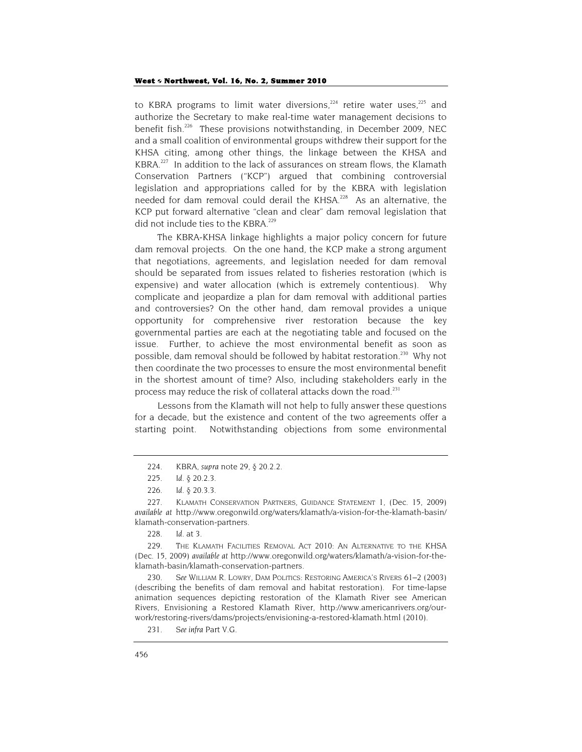to KBRA programs to limit water diversions,[224] retire water uses,[225] and authorize the Secretary to make real-time water management decisions to benefit fish.[226] These provisions notwithstanding, in December 2009, NEC and a small coalition of environmental groups withdrew their support for the KHSA citing, among other things, the linkage between the KHSA and KBRA.[227] In addition to the lack of assurances on stream flows, the Klamath Conservation Partners ("KCP") argued that combining controversial legislation and appropriations called for by the KBRA with legislation needed for dam removal could derail the KHSA.[228] As an alternative, the KCP put forward alternative "clean and clear" dam removal legislation that did not include ties to the KBRA.[229]

The KBRA-KHSA linkage highlights a major policy concern for future dam removal projects. On the one hand, the KCP make a strong argument that negotiations, agreements, and legislation needed for dam removal should be separated from issues related to fisheries restoration (which is expensive) and water allocation (which is extremely contentious). Why complicate and jeopardize a plan for dam removal with additional parties and controversies? On the other hand, dam removal provides a unique opportunity for comprehensive river restoration because the key governmental parties are each at the negotiating table and focused on the issue. Further, to achieve the most environmental benefit as soon as possible, dam removal should be followed by habitat restoration.[230] Why not then coordinate the two processes to ensure the most environmental benefit in the shortest amount of time? Also, including stakeholders early in the process may reduce the risk of collateral attacks down the road.[231]

Lessons from the Klamath will not help to fully answer these questions for a decade, but the existence and content of the two agreements offer a starting point. Notwithstanding objections from some environmental

---

224. KBRA, *supra* note 29, § 20.2.2.

225. *Id.* § 20.2.3.

226. *Id.* § 20.3.3.

227. KLAMATH CONSERVATION PARTNERS, GUIDANCE STATEMENT 1, (Dec. 15, 2009) *available at* http://www.oregonwild.org/waters/klamath/a-vision-for-the-klamath-basin/klamath-conservation-partners.

228. *Id.* at 3.

229. THE KLAMATH FACILITIES REMOVAL ACT 2010: AN ALTERNATIVE TO THE KHSA (Dec. 15, 2009) *available at* http://www.oregonwild.org/waters/klamath/a-vision-for-the-klamath-basin/klamath-conservation-partners.

230. *See* WILLIAM R. LOWRY, DAM POLITICS: RESTORING AMERICA'S RIVERS 61–2 (2003) (describing the benefits of dam removal and habitat restoration). For time-lapse animation sequences depicting restoration of the Klamath River see American Rivers, Envisioning a Restored Klamath River, http://www.americanrivers.org/our-work/restoring-rivers/dams/projects/envisioning-a-restored-klamath.html (2010).

231. *See infra* Part V.G.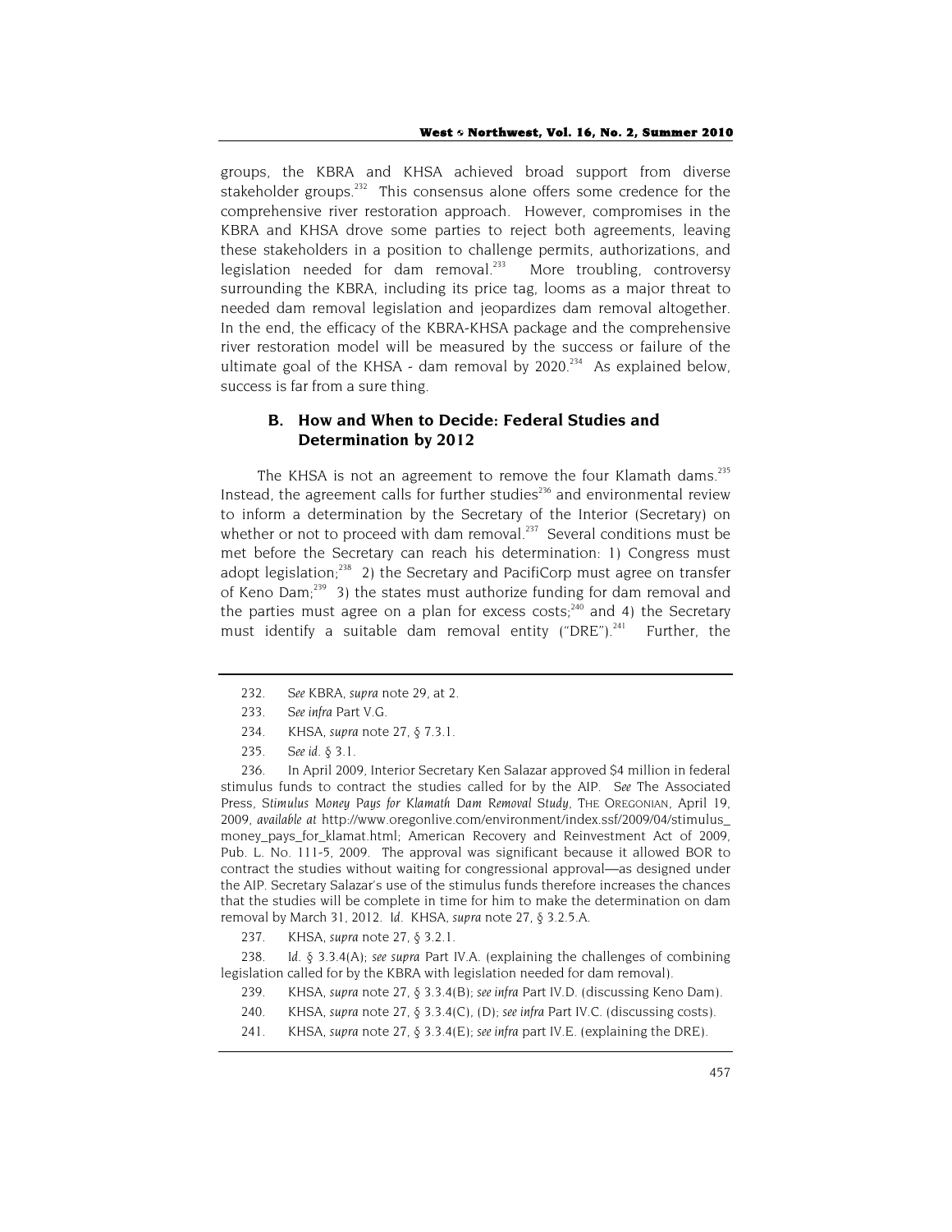groups, the KBRA and KHSA achieved broad support from diverse stakeholder groups.[232] This consensus alone offers some credence for the comprehensive river restoration approach. However, compromises in the KBRA and KHSA drove some parties to reject both agreements, leaving these stakeholders in a position to challenge permits, authorizations, and legislation needed for dam removal.[233] More troubling, controversy surrounding the KBRA, including its price tag, looms as a major threat to needed dam removal legislation and jeopardizes dam removal altogether. In the end, the efficacy of the KBRA-KHSA package and the comprehensive river restoration model will be measured by the success or failure of the ultimate goal of the KHSA - dam removal by 2020.[234] As explained below, success is far from a sure thing.

### B. How and When to Decide: Federal Studies and Determination by 2012

The KHSA is not an agreement to remove the four Klamath dams.[235] Instead, the agreement calls for further studies[236] and environmental review to inform a determination by the Secretary of the Interior (Secretary) on whether or not to proceed with dam removal.[237] Several conditions must be met before the Secretary can reach his determination: 1) Congress must adopt legislation;[238] 2) the Secretary and PacifiCorp must agree on transfer of Keno Dam;[239] 3) the states must authorize funding for dam removal and the parties must agree on a plan for excess costs;[240] and 4) the Secretary must identify a suitable dam removal entity ("DRE").[241] Further, the

---

232. *See* KBRA, *supra* note 29, at 2.

233. *See infra* Part V.G.

234. KHSA, *supra* note 27, § 7.3.1.

235. *See id.* § 3.1.

236. In April 2009, Interior Secretary Ken Salazar approved $4 million in federal stimulus funds to contract the studies called for by the AIP. *See* The Associated Press, *Stimulus Money Pays for Klamath Dam Removal Study*, THE OREGONIAN, April 19, 2009, *available at* http://www.oregonlive.com/environment/index.ssf/2009/04/stimulus_money_pays_for_klamat.html; American Recovery and Reinvestment Act of 2009, Pub. L. No. 111-5, 2009. The approval was significant because it allowed BOR to contract the studies without waiting for congressional approval—as designed under the AIP. Secretary Salazar's use of the stimulus funds therefore increases the chances that the studies will be complete in time for him to make the determination on dam removal by March 31, 2012. *Id.* KHSA, *supra* note 27, § 3.2.5.A.

237. KHSA, *supra* note 27, § 3.2.1.

238. *Id.* § 3.3.4(A); *see supra* Part IV.A. (explaining the challenges of combining legislation called for by the KBRA with legislation needed for dam removal).

239. KHSA, *supra* note 27, § 3.3.4(B); *see infra* Part IV.D. (discussing Keno Dam).

240. KHSA, *supra* note 27, § 3.3.4(C), (D); *see infra* Part IV.C. (discussing costs).

241. KHSA, *supra* note 27, § 3.3.4(E); *see infra* part IV.E. (explaining the DRE).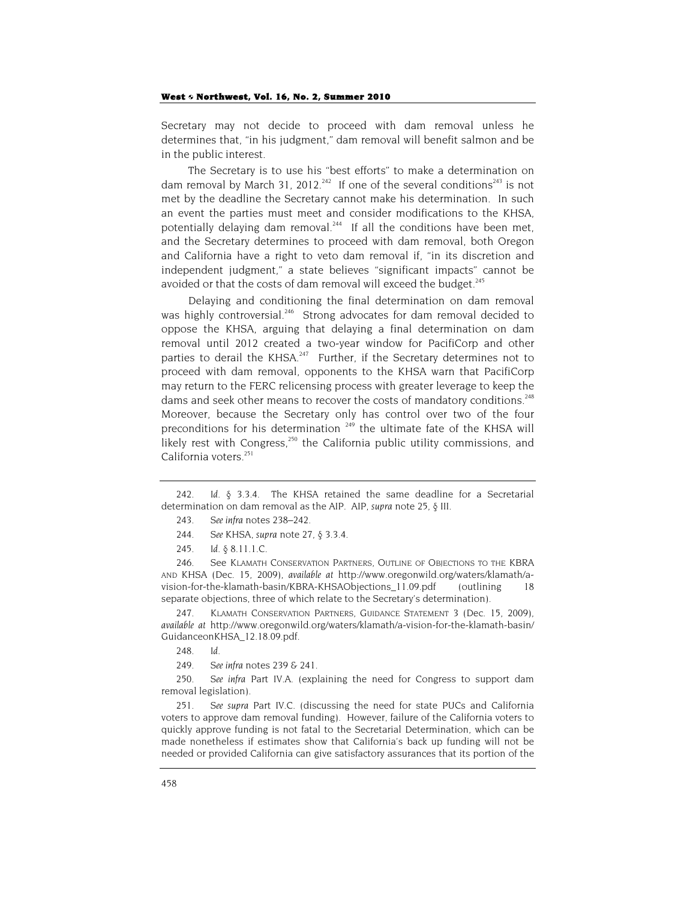Secretary may not decide to proceed with dam removal unless he determines that, "in his judgment," dam removal will benefit salmon and be in the public interest.

The Secretary is to use his "best efforts" to make a determination on dam removal by March 31, 2012.[242] If one of the several conditions[243] is not met by the deadline the Secretary cannot make his determination. In such an event the parties must meet and consider modifications to the KHSA, potentially delaying dam removal.[244] If all the conditions have been met, and the Secretary determines to proceed with dam removal, both Oregon and California have a right to veto dam removal if, "in its discretion and independent judgment," a state believes "significant impacts" cannot be avoided or that the costs of dam removal will exceed the budget.[245]

Delaying and conditioning the final determination on dam removal was highly controversial.[246] Strong advocates for dam removal decided to oppose the KHSA, arguing that delaying a final determination on dam removal until 2012 created a two-year window for PacifiCorp and other parties to derail the KHSA.[247] Further, if the Secretary determines not to proceed with dam removal, opponents to the KHSA warn that PacifiCorp may return to the FERC relicensing process with greater leverage to keep the dams and seek other means to recover the costs of mandatory conditions.[248] Moreover, because the Secretary only has control over two of the four preconditions for his determination [249] the ultimate fate of the KHSA will likely rest with Congress,[250] the California public utility commissions, and California voters.[251]

---

242. *Id.* § 3.3.4. The KHSA retained the same deadline for a Secretarial determination on dam removal as the AIP. AIP, *supra* note 25, § III.

243. *See infra* notes 238–242.

244. *See* KHSA, *supra* note 27, § 3.3.4.

245. *Id.* § 8.11.1.C.

246. See KLAMATH CONSERVATION PARTNERS, OUTLINE OF OBJECTIONS TO THE KBRA AND KHSA (Dec. 15, 2009), *available at* http://www.oregonwild.org/waters/klamath/a-vision-for-the-klamath-basin/KBRA-KHSAObjections_11.09.pdf (outlining 18 separate objections, three of which relate to the Secretary's determination).

247. KLAMATH CONSERVATION PARTNERS, GUIDANCE STATEMENT 3 (Dec. 15, 2009), *available at* http://www.oregonwild.org/waters/klamath/a-vision-for-the-klamath-basin/GuidanceonKHSA_12.18.09.pdf.

248. *Id.*

249. *See infra* notes 239 & 241.

250. *See infra* Part IV.A. (explaining the need for Congress to support dam removal legislation).

251. *See supra* Part IV.C. (discussing the need for state PUCs and California voters to approve dam removal funding). However, failure of the California voters to quickly approve funding is not fatal to the Secretarial Determination, which can be made nonetheless if estimates show that California's back up funding will not be needed or provided California can give satisfactory assurances that its portion of the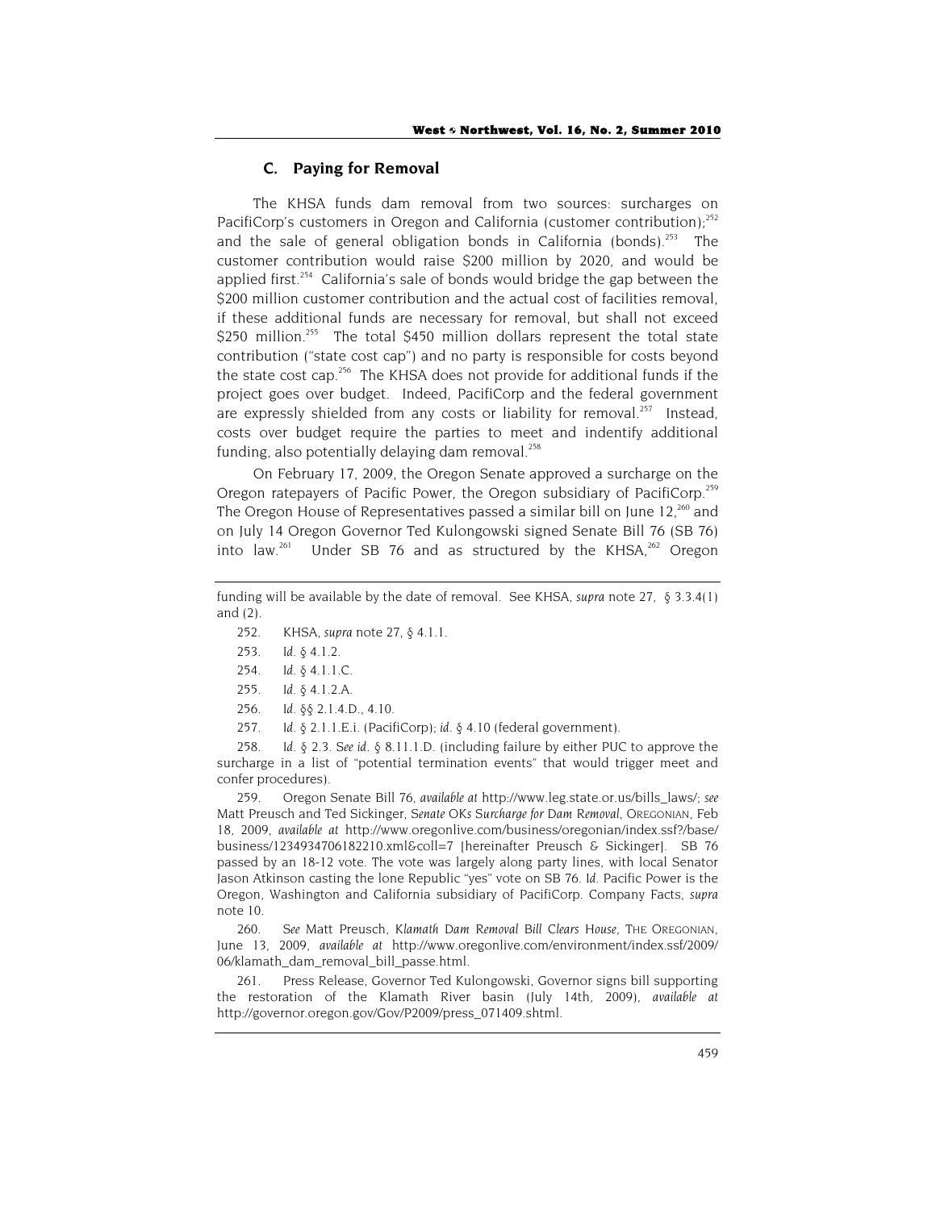### C. Paying for Removal

The KHSA funds dam removal from two sources: surcharges on PacifiCorp's customers in Oregon and California (customer contribution);[252] and the sale of general obligation bonds in California (bonds).[253] The customer contribution would raise $200 million by 2020, and would be applied first.[254] California's sale of bonds would bridge the gap between the $200 million customer contribution and the actual cost of facilities removal, if these additional funds are necessary for removal, but shall not exceed $250 million.[255] The total $450 million dollars represent the total state contribution ("state cost cap") and no party is responsible for costs beyond the state cost cap.[256] The KHSA does not provide for additional funds if the project goes over budget. Indeed, PacifiCorp and the federal government are expressly shielded from any costs or liability for removal.[257] Instead, costs over budget require the parties to meet and indentify additional funding, also potentially delaying dam removal.[258]

On February 17, 2009, the Oregon Senate approved a surcharge on the Oregon ratepayers of Pacific Power, the Oregon subsidiary of PacifiCorp.[259] The Oregon House of Representatives passed a similar bill on June 12,[260] and on July 14 Oregon Governor Ted Kulongowski signed Senate Bill 76 (SB 76) into law.[261] Under SB 76 and as structured by the KHSA,[262] Oregon

---

funding will be available by the date of removal. See KHSA, *supra* note 27, § 3.3.4(1) and (2).

252. KHSA, *supra* note 27, § 4.1.1.

253. *Id.* § 4.1.2.

254. *Id.* § 4.1.1.C.

255. *Id.* § 4.1.2.A.

256. *Id.* §§ 2.1.4.D., 4.10.

257. *Id.* § 2.1.1.E.i. (PacifiCorp); *id.* § 4.10 (federal government).

258. *Id.* § 2.3. *See id.* § 8.11.1.D. (including failure by either PUC to approve the surcharge in a list of "potential termination events" that would trigger meet and confer procedures).

259. Oregon Senate Bill 76, *available at* http://www.leg.state.or.us/bills_laws/; *see* Matt Preusch and Ted Sickinger, *Senate OKs Surcharge for Dam Removal*, OREGONIAN, Feb 18, 2009, *available at* http://www.oregonlive.com/business/oregonian/index.ssf?/base/business/1234934706182210.xml&coll=7 [hereinafter Preusch & Sickinger]. SB 76 passed by an 18-12 vote. The vote was largely along party lines, with local Senator Jason Atkinson casting the lone Republic "yes" vote on SB 76. *Id.* Pacific Power is the Oregon, Washington and California subsidiary of PacifiCorp. Company Facts, *supra* note 10.

260. *See* Matt Preusch, *Klamath Dam Removal Bill Clears House*, THE OREGONIAN, June 13, 2009, *available at* http://www.oregonlive.com/environment/index.ssf/2009/06/klamath_dam_removal_bill_passe.html.

261. Press Release, Governor Ted Kulongowski, Governor signs bill supporting the restoration of the Klamath River basin (July 14th, 2009), *available at* http://governor.oregon.gov/Gov/P2009/press_071409.shtml.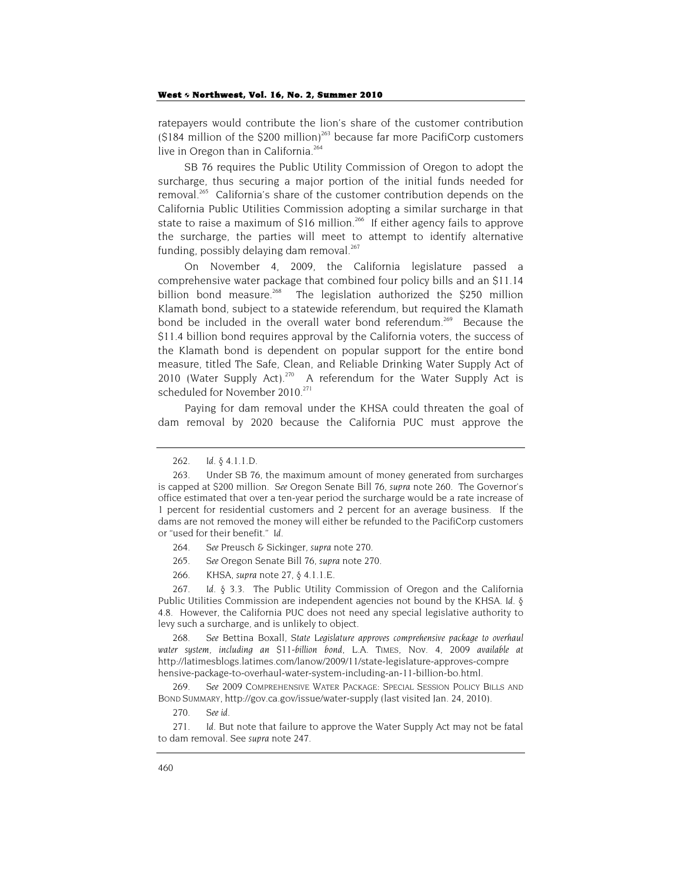ratepayers would contribute the lion's share of the customer contribution ($184 million of the $200 million)[263] because far more PacifiCorp customers live in Oregon than in California.[264]

SB 76 requires the Public Utility Commission of Oregon to adopt the surcharge, thus securing a major portion of the initial funds needed for removal.[265] California's share of the customer contribution depends on the California Public Utilities Commission adopting a similar surcharge in that state to raise a maximum of $16 million.[266] If either agency fails to approve the surcharge, the parties will meet to attempt to identify alternative funding, possibly delaying dam removal.[267]

On November 4, 2009, the California legislature passed a comprehensive water package that combined four policy bills and an $11.14 billion bond measure.[268] The legislation authorized the $250 million Klamath bond, subject to a statewide referendum, but required the Klamath bond be included in the overall water bond referendum.[269] Because the $11.4 billion bond requires approval by the California voters, the success of the Klamath bond is dependent on popular support for the entire bond measure, titled The Safe, Clean, and Reliable Drinking Water Supply Act of 2010 (Water Supply Act).[270] A referendum for the Water Supply Act is scheduled for November 2010.[271]

Paying for dam removal under the KHSA could threaten the goal of dam removal by 2020 because the California PUC must approve the

---

262. *Id.* § 4.1.1.D.

263. Under SB 76, the maximum amount of money generated from surcharges is capped at $200 million. *See* Oregon Senate Bill 76, *supra* note 260. The Governor's office estimated that over a ten-year period the surcharge would be a rate increase of 1 percent for residential customers and 2 percent for an average business. If the dams are not removed the money will either be refunded to the PacifiCorp customers or "used for their benefit." *Id.*

264. *See* Preusch & Sickinger, *supra* note 270.

265. *See* Oregon Senate Bill 76, *supra* note 270.

266. KHSA, *supra* note 27, § 4.1.1.E.

267. *Id.* § 3.3. The Public Utility Commission of Oregon and the California Public Utilities Commission are independent agencies not bound by the KHSA. *Id.* § 4.8. However, the California PUC does not need any special legislative authority to levy such a surcharge, and is unlikely to object.

268. *See* Bettina Boxall, *State Legislature approves comprehensive package to overhaul water system, including an $11-billion bond*, L.A. TIMES, Nov. 4, 2009 *available at* http://latimesblogs.latimes.com/lanow/2009/11/state-legislature-approves-comprehensive-package-to-overhaul-water-system-including-an-11-billion-bo.html.

269. *See* 2009 COMPREHENSIVE WATER PACKAGE: SPECIAL SESSION POLICY BILLS AND BOND SUMMARY, http://gov.ca.gov/issue/water-supply (last visited Jan. 24, 2010).

270. *See id.*

271. *Id.* But note that failure to approve the Water Supply Act may not be fatal to dam removal. See *supra* note 247.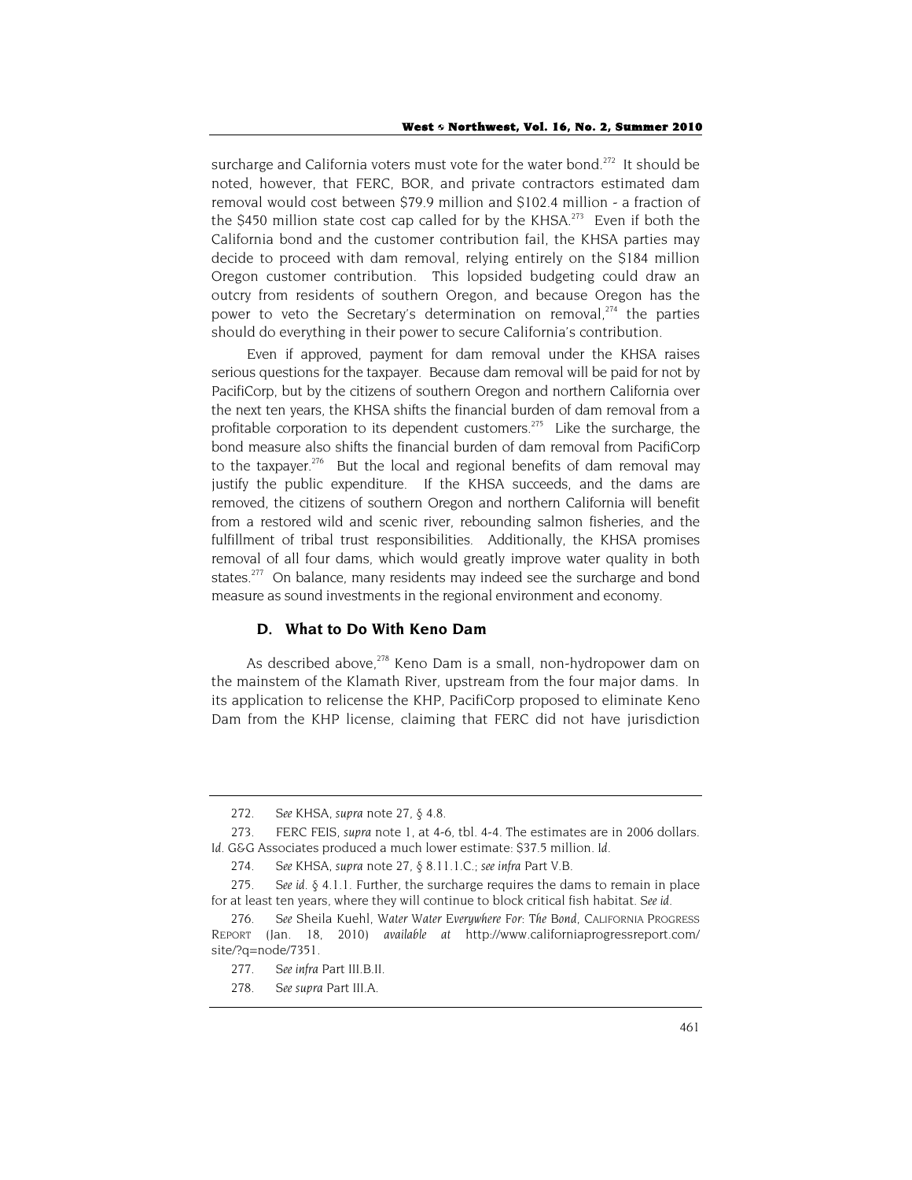surcharge and California voters must vote for the water bond.[272] It should be noted, however, that FERC, BOR, and private contractors estimated dam removal would cost between $79.9 million and $102.4 million - a fraction of the $450 million state cost cap called for by the KHSA.[273] Even if both the California bond and the customer contribution fail, the KHSA parties may decide to proceed with dam removal, relying entirely on the $184 million Oregon customer contribution. This lopsided budgeting could draw an outcry from residents of southern Oregon, and because Oregon has the power to veto the Secretary's determination on removal,[274] the parties should do everything in their power to secure California's contribution.

Even if approved, payment for dam removal under the KHSA raises serious questions for the taxpayer. Because dam removal will be paid for not by PacifiCorp, but by the citizens of southern Oregon and northern California over the next ten years, the KHSA shifts the financial burden of dam removal from a profitable corporation to its dependent customers.[275] Like the surcharge, the bond measure also shifts the financial burden of dam removal from PacifiCorp to the taxpayer.[276] But the local and regional benefits of dam removal may justify the public expenditure. If the KHSA succeeds, and the dams are removed, the citizens of southern Oregon and northern California will benefit from a restored wild and scenic river, rebounding salmon fisheries, and the fulfillment of tribal trust responsibilities. Additionally, the KHSA promises removal of all four dams, which would greatly improve water quality in both states.[277] On balance, many residents may indeed see the surcharge and bond measure as sound investments in the regional environment and economy.

### D. What to Do With Keno Dam

As described above,[278] Keno Dam is a small, non-hydropower dam on the mainstem of the Klamath River, upstream from the four major dams. In its application to relicense the KHP, PacifiCorp proposed to eliminate Keno Dam from the KHP license, claiming that FERC did not have jurisdiction

---

272. *See* KHSA, *supra* note 27, § 4.8.

273. FERC FEIS, *supra* note 1, at 4-6, tbl. 4-4. The estimates are in 2006 dollars. *Id.* G&G Associates produced a much lower estimate: $37.5 million. *Id.*

274. *See* KHSA, *supra* note 27, § 8.11.1.C.; *see infra* Part V.B.

275. *See id.* § 4.1.1. Further, the surcharge requires the dams to remain in place for at least ten years, where they will continue to block critical fish habitat. *See id.*

276. *See* Sheila Kuehl, *Water Water Everywhere For: The Bond*, CALIFORNIA PROGRESS REPORT (Jan. 18, 2010) *available at* http://www.californiaprogressreport.com/site/?q=node/7351.

277. *See infra* Part III.B.II.

278. *See supra* Part III.A.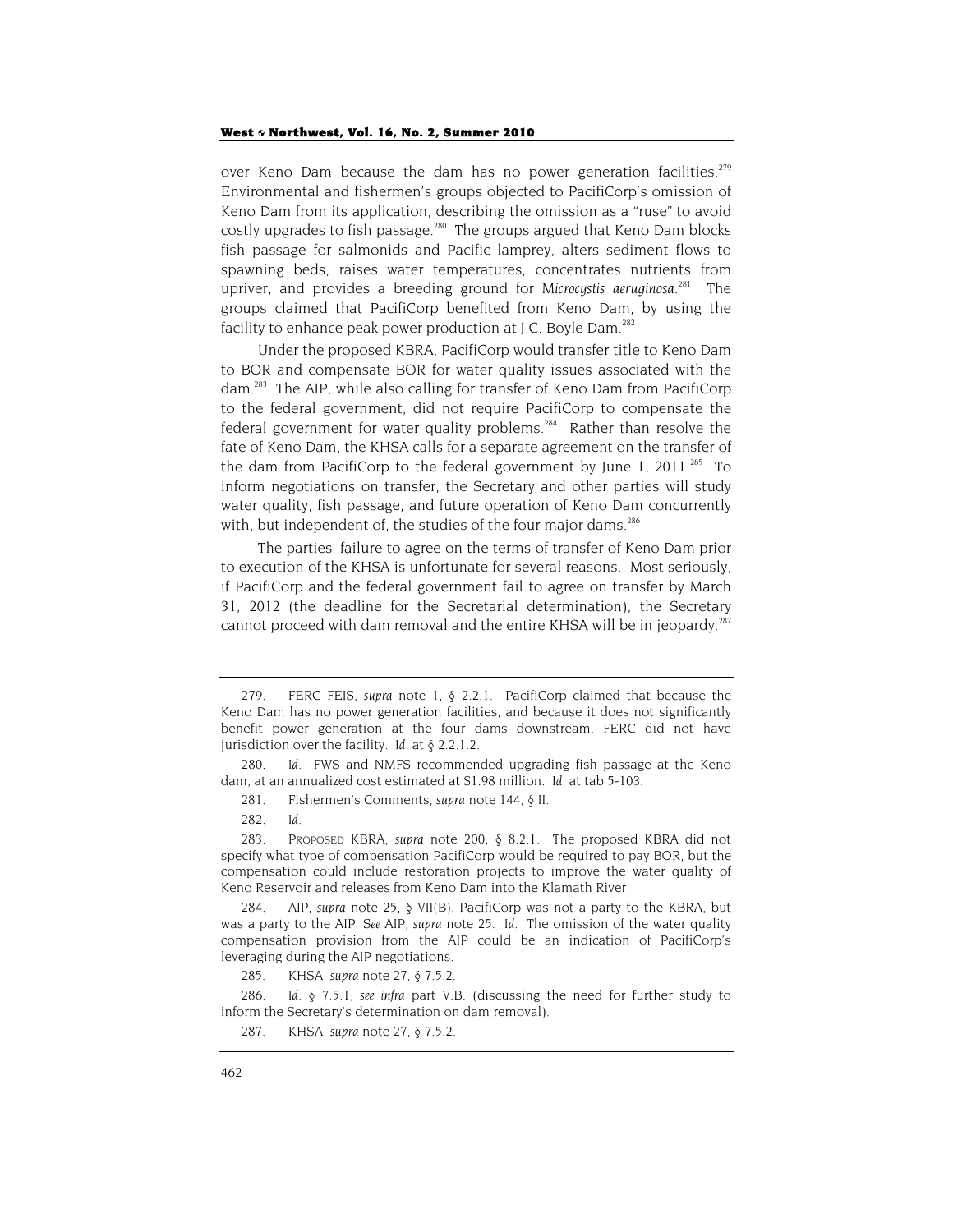over Keno Dam because the dam has no power generation facilities.[279] Environmental and fishermen's groups objected to PacifiCorp's omission of Keno Dam from its application, describing the omission as a "ruse" to avoid costly upgrades to fish passage.[280] The groups argued that Keno Dam blocks fish passage for salmonids and Pacific lamprey, alters sediment flows to spawning beds, raises water temperatures, concentrates nutrients from upriver, and provides a breeding ground for *Microcystis aeruginosa*.[281] The groups claimed that PacifiCorp benefited from Keno Dam, by using the facility to enhance peak power production at J.C. Boyle Dam.[282]

Under the proposed KBRA, PacifiCorp would transfer title to Keno Dam to BOR and compensate BOR for water quality issues associated with the dam.[283] The AIP, while also calling for transfer of Keno Dam from PacifiCorp to the federal government, did not require PacifiCorp to compensate the federal government for water quality problems.[284] Rather than resolve the fate of Keno Dam, the KHSA calls for a separate agreement on the transfer of the dam from PacifiCorp to the federal government by June 1, 2011.[285] To inform negotiations on transfer, the Secretary and other parties will study water quality, fish passage, and future operation of Keno Dam concurrently with, but independent of, the studies of the four major dams.[286]

The parties' failure to agree on the terms of transfer of Keno Dam prior to execution of the KHSA is unfortunate for several reasons. Most seriously, if PacifiCorp and the federal government fail to agree on transfer by March 31, 2012 (the deadline for the Secretarial determination), the Secretary cannot proceed with dam removal and the entire KHSA will be in jeopardy.[287]

---

279. FERC FEIS, *supra* note 1, § 2.2.1. PacifiCorp claimed that because the Keno Dam has no power generation facilities, and because it does not significantly benefit power generation at the four dams downstream, FERC did not have jurisdiction over the facility. *Id.* at § 2.2.1.2.

280. *Id.* FWS and NMFS recommended upgrading fish passage at the Keno dam, at an annualized cost estimated at $1.98 million. *Id.* at tab 5-103.

281. Fishermen's Comments, *supra* note 144, § II.

282. *Id.*

283. PROPOSED KBRA, *supra* note 200, § 8.2.1. The proposed KBRA did not specify what type of compensation PacifiCorp would be required to pay BOR, but the compensation could include restoration projects to improve the water quality of Keno Reservoir and releases from Keno Dam into the Klamath River.

284. AIP, *supra* note 25, § VII(B). PacifiCorp was not a party to the KBRA, but was a party to the AIP. *See* AIP, *supra* note 25. *Id.* The omission of the water quality compensation provision from the AIP could be an indication of PacifiCorp's leveraging during the AIP negotiations.

285. KHSA, *supra* note 27, § 7.5.2.

286. *Id.* § 7.5.1; *see infra* part V.B. (discussing the need for further study to inform the Secretary's determination on dam removal).

287. KHSA, *supra* note 27, § 7.5.2.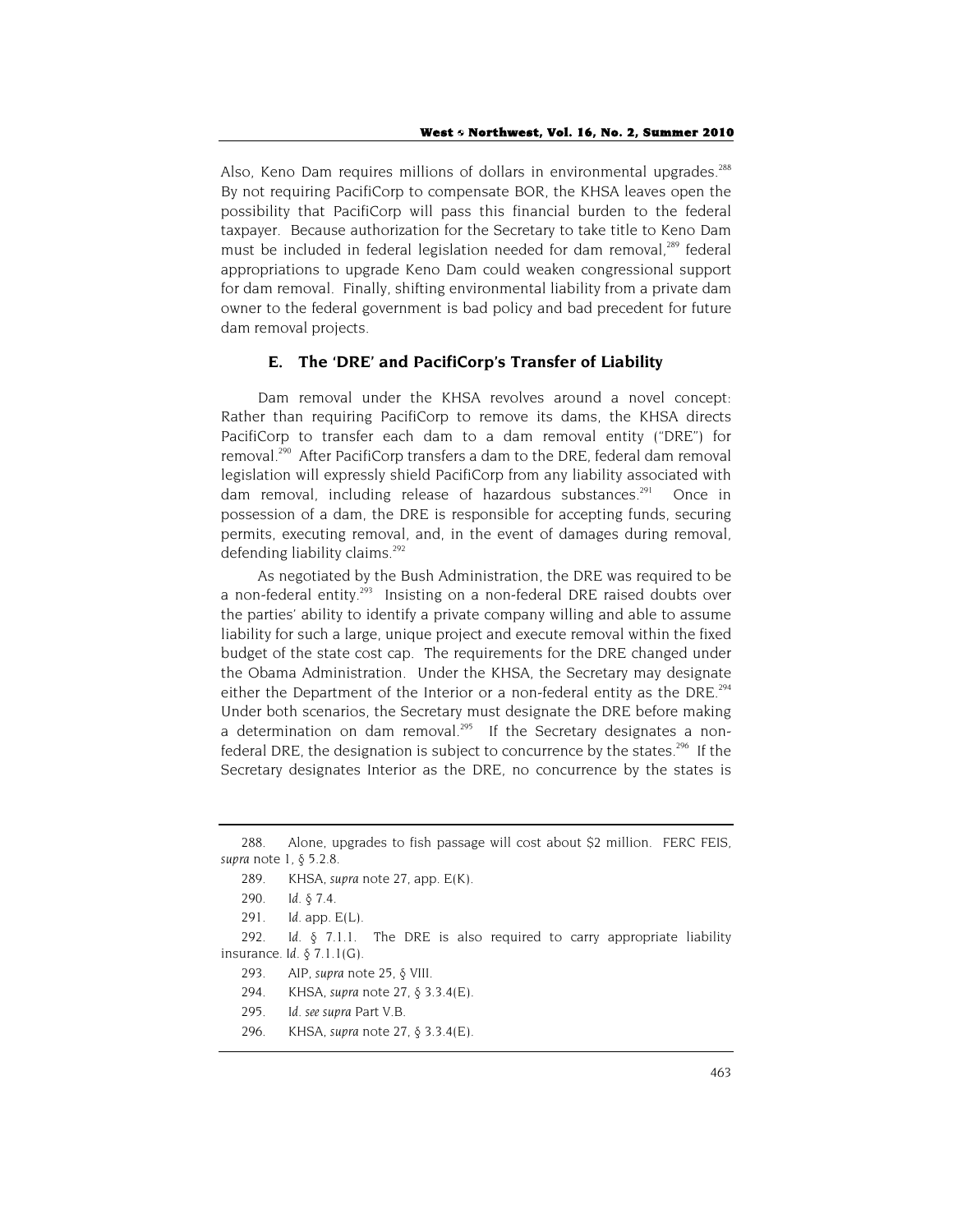Also, Keno Dam requires millions of dollars in environmental upgrades.[288] By not requiring PacifiCorp to compensate BOR, the KHSA leaves open the possibility that PacifiCorp will pass this financial burden to the federal taxpayer. Because authorization for the Secretary to take title to Keno Dam must be included in federal legislation needed for dam removal,[289] federal appropriations to upgrade Keno Dam could weaken congressional support for dam removal. Finally, shifting environmental liability from a private dam owner to the federal government is bad policy and bad precedent for future dam removal projects.

### E. The 'DRE' and PacifiCorp's Transfer of Liability

Dam removal under the KHSA revolves around a novel concept: Rather than requiring PacifiCorp to remove its dams, the KHSA directs PacifiCorp to transfer each dam to a dam removal entity ("DRE") for removal.[290] After PacifiCorp transfers a dam to the DRE, federal dam removal legislation will expressly shield PacifiCorp from any liability associated with dam removal, including release of hazardous substances.[291] Once in possession of a dam, the DRE is responsible for accepting funds, securing permits, executing removal, and, in the event of damages during removal, defending liability claims.[292]

As negotiated by the Bush Administration, the DRE was required to be a non-federal entity.[293] Insisting on a non-federal DRE raised doubts over the parties' ability to identify a private company willing and able to assume liability for such a large, unique project and execute removal within the fixed budget of the state cost cap. The requirements for the DRE changed under the Obama Administration. Under the KHSA, the Secretary may designate either the Department of the Interior or a non-federal entity as the DRE.[294] Under both scenarios, the Secretary must designate the DRE before making a determination on dam removal.[295] If the Secretary designates a non-federal DRE, the designation is subject to concurrence by the states.[296] If the Secretary designates Interior as the DRE, no concurrence by the states is

---

288. Alone, upgrades to fish passage will cost about $2 million. FERC FEIS, *supra* note 1, § 5.2.8.

289. KHSA, *supra* note 27, app. E(K).

290. *Id*. § 7.4.

291. *Id*. app. E(L).

292. *Id*. § 7.1.1. The DRE is also required to carry appropriate liability insurance. *Id*. § 7.1.1(G).

293. AIP, *supra* note 25, § VIII.

294. KHSA, *supra* note 27, § 3.3.4(E).

295. *Id*. *see supra* Part V.B.

296. KHSA, *supra* note 27, § 3.3.4(E).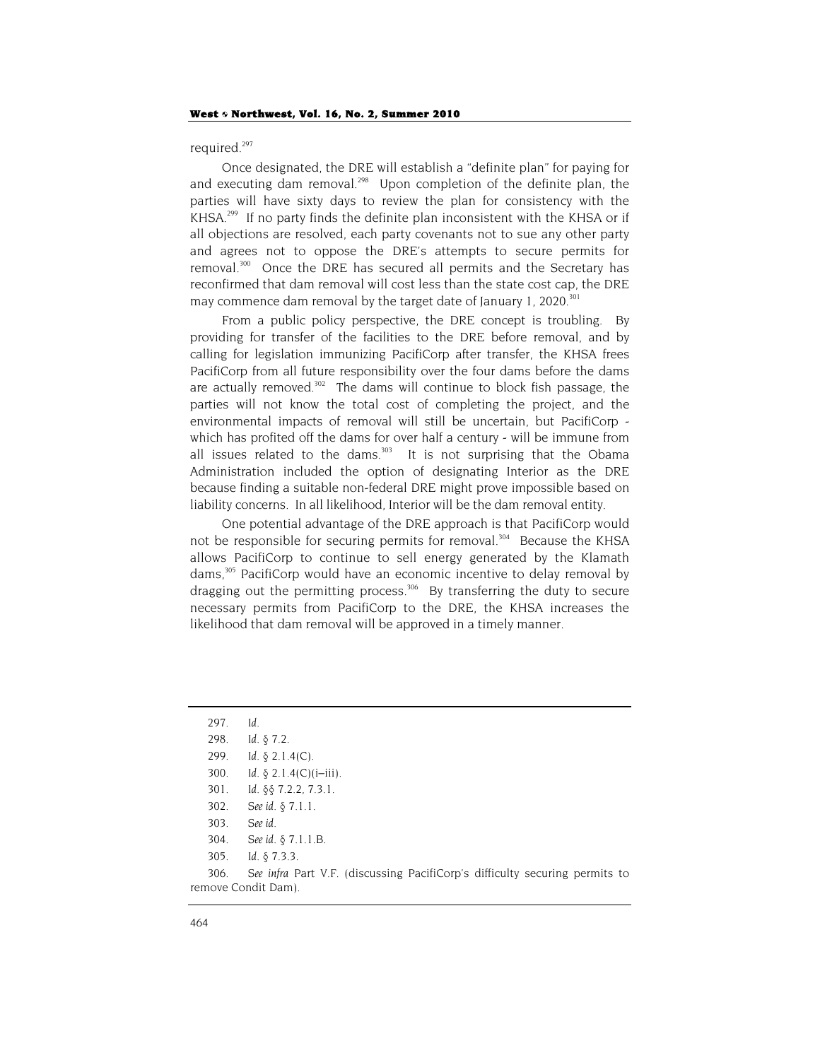required.[297]

Once designated, the DRE will establish a "definite plan" for paying for and executing dam removal.[298] Upon completion of the definite plan, the parties will have sixty days to review the plan for consistency with the KHSA.[299] If no party finds the definite plan inconsistent with the KHSA or if all objections are resolved, each party covenants not to sue any other party and agrees not to oppose the DRE's attempts to secure permits for removal.[300] Once the DRE has secured all permits and the Secretary has reconfirmed that dam removal will cost less than the state cost cap, the DRE may commence dam removal by the target date of January 1, 2020.[301]

From a public policy perspective, the DRE concept is troubling. By providing for transfer of the facilities to the DRE before removal, and by calling for legislation immunizing PacifiCorp after transfer, the KHSA frees PacifiCorp from all future responsibility over the four dams before the dams are actually removed.[302] The dams will continue to block fish passage, the parties will not know the total cost of completing the project, and the environmental impacts of removal will still be uncertain, but PacifiCorp - which has profited off the dams for over half a century - will be immune from all issues related to the dams.[303] It is not surprising that the Obama Administration included the option of designating Interior as the DRE because finding a suitable non-federal DRE might prove impossible based on liability concerns. In all likelihood, Interior will be the dam removal entity.

One potential advantage of the DRE approach is that PacifiCorp would not be responsible for securing permits for removal.[304] Because the KHSA allows PacifiCorp to continue to sell energy generated by the Klamath dams,[305] PacifiCorp would have an economic incentive to delay removal by dragging out the permitting process.[306] By transferring the duty to secure necessary permits from PacifiCorp to the DRE, the KHSA increases the likelihood that dam removal will be approved in a timely manner.

---

297. *Id.*

298. *Id.* § 7.2.

299. *Id.* § 2.1.4(C).

300. *Id.* § 2.1.4(C)(i–iii).

301. *Id.* §§ 7.2.2, 7.3.1.

302. *See id.* § 7.1.1.

303. *See id.*

304. *See id.* § 7.1.1.B.

305. *Id.* § 7.3.3.

306. *See infra* Part V.F. (discussing PacifiCorp's difficulty securing permits to remove Condit Dam).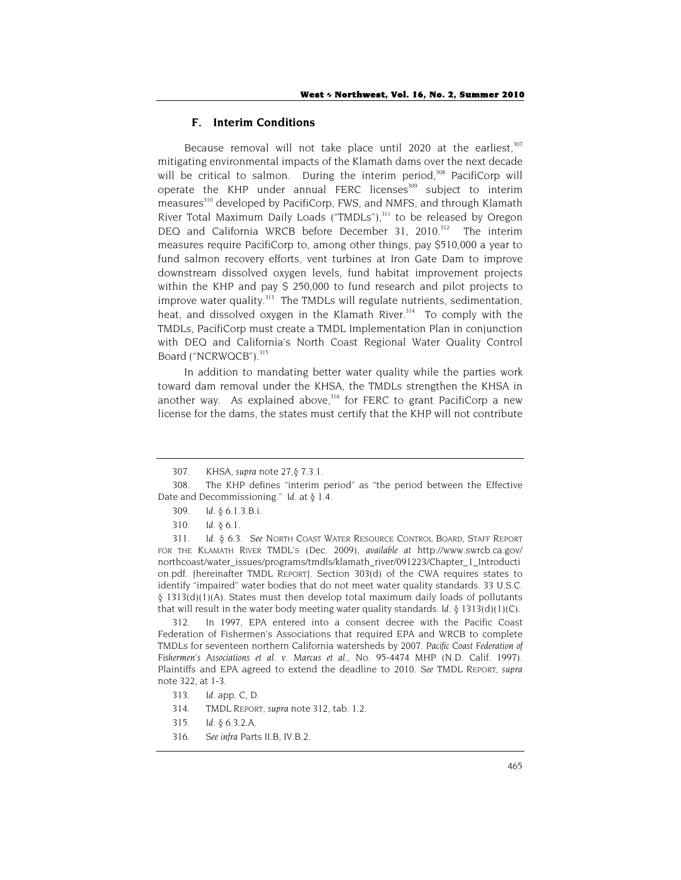## F. Interim Conditions

Because removal will not take place until 2020 at the earliest,[307] mitigating environmental impacts of the Klamath dams over the next decade will be critical to salmon. During the interim period,[308] PacifiCorp will operate the KHP under annual FERC licenses[309] subject to interim measures[310] developed by PacifiCorp, FWS, and NMFS, and through Klamath River Total Maximum Daily Loads ("TMDLs"),[311] to be released by Oregon DEQ and California WRCB before December 31, 2010.[312] The interim measures require PacifiCorp to, among other things, pay $510,000 a year to fund salmon recovery efforts, vent turbines at Iron Gate Dam to improve downstream dissolved oxygen levels, fund habitat improvement projects within the KHP and pay $ 250,000 to fund research and pilot projects to improve water quality.[313] The TMDLs will regulate nutrients, sedimentation, heat, and dissolved oxygen in the Klamath River.[314] To comply with the TMDLs, PacifiCorp must create a TMDL Implementation Plan in conjunction with DEQ and California's North Coast Regional Water Quality Control Board ("NCRWQCB").[315]

In addition to mandating better water quality while the parties work toward dam removal under the KHSA, the TMDLs strengthen the KHSA in another way. As explained above,[316] for FERC to grant PacifiCorp a new license for the dams, the states must certify that the KHP will not contribute

---

307. KHSA, *supra* note 27,§ 7.3.1.

308. The KHP defines "interim period" as "the period between the Effective Date and Decommissioning." *Id.* at § 1.4.

309. *Id.* § 6.1.3.B.i.

310. *Id.* § 6.1.

311. *Id.* § 6.3. *See* NORTH COAST WATER RESOURCE CONTROL BOARD, STAFF REPORT FOR THE KLAMATH RIVER TMDL'S (Dec. 2009), *available at* http://www.swrcb.ca.gov/northcoast/water_issues/programs/tmdls/klamath_river/091223/Chapter_1_Introduction.pdf. [hereinafter TMDL REPORT]. Section 303(d) of the CWA requires states to identify "impaired" water bodies that do not meet water quality standards. 33 U.S.C. § 1313(d)(1)(A). States must then develop total maximum daily loads of pollutants that will result in the water body meeting water quality standards. *Id.* § 1313(d)(1)(C).

312. In 1997, EPA entered into a consent decree with the Pacific Coast Federation of Fishermen's Associations that required EPA and WRCB to complete TMDLs for seventeen northern California watersheds by 2007. *Pacific Coast Federation of Fishermen's Associations et al. v. Marcus et al.*, No. 95-4474 MHP (N.D. Calif. 1997). Plaintiffs and EPA agreed to extend the deadline to 2010. *See* TMDL REPORT, *supra* note 322, at 1-3.

313. *Id.* app. C, D.

314. TMDL REPORT, *supra* note 312, tab. 1.2.

315. *Id.* § 6.3.2.A.

316. *See infra* Parts II.B, IV.B.2.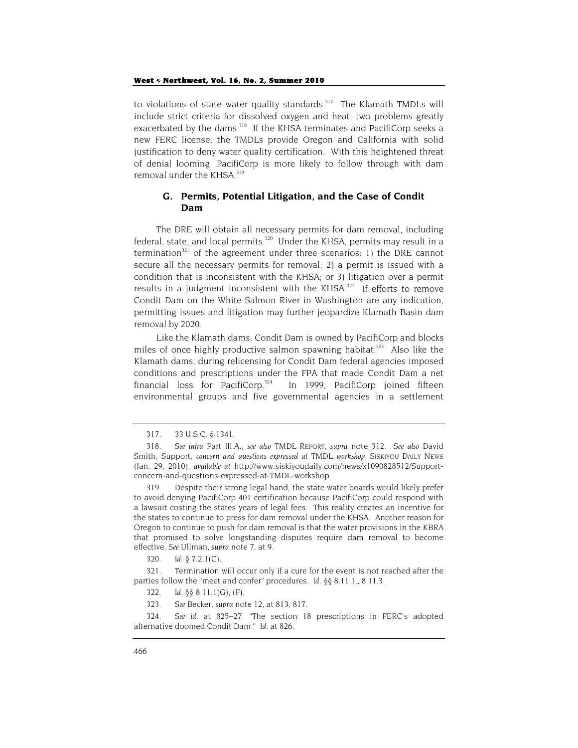to violations of state water quality standards.[317] The Klamath TMDLs will include strict criteria for dissolved oxygen and heat, two problems greatly exacerbated by the dams.[318] If the KHSA terminates and PacifiCorp seeks a new FERC license, the TMDLs provide Oregon and California with solid justification to deny water quality certification. With this heightened threat of denial looming, PacifiCorp is more likely to follow through with dam removal under the KHSA.[319]

### G. Permits, Potential Litigation, and the Case of Condit Dam

The DRE will obtain all necessary permits for dam removal, including federal, state, and local permits.[320] Under the KHSA, permits may result in a termination[321] of the agreement under three scenarios: 1) the DRE cannot secure all the necessary permits for removal; 2) a permit is issued with a condition that is inconsistent with the KHSA; or 3) litigation over a permit results in a judgment inconsistent with the KHSA.[322] If efforts to remove Condit Dam on the White Salmon River in Washington are any indication, permitting issues and litigation may further jeopardize Klamath Basin dam removal by 2020.

Like the Klamath dams, Condit Dam is owned by PacifiCorp and blocks miles of once highly productive salmon spawning habitat.[323] Also like the Klamath dams, during relicensing for Condit Dam federal agencies imposed conditions and prescriptions under the FPA that made Condit Dam a net financial loss for PacifiCorp.[324] In 1999, PacifiCorp joined fifteen environmental groups and five governmental agencies in a settlement

---

317. 33 U.S.C. § 1341.

318. *See infra* Part III.A.; *see also* TMDL REPORT, *supra* note 312. *See also* David Smith, Support, *concern and questions expressed at* TMDL *workshop*, SISKIYOU DAILY NEWS (Jan. 29, 2010), *available at* http://www.siskiyoudaily.com/news/x1090828512/Support-concern-and-questions-expressed-at-TMDL-workshop.

319. Despite their strong legal hand, the state water boards would likely prefer to avoid denying PacifiCorp 401 certification because PacifiCorp could respond with a lawsuit costing the states years of legal fees. This reality creates an incentive for the states to continue to press for dam removal under the KHSA. Another reason for Oregon to continue to push for dam removal is that the water provisions in the KBRA that promised to solve longstanding disputes require dam removal to become effective. *See* Ullman, *supra* note 7, at 9.

320. *Id.* § 7.2.1(C).

321. Termination will occur only if a cure for the event is not reached after the parties follow the "meet and confer" procedures. *Id.* §§ 8.11.1., 8.11.3.

322. *Id.* §§ 8.11.1(G), (F).

323. *See* Becker, *supra* note 12, at 813, 817.

324. *See id.* at 825–27. "The section 18 prescriptions in FERC's adopted alternative doomed Condit Dam." *Id.* at 826.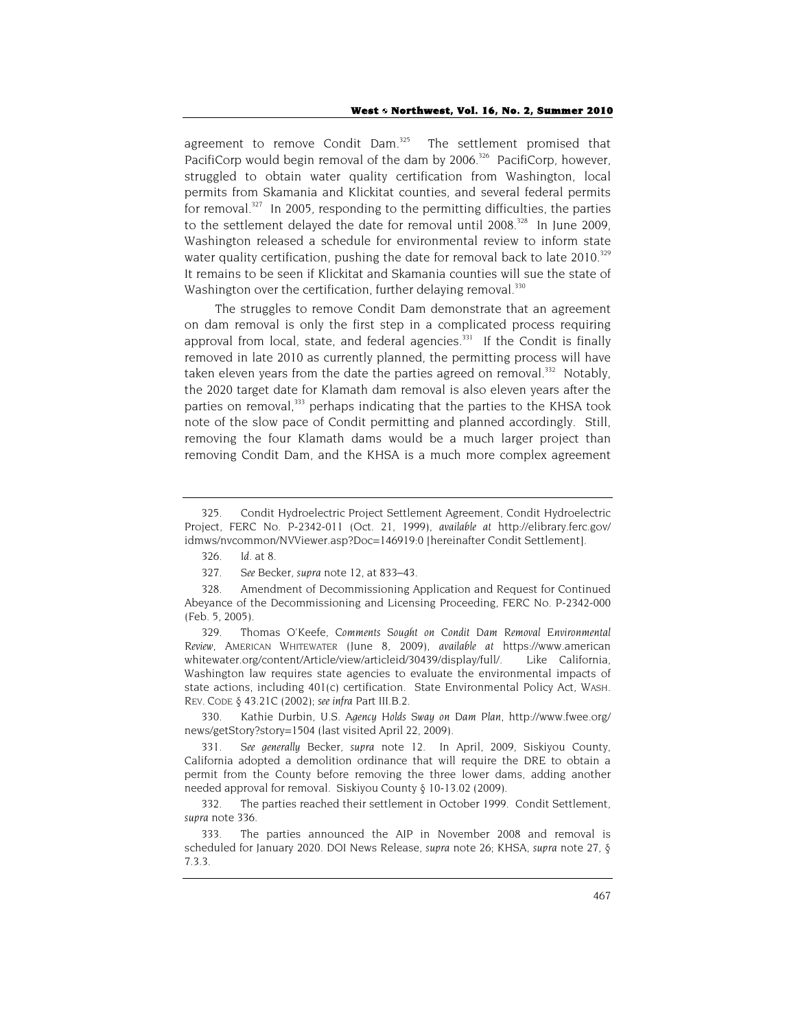agreement to remove Condit Dam.[325] The settlement promised that PacifiCorp would begin removal of the dam by 2006.[326] PacifiCorp, however, struggled to obtain water quality certification from Washington, local permits from Skamania and Klickitat counties, and several federal permits for removal.[327] In 2005, responding to the permitting difficulties, the parties to the settlement delayed the date for removal until 2008.[328] In June 2009, Washington released a schedule for environmental review to inform state water quality certification, pushing the date for removal back to late 2010.[329] It remains to be seen if Klickitat and Skamania counties will sue the state of Washington over the certification, further delaying removal.[330]

The struggles to remove Condit Dam demonstrate that an agreement on dam removal is only the first step in a complicated process requiring approval from local, state, and federal agencies.[331] If the Condit is finally removed in late 2010 as currently planned, the permitting process will have taken eleven years from the date the parties agreed on removal.[332] Notably, the 2020 target date for Klamath dam removal is also eleven years after the parties on removal,[333] perhaps indicating that the parties to the KHSA took note of the slow pace of Condit permitting and planned accordingly. Still, removing the four Klamath dams would be a much larger project than removing Condit Dam, and the KHSA is a much more complex agreement

---

325. Condit Hydroelectric Project Settlement Agreement, Condit Hydroelectric Project, FERC No. P-2342-011 (Oct. 21, 1999), *available at* http://elibrary.ferc.gov/idmws/nvcommon/NVViewer.asp?Doc=146919:0 [hereinafter Condit Settlement].

326. *Id.* at 8.

327. *See* Becker, *supra* note 12, at 833–43.

328. Amendment of Decommissioning Application and Request for Continued Abeyance of the Decommissioning and Licensing Proceeding, FERC No. P-2342-000 (Feb. 5, 2005).

329. Thomas O'Keefe, *Comments Sought on Condit Dam Removal Environmental Review*, AMERICAN WHITEWATER (June 8, 2009), *available at* https://www.americanwhitewater.org/content/Article/view/articleid/30439/display/full/. Like California, Washington law requires state agencies to evaluate the environmental impacts of state actions, including 401(c) certification. State Environmental Policy Act, WASH. REV. CODE § 43.21C (2002); *see infra* Part III.B.2.

330. Kathie Durbin, *U.S. Agency Holds Sway on Dam Plan*, http://www.fwee.org/news/getStory?story=1504 (last visited April 22, 2009).

331. *See generally* Becker, *supra* note 12. In April, 2009, Siskiyou County, California adopted a demolition ordinance that will require the DRE to obtain a permit from the County before removing the three lower dams, adding another needed approval for removal. Siskiyou County § 10-13.02 (2009).

332. The parties reached their settlement in October 1999. Condit Settlement, *supra* note 336.

333. The parties announced the AIP in November 2008 and removal is scheduled for January 2020. DOI News Release, *supra* note 26; KHSA, *supra* note 27, § 7.3.3.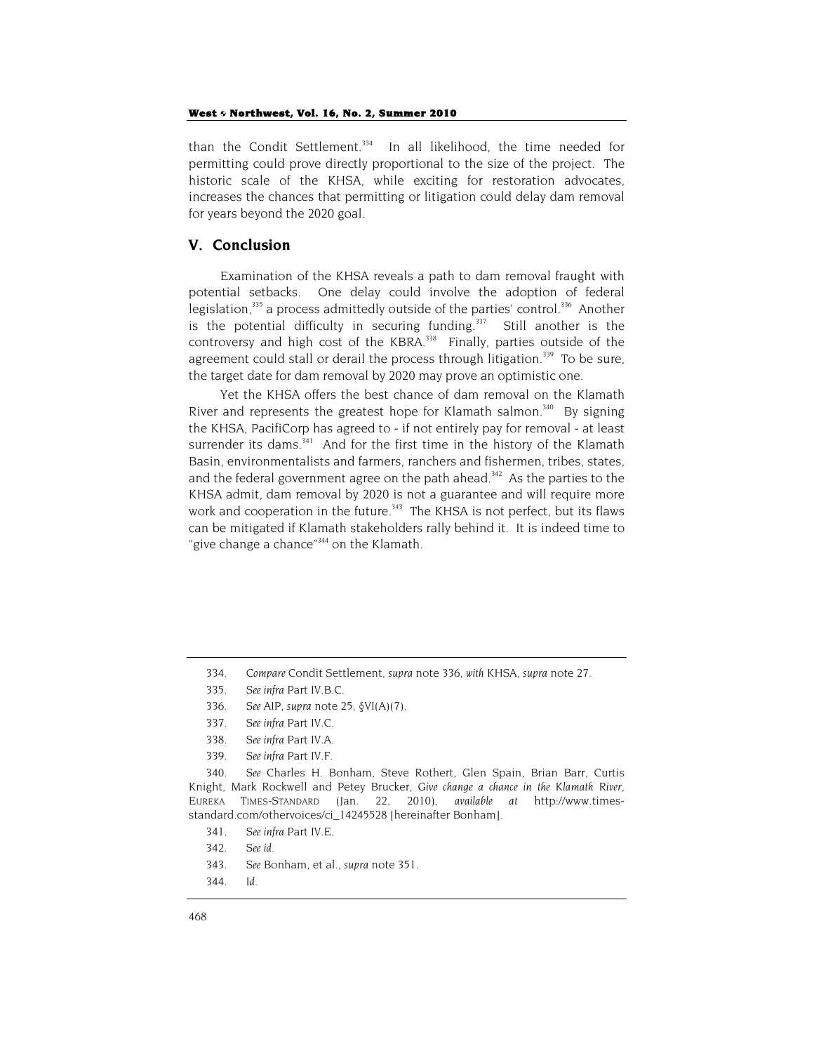than the Condit Settlement.[334] In all likelihood, the time needed for permitting could prove directly proportional to the size of the project. The historic scale of the KHSA, while exciting for restoration advocates, increases the chances that permitting or litigation could delay dam removal for years beyond the 2020 goal.

## V. Conclusion

Examination of the KHSA reveals a path to dam removal fraught with potential setbacks. One delay could involve the adoption of federal legislation,[335] a process admittedly outside of the parties' control.[336] Another is the potential difficulty in securing funding.[337] Still another is the controversy and high cost of the KBRA.[338] Finally, parties outside of the agreement could stall or derail the process through litigation.[339] To be sure, the target date for dam removal by 2020 may prove an optimistic one.

Yet the KHSA offers the best chance of dam removal on the Klamath River and represents the greatest hope for Klamath salmon.[340] By signing the KHSA, PacifiCorp has agreed to - if not entirely pay for removal - at least surrender its dams.[341] And for the first time in the history of the Klamath Basin, environmentalists and farmers, ranchers and fishermen, tribes, states, and the federal government agree on the path ahead.[342] As the parties to the KHSA admit, dam removal by 2020 is not a guarantee and will require more work and cooperation in the future.[343] The KHSA is not perfect, but its flaws can be mitigated if Klamath stakeholders rally behind it. It is indeed time to "give change a chance"[344] on the Klamath.

---

334. *Compare* Condit Settlement, *supra* note 336, *with* KHSA, *supra* note 27.

335. *See infra* Part IV.B.C.

336. *See* AIP, *supra* note 25, §VI(A)(7).

337. *See infra* Part IV.C.

338. *See infra* Part IV.A.

339. *See infra* Part IV.F.

340. *See* Charles H. Bonham, Steve Rothert, Glen Spain, Brian Barr, Curtis Knight, Mark Rockwell and Petey Brucker, *Give change a chance in the Klamath River*, EUREKA TIMES-STANDARD (Jan. 22, 2010), *available at* http://www.times-standard.com/othervoices/ci_14245528 [hereinafter Bonham].

341. *See infra* Part IV.E.

342. *See id.*

343. *See* Bonham, et al., *supra* note 351.

344. *Id.*